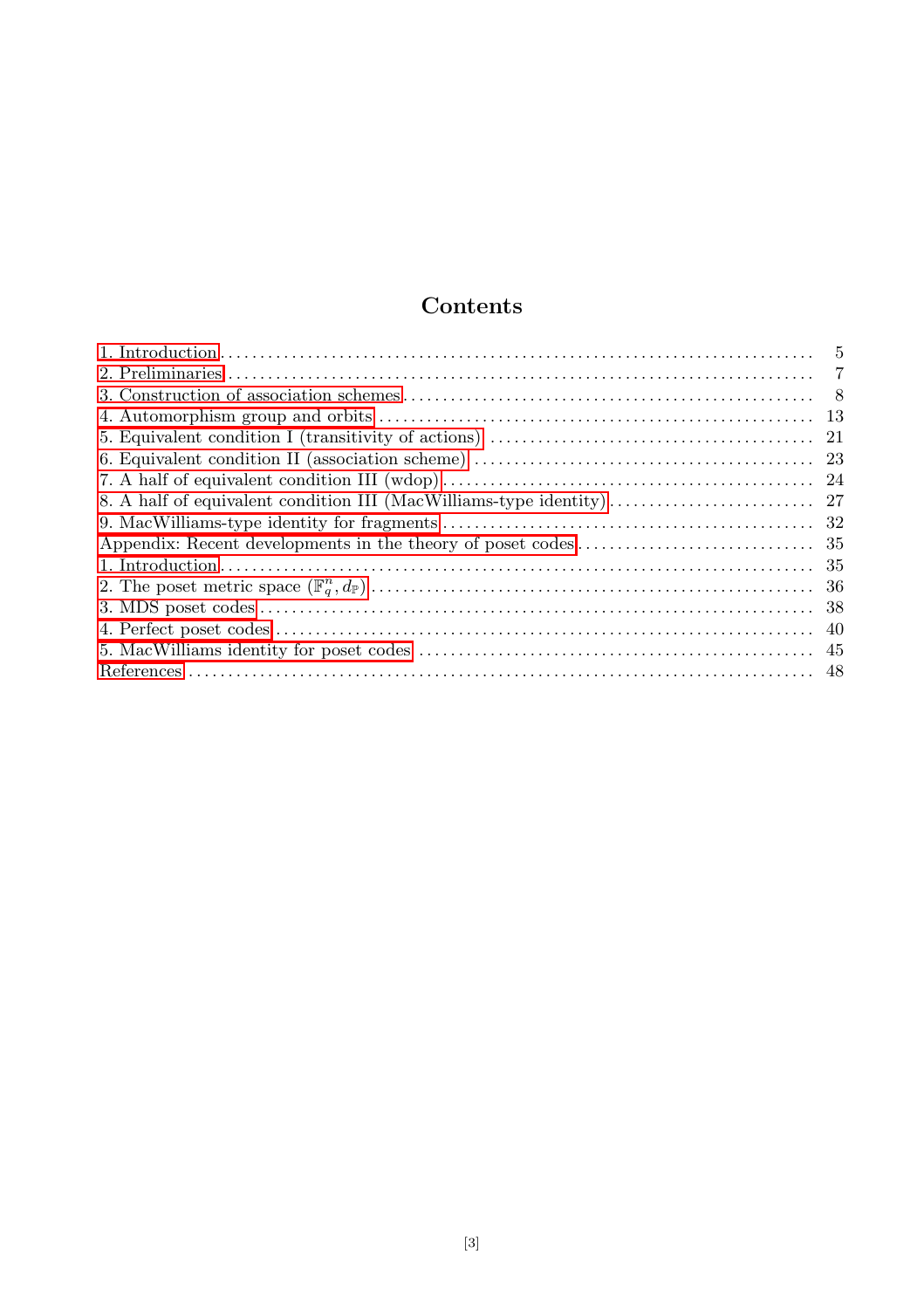# Contents

| | |
|---|---|
| 1. Introduction | 5 |
| 2. Preliminaries | 7 |
| 3. Construction of association schemes | 8 |
| 4. Automorphism group and orbits | 13 |
| 5. Equivalent condition I (transitivity of actions) | 21 |
| 6. Equivalent condition II (association scheme) | 23 |
| 7. A half of equivalent condition III (wdop) | 24 |
| 8. A half of equivalent condition III (MacWilliams-type identity) | 27 |
| 9. MacWilliams-type identity for fragments | 32 |
| Appendix: Recent developments in the theory of poset codes | 35 |
| 1. Introduction | 35 |
| 2. The poset metric space $(\mathbb{F}_q^n, d_{\mathbb{P}})$ | 36 |
| 3. MDS poset codes | 38 |
| 4. Perfect poset codes | 40 |
| 5. MacWilliams identity for poset codes | 45 |
| References | 48 |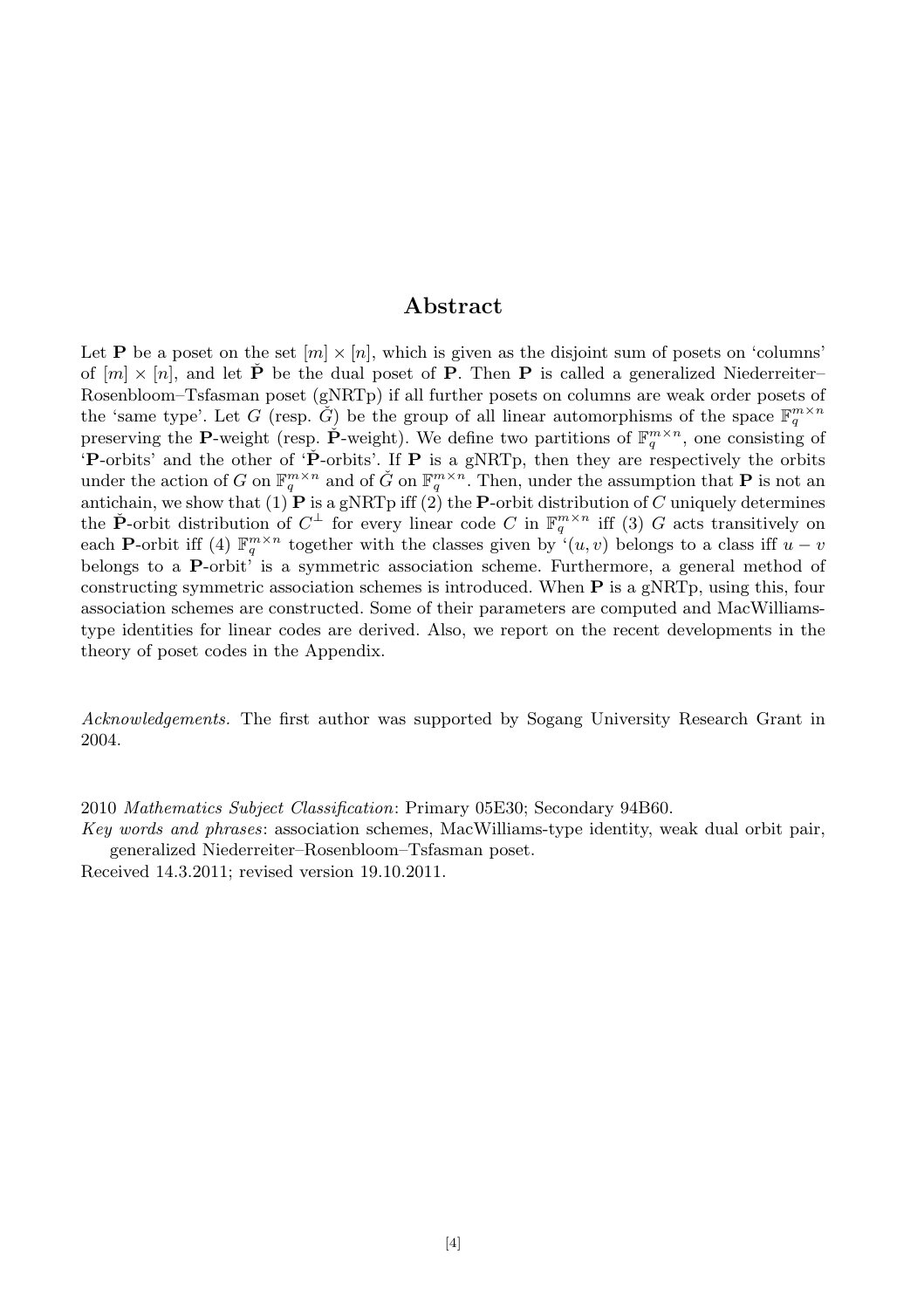## Abstract

Let $\mathbf{P}$ be a poset on the set $[m] \times [n]$, which is given as the disjoint sum of posets on 'columns' of $[m] \times [n]$, and let $\check{\mathbf{P}}$ be the dual poset of $\mathbf{P}$. Then $\mathbf{P}$ is called a generalized Niederreiter–Rosenbloom–Tsfasman poset (gNRTp) if all further posets on columns are weak order posets of the 'same type'. Let $G$ (resp. $\check{G}$) be the group of all linear automorphisms of the space $\mathbb{F}_q^{m \times n}$ preserving the $\mathbf{P}$-weight (resp. $\check{\mathbf{P}}$-weight). We define two partitions of $\mathbb{F}_q^{m \times n}$, one consisting of '$\mathbf{P}$-orbits' and the other of '$\check{\mathbf{P}}$-orbits'. If $\mathbf{P}$ is a gNRTp, then they are respectively the orbits under the action of $G$ on $\mathbb{F}_q^{m \times n}$ and of $\check{G}$ on $\mathbb{F}_q^{m \times n}$. Then, under the assumption that $\mathbf{P}$ is not an antichain, we show that (1) $\mathbf{P}$ is a gNRTp iff (2) the $\mathbf{P}$-orbit distribution of $C$ uniquely determines the $\check{\mathbf{P}}$-orbit distribution of $C^{\perp}$ for every linear code $C$ in $\mathbb{F}_q^{m \times n}$ iff (3) $G$ acts transitively on each $\mathbf{P}$-orbit iff (4) $\mathbb{F}_q^{m \times n}$ together with the classes given by '$(u, v)$ belongs to a class iff $u - v$ belongs to a $\mathbf{P}$-orbit' is a symmetric association scheme. Furthermore, a general method of constructing symmetric association schemes is introduced. When $\mathbf{P}$ is a gNRTp, using this, four association schemes are constructed. Some of their parameters are computed and MacWilliams-type identities for linear codes are derived. Also, we report on the recent developments in the theory of poset codes in the Appendix.

*Acknowledgements.* The first author was supported by Sogang University Research Grant in 2004.

2010 *Mathematics Subject Classification*: Primary 05E30; Secondary 94B60.

*Key words and phrases*: association schemes, MacWilliams-type identity, weak dual orbit pair, generalized Niederreiter–Rosenbloom–Tsfasman poset.

Received 14.3.2011; revised version 19.10.2011.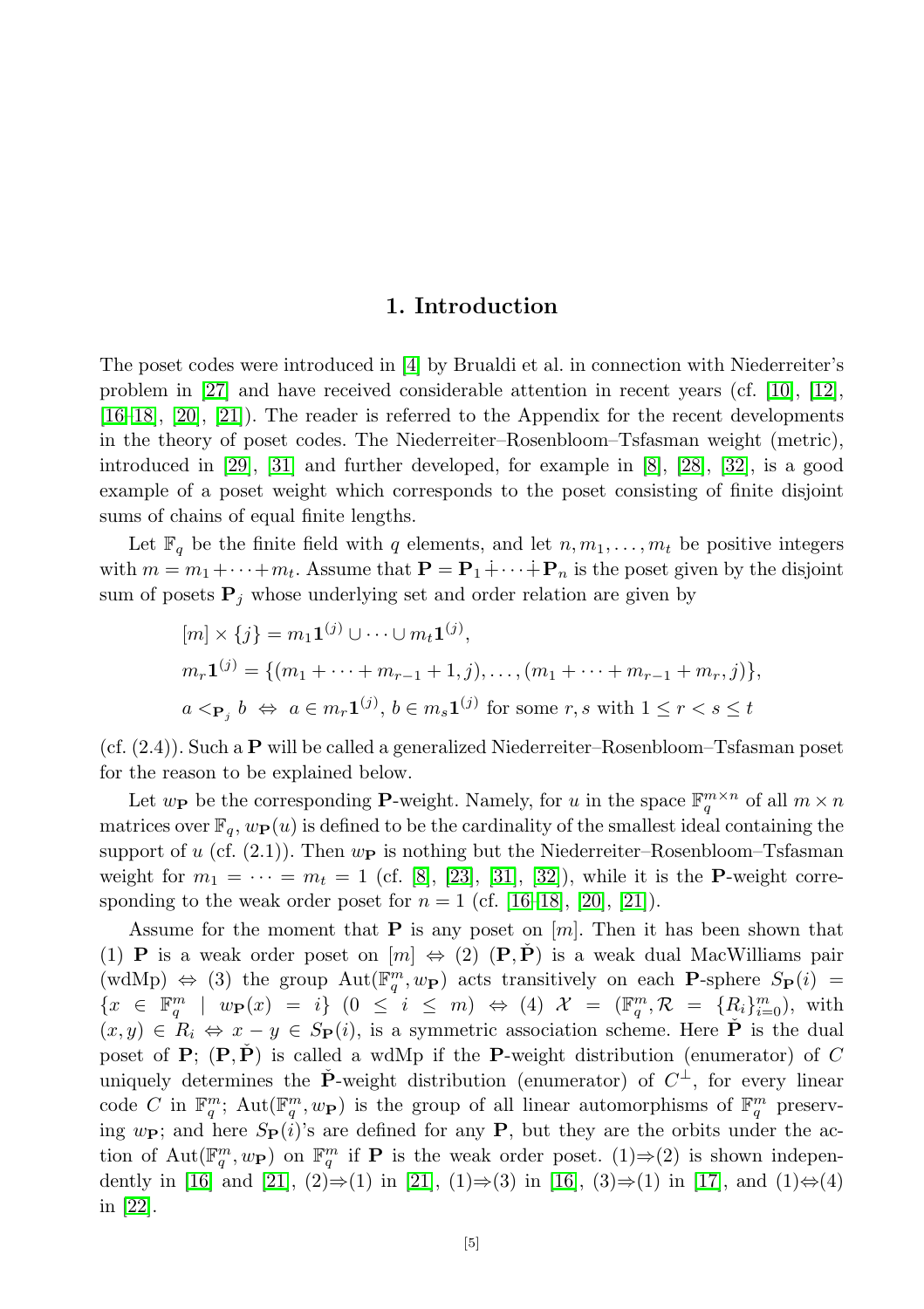# 1. Introduction

The poset codes were introduced in [4] by Brualdi et al. in connection with Niederreiter's problem in [27] and have received considerable attention in recent years (cf. [10], [12], [16–18], [20], [21]). The reader is referred to the Appendix for the recent developments in the theory of poset codes. The Niederreiter–Rosenbloom–Tsfasman weight (metric), introduced in [29], [31] and further developed, for example in [8], [28], [32], is a good example of a poset weight which corresponds to the poset consisting of finite disjoint sums of chains of equal finite lengths.

Let $\mathbb{F}_q$ be the finite field with $q$ elements, and let $n, m_1, \dots, m_t$ be positive integers with $m = m_1 + \cdots + m_t$. Assume that $\mathbf{P} = \mathbf{P}_1 \dot{+} \cdots \dot{+} \mathbf{P}_n$ is the poset given by the disjoint sum of posets $\mathbf{P}_j$ whose underlying set and order relation are given by

$$
\begin{aligned}
&[m] \times \{j\} = m_1 \mathbf{1}^{(j)} \cup \cdots \cup m_t \mathbf{1}^{(j)}, \\
&m_r \mathbf{1}^{(j)} = \{(m_1 + \cdots + m_{r-1} + 1, j), \dots, (m_1 + \cdots + m_{r-1} + m_r, j)\}, \\
&a <_{\mathbf{P}_j} b \;\Leftrightarrow\; a \in m_r \mathbf{1}^{(j)},\ b \in m_s \mathbf{1}^{(j)} \text{ for some } r, s \text{ with } 1 \le r < s \le t
\end{aligned}
$$

(cf. (2.4)). Such a $\mathbf{P}$ will be called a generalized Niederreiter–Rosenbloom–Tsfasman poset for the reason to be explained below.

Let $w_{\mathbf{P}}$ be the corresponding $\mathbf{P}$-weight. Namely, for $u$ in the space $\mathbb{F}_q^{m \times n}$ of all $m \times n$ matrices over $\mathbb{F}_q$, $w_{\mathbf{P}}(u)$ is defined to be the cardinality of the smallest ideal containing the support of $u$ (cf. (2.1)). Then $w_{\mathbf{P}}$ is nothing but the Niederreiter–Rosenbloom–Tsfasman weight for $m_1 = \cdots = m_t = 1$ (cf. [8], [23], [31], [32]), while it is the $\mathbf{P}$-weight corresponding to the weak order poset for $n = 1$ (cf. [16–18], [20], [21]).

Assume for the moment that $\mathbf{P}$ is any poset on $[m]$. Then it has been shown that (1) $\mathbf{P}$ is a weak order poset on $[m]$ $\Leftrightarrow$ (2) $(\mathbf{P}, \check{\mathbf{P}})$ is a weak dual MacWilliams pair (wdMp) $\Leftrightarrow$ (3) the group $\mathrm{Aut}(\mathbb{F}_q^m, w_{\mathbf{P}})$ acts transitively on each $\mathbf{P}$-sphere $S_{\mathbf{P}}(i) = \{x \in \mathbb{F}_q^m \mid w_{\mathbf{P}}(x) = i\}$ $(0 \le i \le m)$ $\Leftrightarrow$ (4) $\mathcal{X} = (\mathbb{F}_q^m, \mathcal{R} = \{R_i\}_{i=0}^m)$, with $(x, y) \in R_i \Leftrightarrow x - y \in S_{\mathbf{P}}(i)$, is a symmetric association scheme. Here $\check{\mathbf{P}}$ is the dual poset of $\mathbf{P}$; $(\mathbf{P}, \check{\mathbf{P}})$ is called a wdMp if the $\mathbf{P}$-weight distribution (enumerator) of $C$ uniquely determines the $\check{\mathbf{P}}$-weight distribution (enumerator) of $C^{\perp}$, for every linear code $C$ in $\mathbb{F}_q^m$; $\mathrm{Aut}(\mathbb{F}_q^m, w_{\mathbf{P}})$ is the group of all linear automorphisms of $\mathbb{F}_q^m$ preserving $w_{\mathbf{P}}$; and here $S_{\mathbf{P}}(i)$'s are defined for any $\mathbf{P}$, but they are the orbits under the action of $\mathrm{Aut}(\mathbb{F}_q^m, w_{\mathbf{P}})$ on $\mathbb{F}_q^m$ if $\mathbf{P}$ is the weak order poset. (1)$\Rightarrow$(2) is shown independently in [16] and [21], (2)$\Rightarrow$(1) in [21], (1)$\Rightarrow$(3) in [16], (3)$\Rightarrow$(1) in [17], and (1)$\Leftrightarrow$(4) in [22].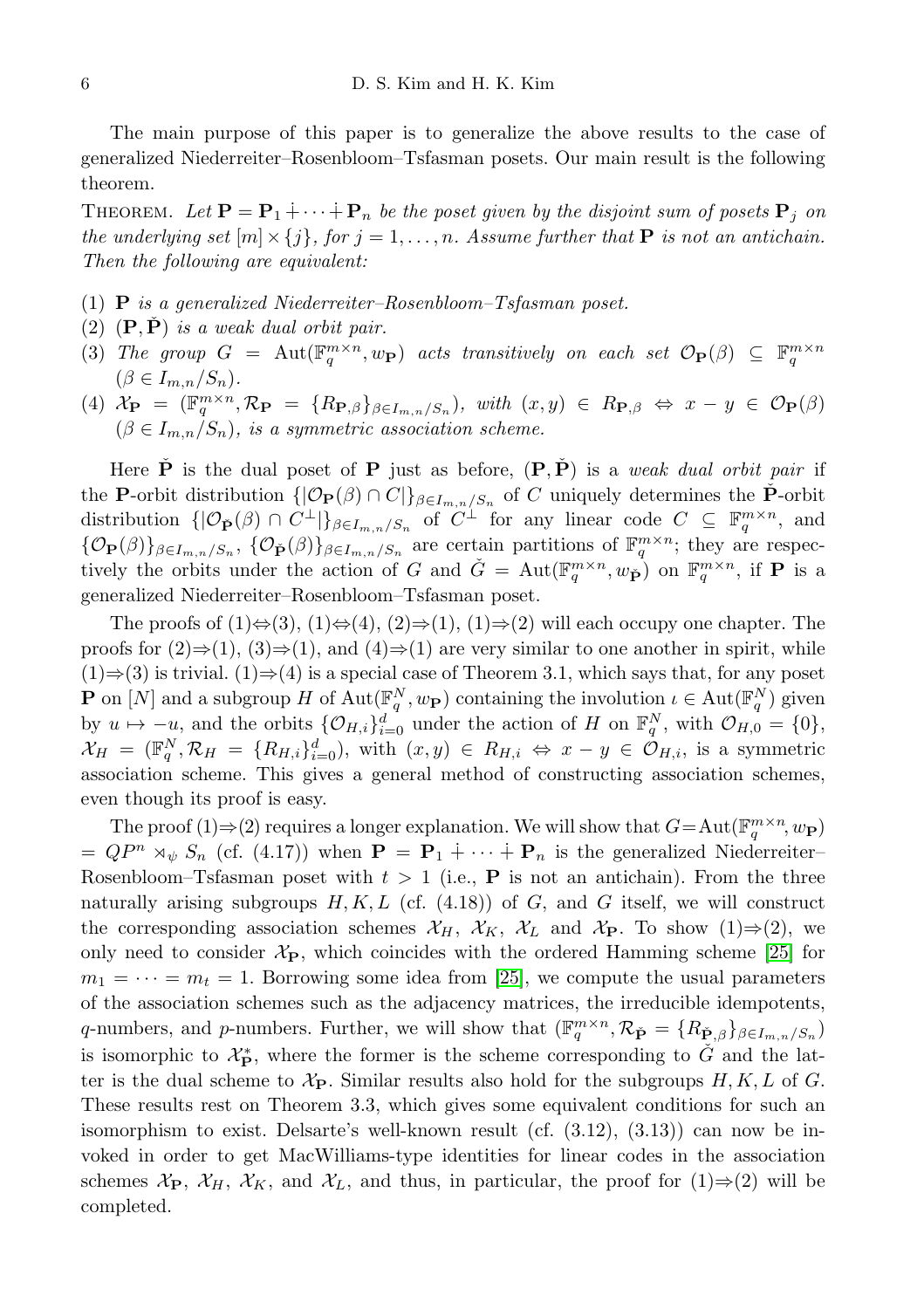The main purpose of this paper is to generalize the above results to the case of generalized Niederreiter–Rosenbloom–Tsfasman posets. Our main result is the following theorem.

Theorem. *Let $\mathbf{P} = \mathbf{P}_1 \dotplus \cdots \dotplus \mathbf{P}_n$ be the poset given by the disjoint sum of posets $\mathbf{P}_j$ on the underlying set $[m] \times \{j\}$, for $j = 1, \ldots, n$. Assume further that $\mathbf{P}$ is not an antichain. Then the following are equivalent:*

1. *$\mathbf{P}$ is a generalized Niederreiter–Rosenbloom–Tsfasman poset.*
2. *$(\mathbf{P}, \check{\mathbf{P}})$ is a weak dual orbit pair.*
3. *The group $G = \mathrm{Aut}(\mathbb{F}_q^{m\times n}, w_{\mathbf{P}})$ acts transitively on each set $\mathcal{O}_{\mathbf{P}}(\beta) \subseteq \mathbb{F}_q^{m\times n}$ $(\beta \in I_{m,n}/S_n)$.*
4. *$\mathcal{X}_{\mathbf{P}} = (\mathbb{F}_q^{m\times n}, \mathcal{R}_{\mathbf{P}} = \{R_{\mathbf{P},\beta}\}_{\beta\in I_{m,n}/S_n})$, with $(x, y) \in R_{\mathbf{P},\beta} \Leftrightarrow x - y \in \mathcal{O}_{\mathbf{P}}(\beta)$ $(\beta \in I_{m,n}/S_n)$, is a symmetric association scheme.*

Here $\check{\mathbf{P}}$ is the dual poset of $\mathbf{P}$ just as before, $(\mathbf{P}, \check{\mathbf{P}})$ is a *weak dual orbit pair* if the $\mathbf{P}$-orbit distribution $\{|\mathcal{O}_{\mathbf{P}}(\beta) \cap C|\}_{\beta\in I_{m,n}/S_n}$ of $C$ uniquely determines the $\check{\mathbf{P}}$-orbit distribution $\{|\mathcal{O}_{\check{\mathbf{P}}}(\beta) \cap C^{\perp}|\}_{\beta\in I_{m,n}/S_n}$ of $C^{\perp}$ for any linear code $C \subseteq \mathbb{F}_q^{m\times n}$, and $\{\mathcal{O}_{\mathbf{P}}(\beta)\}_{\beta\in I_{m,n}/S_n}$, $\{\mathcal{O}_{\check{\mathbf{P}}}(\beta)\}_{\beta\in I_{m,n}/S_n}$ are certain partitions of $\mathbb{F}_q^{m\times n}$; they are respectively the orbits under the action of $G$ and $\check{G} = \mathrm{Aut}(\mathbb{F}_q^{m\times n}, w_{\check{\mathbf{P}}})$ on $\mathbb{F}_q^{m\times n}$, if $\mathbf{P}$ is a generalized Niederreiter–Rosenbloom–Tsfasman poset.

The proofs of (1)⇔(3), (1)⇔(4), (2)⇒(1), (1)⇒(2) will each occupy one chapter. The proofs for (2)⇒(1), (3)⇒(1), and (4)⇒(1) are very similar to one another in spirit, while (1)⇒(3) is trivial. (1)⇒(4) is a special case of Theorem 3.1, which says that, for any poset $\mathbf{P}$ on $[N]$ and a subgroup $H$ of $\mathrm{Aut}(\mathbb{F}_q^N, w_{\mathbf{P}})$ containing the involution $\iota \in \mathrm{Aut}(\mathbb{F}_q^N)$ given by $u \mapsto -u$, and the orbits $\{\mathcal{O}_{H,i}\}_{i=0}^d$ under the action of $H$ on $\mathbb{F}_q^N$, with $\mathcal{O}_{H,0} = \{0\}$, $\mathcal{X}_H = (\mathbb{F}_q^N, \mathcal{R}_H = \{R_{H,i}\}_{i=0}^d)$, with $(x, y) \in R_{H,i} \Leftrightarrow x - y \in \mathcal{O}_{H,i}$, is a symmetric association scheme. This gives a general method of constructing association schemes, even though its proof is easy.

The proof (1)⇒(2) requires a longer explanation. We will show that $G = \mathrm{Aut}(\mathbb{F}_q^{m\times n}, w_{\mathbf{P}}) = QP^n \rtimes_{\psi} S_n$ (cf. (4.17)) when $\mathbf{P} = \mathbf{P}_1 \dotplus \cdots \dotplus \mathbf{P}_n$ is the generalized Niederreiter–Rosenbloom–Tsfasman poset with $t > 1$ (i.e., $\mathbf{P}$ is not an antichain). From the three naturally arising subgroups $H, K, L$ (cf. (4.18)) of $G$, and $G$ itself, we will construct the corresponding association schemes $\mathcal{X}_H$, $\mathcal{X}_K$, $\mathcal{X}_L$ and $\mathcal{X}_{\mathbf{P}}$. To show (1)⇒(2), we only need to consider $\mathcal{X}_{\mathbf{P}}$, which coincides with the ordered Hamming scheme [25] for $m_1 = \cdots = m_t = 1$. Borrowing some idea from [25], we compute the usual parameters of the association schemes such as the adjacency matrices, the irreducible idempotents, $q$-numbers, and $p$-numbers. Further, we will show that $(\mathbb{F}_q^{m\times n}, \mathcal{R}_{\check{\mathbf{P}}} = \{R_{\check{\mathbf{P}},\beta}\}_{\beta\in I_{m,n}/S_n})$ is isomorphic to $\mathcal{X}_{\mathbf{P}}^*$, where the former is the scheme corresponding to $\check{G}$ and the latter is the dual scheme to $\mathcal{X}_{\mathbf{P}}$. Similar results also hold for the subgroups $H, K, L$ of $G$. These results rest on Theorem 3.3, which gives some equivalent conditions for such an isomorphism to exist. Delsarte's well-known result (cf. (3.12), (3.13)) can now be invoked in order to get MacWilliams-type identities for linear codes in the association schemes $\mathcal{X}_{\mathbf{P}}$, $\mathcal{X}_H$, $\mathcal{X}_K$, and $\mathcal{X}_L$, and thus, in particular, the proof for (1)⇒(2) will be completed.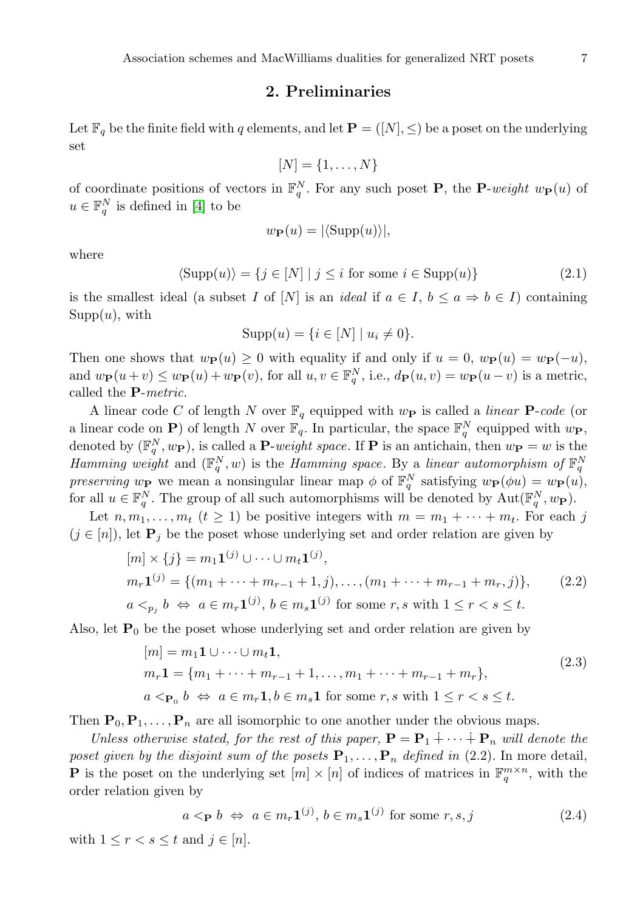## 2. Preliminaries

Let $\mathbb{F}_q$ be the finite field with $q$ elements, and let $\mathbf{P} = ([N], \leq)$ be a poset on the underlying set

$$[N] = \{1, \ldots, N\}$$

of coordinate positions of vectors in $\mathbb{F}_q^N$. For any such poset $\mathbf{P}$, the $\mathbf{P}$-*weight* $w_{\mathbf{P}}(u)$ of $u \in \mathbb{F}_q^N$ is defined in [4] to be

$$w_{\mathbf{P}}(u) = |\langle \mathrm{Supp}(u) \rangle|,$$

where

$$\langle \mathrm{Supp}(u) \rangle = \{j \in [N] \mid j \leq i \text{ for some } i \in \mathrm{Supp}(u)\} \tag{2.1}$$

is the smallest ideal (a subset $I$ of $[N]$ is an *ideal* if $a \in I$, $b \leq a \Rightarrow b \in I$) containing $\mathrm{Supp}(u)$, with

$$\mathrm{Supp}(u) = \{i \in [N] \mid u_i \neq 0\}.$$

Then one shows that $w_{\mathbf{P}}(u) \geq 0$ with equality if and only if $u = 0$, $w_{\mathbf{P}}(u) = w_{\mathbf{P}}(-u)$, and $w_{\mathbf{P}}(u+v) \leq w_{\mathbf{P}}(u) + w_{\mathbf{P}}(v)$, for all $u, v \in \mathbb{F}_q^N$, i.e., $d_{\mathbf{P}}(u,v) = w_{\mathbf{P}}(u-v)$ is a metric, called the $\mathbf{P}$-*metric.*

A linear code $C$ of length $N$ over $\mathbb{F}_q$ equipped with $w_{\mathbf{P}}$ is called a *linear* $\mathbf{P}$-*code* (or a linear code on $\mathbf{P}$) of length $N$ over $\mathbb{F}_q$. In particular, the space $\mathbb{F}_q^N$ equipped with $w_{\mathbf{P}}$, denoted by $(\mathbb{F}_q^N, w_{\mathbf{P}})$, is called a $\mathbf{P}$-*weight space*. If $\mathbf{P}$ is an antichain, then $w_{\mathbf{P}} = w$ is the *Hamming weight* and $(\mathbb{F}_q^N, w)$ is the *Hamming space*. By a *linear automorphism of* $\mathbb{F}_q^N$ *preserving* $w_{\mathbf{P}}$ we mean a nonsingular linear map $\phi$ of $\mathbb{F}_q^N$ satisfying $w_{\mathbf{P}}(\phi u) = w_{\mathbf{P}}(u)$, for all $u \in \mathbb{F}_q^N$. The group of all such automorphisms will be denoted by $\mathrm{Aut}(\mathbb{F}_q^N, w_{\mathbf{P}})$.

Let $n, m_1, \ldots, m_t$ ($t \geq 1$) be positive integers with $m = m_1 + \cdots + m_t$. For each $j$ ($j \in [n]$), let $\mathbf{P}_j$ be the poset whose underlying set and order relation are given by

$$\begin{aligned}
&[m] \times \{j\} = m_1 \mathbf{1}^{(j)} \cup \cdots \cup m_t \mathbf{1}^{(j)}, \\
&m_r \mathbf{1}^{(j)} = \{(m_1 + \cdots + m_{r-1} + 1, j), \ldots, (m_1 + \cdots + m_{r-1} + m_r, j)\}, \\
&a <_{p_j} b \;\Leftrightarrow\; a \in m_r \mathbf{1}^{(j)},\, b \in m_s \mathbf{1}^{(j)} \text{ for some } r, s \text{ with } 1 \leq r < s \leq t.
\end{aligned} \tag{2.2}$$

Also, let $\mathbf{P}_0$ be the poset whose underlying set and order relation are given by

$$\begin{aligned}
&[m] = m_1 \mathbf{1} \cup \cdots \cup m_t \mathbf{1}, \\
&m_r \mathbf{1} = \{m_1 + \cdots + m_{r-1} + 1, \ldots, m_1 + \cdots + m_{r-1} + m_r\}, \\
&a <_{\mathbf{P}_0} b \;\Leftrightarrow\; a \in m_r \mathbf{1}, b \in m_s \mathbf{1} \text{ for some } r, s \text{ with } 1 \leq r < s \leq t.
\end{aligned} \tag{2.3}$$

Then $\mathbf{P}_0, \mathbf{P}_1, \ldots, \mathbf{P}_n$ are all isomorphic to one another under the obvious maps.

*Unless otherwise stated, for the rest of this paper,* $\mathbf{P} = \mathbf{P}_1 \dot{+} \cdots \dot{+} \mathbf{P}_n$ *will denote the poset given by the disjoint sum of the posets* $\mathbf{P}_1, \ldots, \mathbf{P}_n$ *defined in* (2.2). In more detail, $\mathbf{P}$ is the poset on the underlying set $[m] \times [n]$ of indices of matrices in $\mathbb{F}_q^{m \times n}$, with the order relation given by

$$a <_{\mathbf{P}} b \;\Leftrightarrow\; a \in m_r \mathbf{1}^{(j)},\, b \in m_s \mathbf{1}^{(j)} \text{ for some } r, s, j \tag{2.4}$$

with $1 \leq r < s \leq t$ and $j \in [n]$.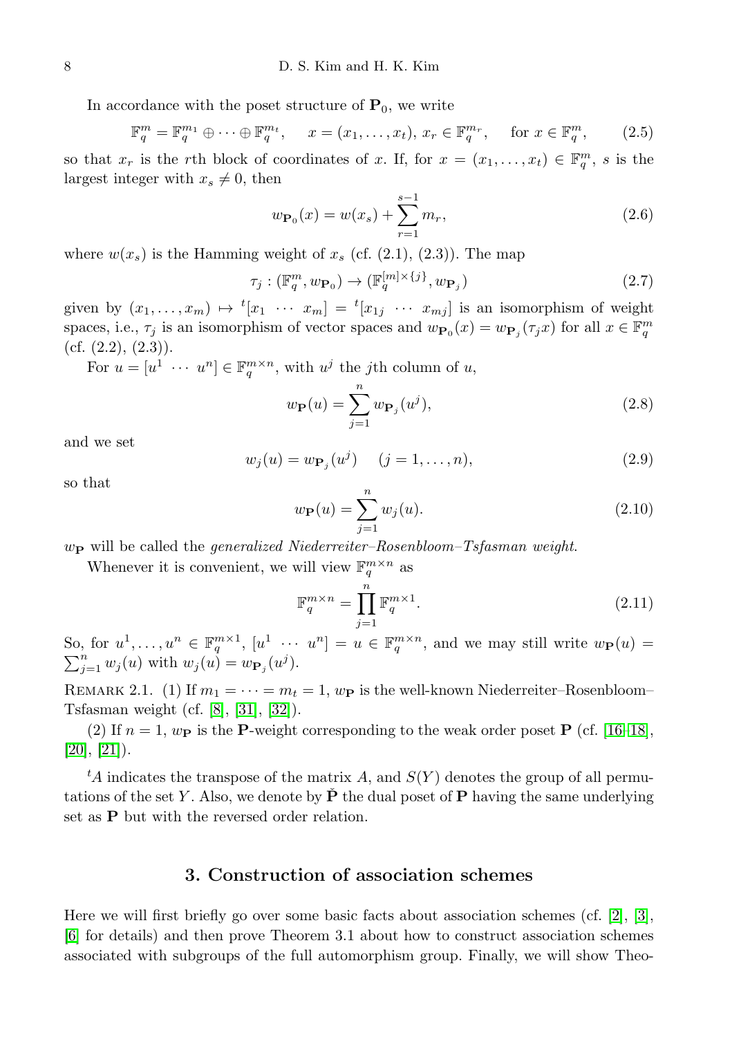In accordance with the poset structure of $\mathbf{P}_0$, we write

$$\mathbb{F}_q^m = \mathbb{F}_q^{m_1} \oplus \cdots \oplus \mathbb{F}_q^{m_t}, \quad x = (x_1, \ldots, x_t),\ x_r \in \mathbb{F}_q^{m_r}, \quad \text{for } x \in \mathbb{F}_q^m, \tag{2.5}$$

so that $x_r$ is the $r$th block of coordinates of $x$. If, for $x = (x_1, \ldots, x_t) \in \mathbb{F}_q^m$, $s$ is the largest integer with $x_s \neq 0$, then

$$w_{\mathbf{P}_0}(x) = w(x_s) + \sum_{r=1}^{s-1} m_r, \tag{2.6}$$

where $w(x_s)$ is the Hamming weight of $x_s$ (cf. (2.1), (2.3)). The map

$$\tau_j : (\mathbb{F}_q^m, w_{\mathbf{P}_0}) \to (\mathbb{F}_q^{[m]\times\{j\}}, w_{\mathbf{P}_j}) \tag{2.7}$$

given by $(x_1, \ldots, x_m) \mapsto {}^t[x_1 \ \cdots \ x_m] = {}^t[x_{1j} \ \cdots \ x_{mj}]$ is an isomorphism of weight spaces, i.e., $\tau_j$ is an isomorphism of vector spaces and $w_{\mathbf{P}_0}(x) = w_{\mathbf{P}_j}(\tau_j x)$ for all $x \in \mathbb{F}_q^m$ (cf. (2.2), (2.3)).

For $u = [u^1 \ \cdots \ u^n] \in \mathbb{F}_q^{m\times n}$, with $u^j$ the $j$th column of $u$,

$$w_{\mathbf{P}}(u) = \sum_{j=1}^{n} w_{\mathbf{P}_j}(u^j), \tag{2.8}$$

and we set

$$w_j(u) = w_{\mathbf{P}_j}(u^j) \quad (j = 1, \ldots, n), \tag{2.9}$$

so that

$$w_{\mathbf{P}}(u) = \sum_{j=1}^{n} w_j(u). \tag{2.10}$$

$w_{\mathbf{P}}$ will be called the *generalized Niederreiter–Rosenbloom–Tsfasman weight*.

Whenever it is convenient, we will view $\mathbb{F}_q^{m\times n}$ as

$$\mathbb{F}_q^{m\times n} = \prod_{j=1}^{n} \mathbb{F}_q^{m\times 1}. \tag{2.11}$$

So, for $u^1, \ldots, u^n \in \mathbb{F}_q^{m\times 1}$, $[u^1 \ \cdots \ u^n] = u \in \mathbb{F}_q^{m\times n}$, and we may still write $w_{\mathbf{P}}(u) = \sum_{j=1}^{n} w_j(u)$ with $w_j(u) = w_{\mathbf{P}_j}(u^j)$.

Remark 2.1. (1) If $m_1 = \cdots = m_t = 1$, $w_{\mathbf{P}}$ is the well-known Niederreiter–Rosenbloom–Tsfasman weight (cf. [8], [31], [32]).

(2) If $n = 1$, $w_{\mathbf{P}}$ is the $\mathbf{P}$-weight corresponding to the weak order poset $\mathbf{P}$ (cf. [16–18], [20], [21]).

${}^tA$ indicates the transpose of the matrix $A$, and $S(Y)$ denotes the group of all permutations of the set $Y$. Also, we denote by $\check{\mathbf{P}}$ the dual poset of $\mathbf{P}$ having the same underlying set as $\mathbf{P}$ but with the reversed order relation.

## 3. Construction of association schemes

Here we will first briefly go over some basic facts about association schemes (cf. [2], [3], [6] for details) and then prove Theorem 3.1 about how to construct association schemes associated with subgroups of the full automorphism group. Finally, we will show Theo-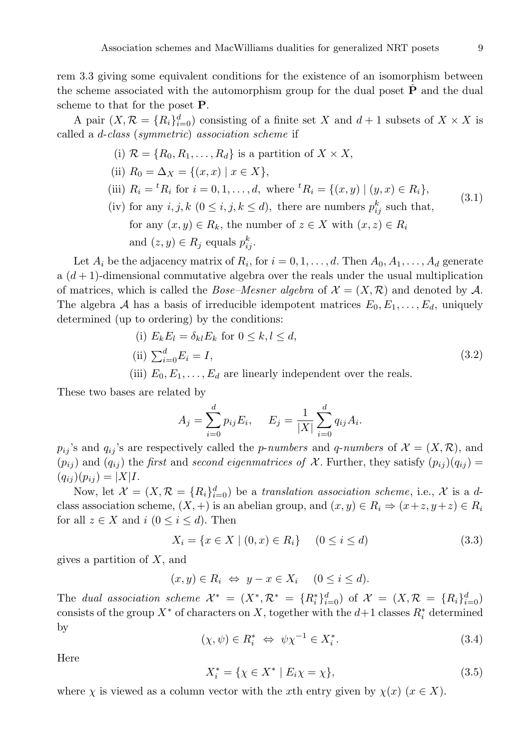rem 3.3 giving some equivalent conditions for the existence of an isomorphism between the scheme associated with the automorphism group for the dual poset $\tilde{\mathbf{P}}$ and the dual scheme to that for the poset $\mathbf{P}$.

A pair $(X, \mathcal{R} = \{R_i\}_{i=0}^d)$ consisting of a finite set $X$ and $d+1$ subsets of $X \times X$ is called a *d-class* (*symmetric*) *association scheme* if

$$
\begin{aligned}
&\text{(i) } \mathcal{R} = \{R_0, R_1, \ldots, R_d\} \text{ is a partition of } X \times X,\\
&\text{(ii) } R_0 = \Delta_X = \{(x,x) \mid x \in X\},\\
&\text{(iii) } R_i = {}^tR_i \text{ for } i = 0,1,\ldots,d, \text{ where } {}^tR_i = \{(x,y) \mid (y,x) \in R_i\},\\
&\text{(iv) for any } i,j,k \ (0 \le i,j,k \le d), \text{ there are numbers } p_{ij}^k \text{ such that,}\\
&\quad \text{for any } (x,y) \in R_k, \text{ the number of } z \in X \text{ with } (x,z) \in R_i\\
&\quad \text{and } (z,y) \in R_j \text{ equals } p_{ij}^k.
\end{aligned}
\tag{3.1}
$$

Let $A_i$ be the adjacency matrix of $R_i$, for $i = 0,1,\ldots,d$. Then $A_0, A_1, \ldots, A_d$ generate a $(d+1)$-dimensional commutative algebra over the reals under the usual multiplication of matrices, which is called the *Bose–Mesner algebra* of $\mathcal{X} = (X, \mathcal{R})$ and denoted by $\mathcal{A}$. The algebra $\mathcal{A}$ has a basis of irreducible idempotent matrices $E_0, E_1, \ldots, E_d$, uniquely determined (up to ordering) by the conditions:

$$
\begin{aligned}
&\text{(i) } E_kE_l = \delta_{kl}E_k \text{ for } 0 \le k,l \le d,\\
&\text{(ii) } \textstyle\sum_{i=0}^d E_i = I,\\
&\text{(iii) } E_0, E_1, \ldots, E_d \text{ are linearly independent over the reals.}
\end{aligned}
\tag{3.2}
$$

These two bases are related by

$$
A_j = \sum_{i=0}^{d} p_{ij} E_i, \qquad E_j = \frac{1}{|X|}\sum_{i=0}^{d} q_{ij} A_i.
$$

$p_{ij}$'s and $q_{ij}$'s are respectively called the *p-numbers* and *q-numbers* of $\mathcal{X} = (X, \mathcal{R})$, and $(p_{ij})$ and $(q_{ij})$ the *first* and *second eigenmatrices of* $\mathcal{X}$. Further, they satisfy $(p_{ij})(q_{ij}) = (q_{ij})(p_{ij}) = |X|I$.

Now, let $\mathcal{X} = (X, \mathcal{R} = \{R_i\}_{i=0}^d)$ be a *translation association scheme*, i.e., $\mathcal{X}$ is a $d$-class association scheme, $(X, +)$ is an abelian group, and $(x,y) \in R_i \Rightarrow (x+z, y+z) \in R_i$ for all $z \in X$ and $i$ $(0 \le i \le d)$. Then

$$
X_i = \{x \in X \mid (0,x) \in R_i\} \quad (0 \le i \le d) \tag{3.3}
$$

gives a partition of $X$, and

$$
(x,y) \in R_i \ \Leftrightarrow \ y - x \in X_i \quad (0 \le i \le d).
$$

The *dual association scheme* $\mathcal{X}^* = (X^*, \mathcal{R}^* = \{R_i^*\}_{i=0}^d)$ of $\mathcal{X} = (X, \mathcal{R} = \{R_i\}_{i=0}^d)$ consists of the group $X^*$ of characters on $X$, together with the $d+1$ classes $R_i^*$ determined by

$$
(\chi, \psi) \in R_i^* \ \Leftrightarrow \ \psi\chi^{-1} \in X_i^*. \tag{3.4}
$$

Here

$$
X_i^* = \{\chi \in X^* \mid E_i\chi = \chi\}, \tag{3.5}
$$

where $\chi$ is viewed as a column vector with the $x$th entry given by $\chi(x)$ $(x \in X)$.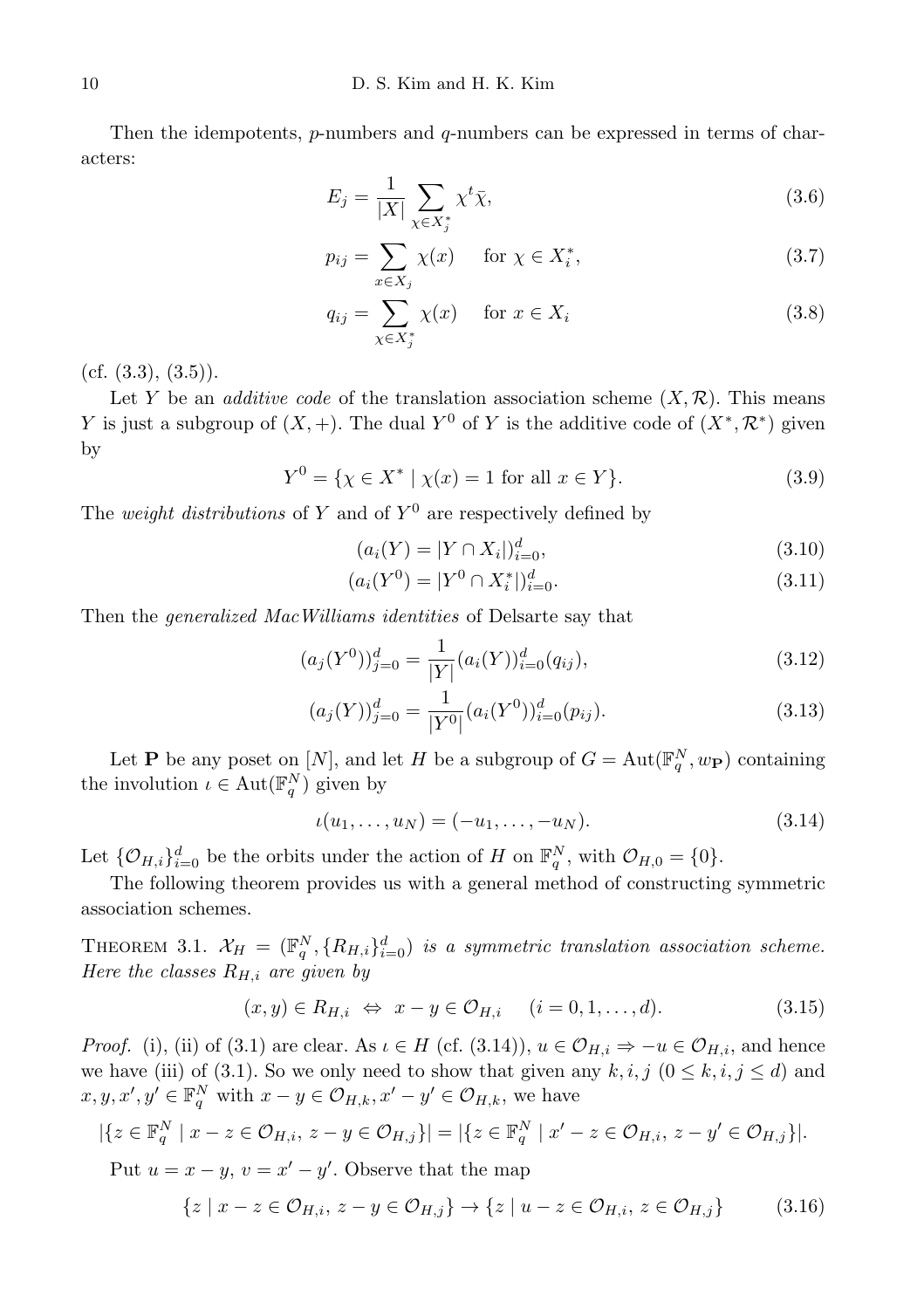Then the idempotents, $p$-numbers and $q$-numbers can be expressed in terms of characters:

$$E_j = \frac{1}{|X|} \sum_{\chi \in X_j^*} \chi^t \bar{\chi}, \tag{3.6}$$

$$p_{ij} = \sum_{x \in X_j} \chi(x) \quad \text{ for } \chi \in X_i^*, \tag{3.7}$$

$$q_{ij} = \sum_{\chi \in X_j^*} \chi(x) \quad \text{ for } x \in X_i \tag{3.8}$$

(cf. (3.3), (3.5)).

Let $Y$ be an *additive code* of the translation association scheme $(X, \mathcal{R})$. This means $Y$ is just a subgroup of $(X, +)$. The dual $Y^0$ of $Y$ is the additive code of $(X^*, \mathcal{R}^*)$ given by

$$Y^0 = \{\chi \in X^* \mid \chi(x) = 1 \text{ for all } x \in Y\}. \tag{3.9}$$

The *weight distributions* of $Y$ and of $Y^0$ are respectively defined by

$$(a_i(Y) = |Y \cap X_i|)_{i=0}^d, \tag{3.10}$$

$$(a_i(Y^0) = |Y^0 \cap X_i^*|)_{i=0}^d. \tag{3.11}$$

Then the *generalized MacWilliams identities* of Delsarte say that

$$(a_j(Y^0))_{j=0}^d = \frac{1}{|Y|}(a_i(Y))_{i=0}^d (q_{ij}), \tag{3.12}$$

$$(a_j(Y))_{j=0}^d = \frac{1}{|Y^0|}(a_i(Y^0))_{i=0}^d (p_{ij}). \tag{3.13}$$

Let $\mathbf{P}$ be any poset on $[N]$, and let $H$ be a subgroup of $G = \mathrm{Aut}(\mathbb{F}_q^N, w_{\mathbf{P}})$ containing the involution $\iota \in \mathrm{Aut}(\mathbb{F}_q^N)$ given by

$$\iota(u_1, \ldots, u_N) = (-u_1, \ldots, -u_N). \tag{3.14}$$

Let $\{\mathcal{O}_{H,i}\}_{i=0}^d$ be the orbits under the action of $H$ on $\mathbb{F}_q^N$, with $\mathcal{O}_{H,0} = \{0\}$.

The following theorem provides us with a general method of constructing symmetric association schemes.

THEOREM 3.1. *$\mathcal{X}_H = (\mathbb{F}_q^N, \{R_{H,i}\}_{i=0}^d)$ is a symmetric translation association scheme. Here the classes $R_{H,i}$ are given by*

$$(x, y) \in R_{H,i} \;\Leftrightarrow\; x - y \in \mathcal{O}_{H,i} \quad (i = 0, 1, \ldots, d). \tag{3.15}$$

*Proof.* (i), (ii) of (3.1) are clear. As $\iota \in H$ (cf. (3.14)), $u \in \mathcal{O}_{H,i} \Rightarrow -u \in \mathcal{O}_{H,i}$, and hence we have (iii) of (3.1). So we only need to show that given any $k, i, j$ $(0 \le k, i, j \le d)$ and $x, y, x', y' \in \mathbb{F}_q^N$ with $x - y \in \mathcal{O}_{H,k}, x' - y' \in \mathcal{O}_{H,k}$, we have

$$|\{z \in \mathbb{F}_q^N \mid x - z \in \mathcal{O}_{H,i},\; z - y \in \mathcal{O}_{H,j}\}| = |\{z \in \mathbb{F}_q^N \mid x' - z \in \mathcal{O}_{H,i},\; z - y' \in \mathcal{O}_{H,j}\}|.$$

Put $u = x - y$, $v = x' - y'$. Observe that the map

$$\{z \mid x - z \in \mathcal{O}_{H,i},\; z - y \in \mathcal{O}_{H,j}\} \to \{z \mid u - z \in \mathcal{O}_{H,i},\; z \in \mathcal{O}_{H,j}\} \tag{3.16}$$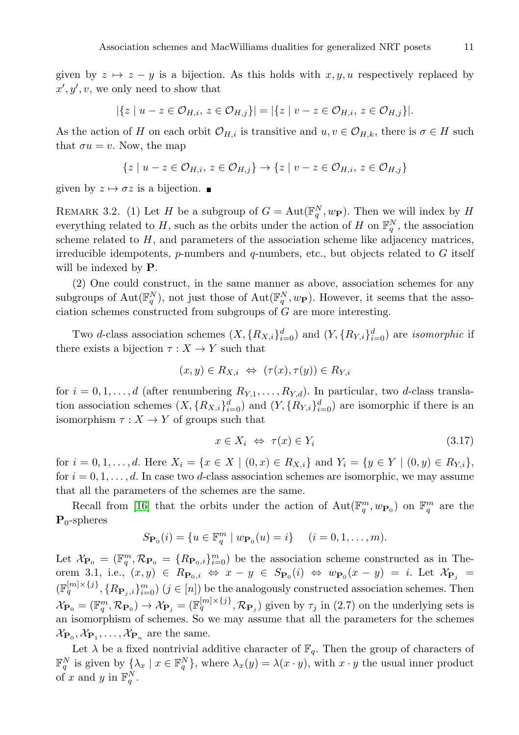given by $z \mapsto z - y$ is a bijection. As this holds with $x, y, u$ respectively replaced by $x', y', v$, we only need to show that

$$|\{z \mid u - z \in \mathcal{O}_{H,i},\ z \in \mathcal{O}_{H,j}\}| = |\{z \mid v - z \in \mathcal{O}_{H,i},\ z \in \mathcal{O}_{H,j}\}|.$$

As the action of $H$ on each orbit $\mathcal{O}_{H,i}$ is transitive and $u, v \in \mathcal{O}_{H,k}$, there is $\sigma \in H$ such that $\sigma u = v$. Now, the map

$$\{z \mid u - z \in \mathcal{O}_{H,i},\ z \in \mathcal{O}_{H,j}\} \to \{z \mid v - z \in \mathcal{O}_{H,i},\ z \in \mathcal{O}_{H,j}\}$$

given by $z \mapsto \sigma z$ is a bijection. ■

REMARK 3.2. (1) Let $H$ be a subgroup of $G = \mathrm{Aut}(\mathbb{F}_q^N, w_{\mathbf{P}})$. Then we will index by $H$ everything related to $H$, such as the orbits under the action of $H$ on $\mathbb{F}_q^N$, the association scheme related to $H$, and parameters of the association scheme like adjacency matrices, irreducible idempotents, $p$-numbers and $q$-numbers, etc., but objects related to $G$ itself will be indexed by $\mathbf{P}$.

(2) One could construct, in the same manner as above, association schemes for any subgroups of $\mathrm{Aut}(\mathbb{F}_q^N)$, not just those of $\mathrm{Aut}(\mathbb{F}_q^N, w_{\mathbf{P}})$. However, it seems that the association schemes constructed from subgroups of $G$ are more interesting.

Two $d$-class association schemes $(X, \{R_{X,i}\}_{i=0}^d)$ and $(Y, \{R_{Y,i}\}_{i=0}^d)$ are *isomorphic* if there exists a bijection $\tau : X \to Y$ such that

$$(x, y) \in R_{X,i} \ \Leftrightarrow\ (\tau(x), \tau(y)) \in R_{Y,i}$$

for $i = 0, 1, \ldots, d$ (after renumbering $R_{Y,1}, \ldots, R_{Y,d}$). In particular, two $d$-class translation association schemes $(X, \{R_{X,i}\}_{i=0}^d)$ and $(Y, \{R_{Y,i}\}_{i=0}^d)$ are isomorphic if there is an isomorphism $\tau : X \to Y$ of groups such that

$$x \in X_i \ \Leftrightarrow\ \tau(x) \in Y_i \tag{3.17}$$

for $i = 0, 1, \ldots, d$. Here $X_i = \{x \in X \mid (0, x) \in R_{X,i}\}$ and $Y_i = \{y \in Y \mid (0, y) \in R_{Y,i}\}$, for $i = 0, 1, \ldots, d$. In case two $d$-class association schemes are isomorphic, we may assume that all the parameters of the schemes are the same.

Recall from [16] that the orbits under the action of $\mathrm{Aut}(\mathbb{F}_q^m, w_{\mathbf{P}_0})$ on $\mathbb{F}_q^m$ are the $\mathbf{P}_0$-spheres

$$S_{\mathbf{P}_0}(i) = \{u \in \mathbb{F}_q^m \mid w_{\mathbf{P}_0}(u) = i\} \quad (i = 0, 1, \ldots, m).$$

Let $\mathcal{X}_{\mathbf{P}_0} = (\mathbb{F}_q^m, \mathcal{R}_{\mathbf{P}_0} = \{R_{\mathbf{P}_0,i}\}_{i=0}^m)$ be the association scheme constructed as in Theorem 3.1, i.e., $(x, y) \in R_{\mathbf{P}_0,i} \Leftrightarrow x - y \in S_{\mathbf{P}_0}(i) \Leftrightarrow w_{\mathbf{P}_0}(x - y) = i$. Let $\mathcal{X}_{\mathbf{P}_j} = (\mathbb{F}_q^{[m]\times\{j\}}, \{R_{\mathbf{P}_j,i}\}_{i=0}^m)$ $(j \in [n])$ be the analogously constructed association schemes. Then $\mathcal{X}_{\mathbf{P}_0} = (\mathbb{F}_q^m, \mathcal{R}_{\mathbf{P}_0}) \to \mathcal{X}_{\mathbf{P}_j} = (\mathbb{F}_q^{[m]\times\{j\}}, \mathcal{R}_{\mathbf{P}_j})$ given by $\tau_j$ in (2.7) on the underlying sets is an isomorphism of schemes. So we may assume that all the parameters for the schemes $\mathcal{X}_{\mathbf{P}_0}, \mathcal{X}_{\mathbf{P}_1}, \ldots, \mathcal{X}_{\mathbf{P}_n}$ are the same.

Let $\lambda$ be a fixed nontrivial additive character of $\mathbb{F}_q$. Then the group of characters of $\mathbb{F}_q^N$ is given by $\{\lambda_x \mid x \in \mathbb{F}_q^N\}$, where $\lambda_x(y) = \lambda(x \cdot y)$, with $x \cdot y$ the usual inner product of $x$ and $y$ in $\mathbb{F}_q^N$.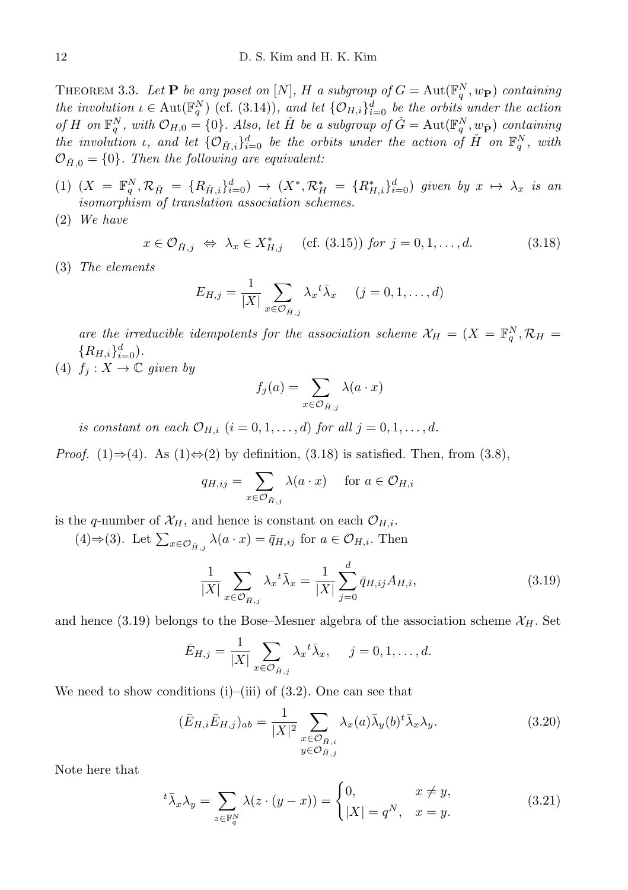THEOREM 3.3. *Let $\mathbf{P}$ be any poset on $[N]$, $H$ a subgroup of $G = \mathrm{Aut}(\mathbb{F}_q^N, w_{\mathbf{P}})$ containing the involution $\iota \in \mathrm{Aut}(\mathbb{F}_q^N)$ (cf. (3.14)), and let $\{\mathcal{O}_{H,i}\}_{i=0}^d$ be the orbits under the action of $H$ on $\mathbb{F}_q^N$, with $\mathcal{O}_{H,0} = \{0\}$. Also, let $\breve{H}$ be a subgroup of $\breve{G} = \mathrm{Aut}(\mathbb{F}_q^N, w_{\breve{\mathbf{P}}})$ containing the involution $\iota$, and let $\{\mathcal{O}_{\breve{H},i}\}_{i=0}^d$ be the orbits under the action of $\breve{H}$ on $\mathbb{F}_q^N$, with $\mathcal{O}_{\breve{H},0} = \{0\}$. Then the following are equivalent:*

(1) $(X = \mathbb{F}_q^N, \mathcal{R}_{\breve{H}} = \{R_{\breve{H},i}\}_{i=0}^d) \to (X^*, \mathcal{R}_H^* = \{R_{H,i}^*\}_{i=0}^d)$ *given by $x \mapsto \lambda_x$ is an isomorphism of translation association schemes.*

(2) *We have*

$$x \in \mathcal{O}_{\breve{H},j} \;\Leftrightarrow\; \lambda_x \in X_{H,j}^* \quad \text{(cf. (3.15)) } \textit{for } j = 0, 1, \ldots, d. \tag{3.18}$$

(3) *The elements*

$$E_{H,j} = \frac{1}{|X|} \sum_{x \in \mathcal{O}_{\breve{H},j}} \lambda_x {}^t\bar{\lambda}_x \quad (j = 0, 1, \ldots, d)$$

*are the irreducible idempotents for the association scheme $\mathcal{X}_H = (X = \mathbb{F}_q^N, \mathcal{R}_H = \{R_{H,i}\}_{i=0}^d)$.*

(4) $f_j : X \to \mathbb{C}$ *given by*

$$f_j(a) = \sum_{x \in \mathcal{O}_{\breve{H},j}} \lambda(a \cdot x)$$

*is constant on each $\mathcal{O}_{H,i}$ $(i = 0, 1, \ldots, d)$ for all $j = 0, 1, \ldots, d$.*

*Proof.* (1)⇒(4). As (1)⇔(2) by definition, (3.18) is satisfied. Then, from (3.8),

$$q_{H,ij} = \sum_{x \in \mathcal{O}_{\breve{H},j}} \lambda(a \cdot x) \quad \text{for } a \in \mathcal{O}_{H,i}$$

is the $q$-number of $\mathcal{X}_H$, and hence is constant on each $\mathcal{O}_{H,i}$.

(4)⇒(3). Let $\sum_{x \in \mathcal{O}_{\breve{H},j}} \lambda(a \cdot x) = \bar{q}_{H,ij}$ for $a \in \mathcal{O}_{H,i}$. Then

$$\frac{1}{|X|} \sum_{x \in \mathcal{O}_{\breve{H},j}} \lambda_x {}^t\bar{\lambda}_x = \frac{1}{|X|} \sum_{j=0}^{d} \bar{q}_{H,ij} A_{H,i}, \tag{3.19}$$

and hence (3.19) belongs to the Bose–Mesner algebra of the association scheme $\mathcal{X}_H$. Set

$$\bar{E}_{H,j} = \frac{1}{|X|} \sum_{x \in \mathcal{O}_{\breve{H},j}} \lambda_x {}^t\bar{\lambda}_x, \quad j = 0, 1, \ldots, d.$$

We need to show conditions (i)–(iii) of (3.2). One can see that

$$(\bar{E}_{H,i}\bar{E}_{H,j})_{ab} = \frac{1}{|X|^2} \sum_{\substack{x \in \mathcal{O}_{\breve{H},i} \\ y \in \mathcal{O}_{\breve{H},j}}} \lambda_x(a)\bar{\lambda}_y(b) {}^t\bar{\lambda}_x \lambda_y. \tag{3.20}$$

Note here that

$${}^t\bar{\lambda}_x \lambda_y = \sum_{z \in \mathbb{F}_q^N} \lambda(z \cdot (y - x)) = \begin{cases} 0, & x \neq y, \\ |X| = q^N, & x = y. \end{cases} \tag{3.21}$$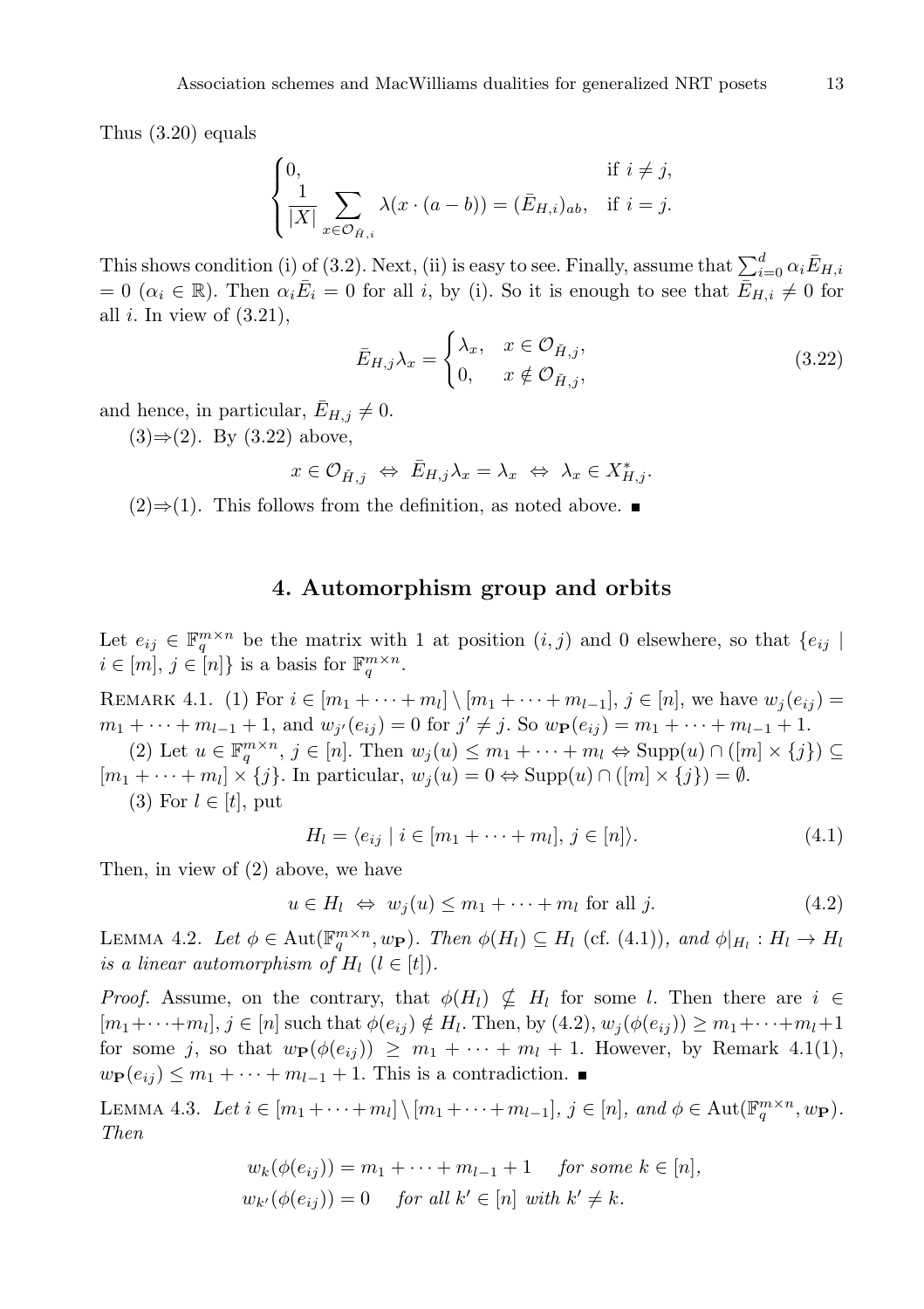Thus (3.20) equals

$$\begin{cases} 0, & \text{if } i \neq j, \\ \dfrac{1}{|X|} \displaystyle\sum_{x \in \mathcal{O}_{\check{H},i}} \lambda(x \cdot (a-b)) = (\bar{E}_{H,i})_{ab}, & \text{if } i = j. \end{cases}$$

This shows condition (i) of (3.2). Next, (ii) is easy to see. Finally, assume that $\sum_{i=0}^{d} \alpha_i \bar{E}_{H,i} = 0$ ($\alpha_i \in \mathbb{R}$). Then $\alpha_i \bar{E}_i = 0$ for all $i$, by (i). So it is enough to see that $\bar{E}_{H,i} \neq 0$ for all $i$. In view of (3.21),

$$\bar{E}_{H,j} \lambda_x = \begin{cases} \lambda_x, & x \in \mathcal{O}_{\check{H},j}, \\ 0, & x \notin \mathcal{O}_{\check{H},j}, \end{cases} \tag{3.22}$$

and hence, in particular, $\bar{E}_{H,j} \neq 0$.

(3)⇒(2). By (3.22) above,

$$x \in \mathcal{O}_{\check{H},j} \;\Leftrightarrow\; \bar{E}_{H,j} \lambda_x = \lambda_x \;\Leftrightarrow\; \lambda_x \in X^*_{H,j}.$$

(2)⇒(1). This follows from the definition, as noted above. ∎

## 4. Automorphism group and orbits

Let $e_{ij} \in \mathbb{F}_q^{m \times n}$ be the matrix with 1 at position $(i,j)$ and 0 elsewhere, so that $\{e_{ij} \mid i \in [m], j \in [n]\}$ is a basis for $\mathbb{F}_q^{m \times n}$.

Remark 4.1. (1) For $i \in [m_1 + \cdots + m_l] \setminus [m_1 + \cdots + m_{l-1}]$, $j \in [n]$, we have $w_j(e_{ij}) = m_1 + \cdots + m_{l-1} + 1$, and $w_{j'}(e_{ij}) = 0$ for $j' \neq j$. So $w_{\mathbf{P}}(e_{ij}) = m_1 + \cdots + m_{l-1} + 1$.

(2) Let $u \in \mathbb{F}_q^{m \times n}$, $j \in [n]$. Then $w_j(u) \leq m_1 + \cdots + m_l \Leftrightarrow \mathrm{Supp}(u) \cap ([m] \times \{j\}) \subseteq [m_1 + \cdots + m_l] \times \{j\}$. In particular, $w_j(u) = 0 \Leftrightarrow \mathrm{Supp}(u) \cap ([m] \times \{j\}) = \emptyset$.

(3) For $l \in [t]$, put

$$H_l = \langle e_{ij} \mid i \in [m_1 + \cdots + m_l],\, j \in [n] \rangle. \tag{4.1}$$

Then, in view of (2) above, we have

$$u \in H_l \;\Leftrightarrow\; w_j(u) \leq m_1 + \cdots + m_l \text{ for all } j. \tag{4.2}$$

Lemma 4.2. *Let $\phi \in \mathrm{Aut}(\mathbb{F}_q^{m \times n}, w_{\mathbf{P}})$. Then $\phi(H_l) \subseteq H_l$ (cf. (4.1)), and $\phi|_{H_l} : H_l \to H_l$ is a linear automorphism of $H_l$ ($l \in [t]$).*

*Proof.* Assume, on the contrary, that $\phi(H_l) \nsubseteq H_l$ for some $l$. Then there are $i \in [m_1 + \cdots + m_l]$, $j \in [n]$ such that $\phi(e_{ij}) \notin H_l$. Then, by (4.2), $w_j(\phi(e_{ij})) \geq m_1 + \cdots + m_l + 1$ for some $j$, so that $w_{\mathbf{P}}(\phi(e_{ij})) \geq m_1 + \cdots + m_l + 1$. However, by Remark 4.1(1), $w_{\mathbf{P}}(e_{ij}) \leq m_1 + \cdots + m_{l-1} + 1$. This is a contradiction. ∎

Lemma 4.3. *Let $i \in [m_1 + \cdots + m_l] \setminus [m_1 + \cdots + m_{l-1}]$, $j \in [n]$, and $\phi \in \mathrm{Aut}(\mathbb{F}_q^{m \times n}, w_{\mathbf{P}})$. Then*

$$w_k(\phi(e_{ij})) = m_1 + \cdots + m_{l-1} + 1 \quad \textit{for some } k \in [n],$$
$$w_{k'}(\phi(e_{ij})) = 0 \quad \textit{for all } k' \in [n] \textit{ with } k' \neq k.$$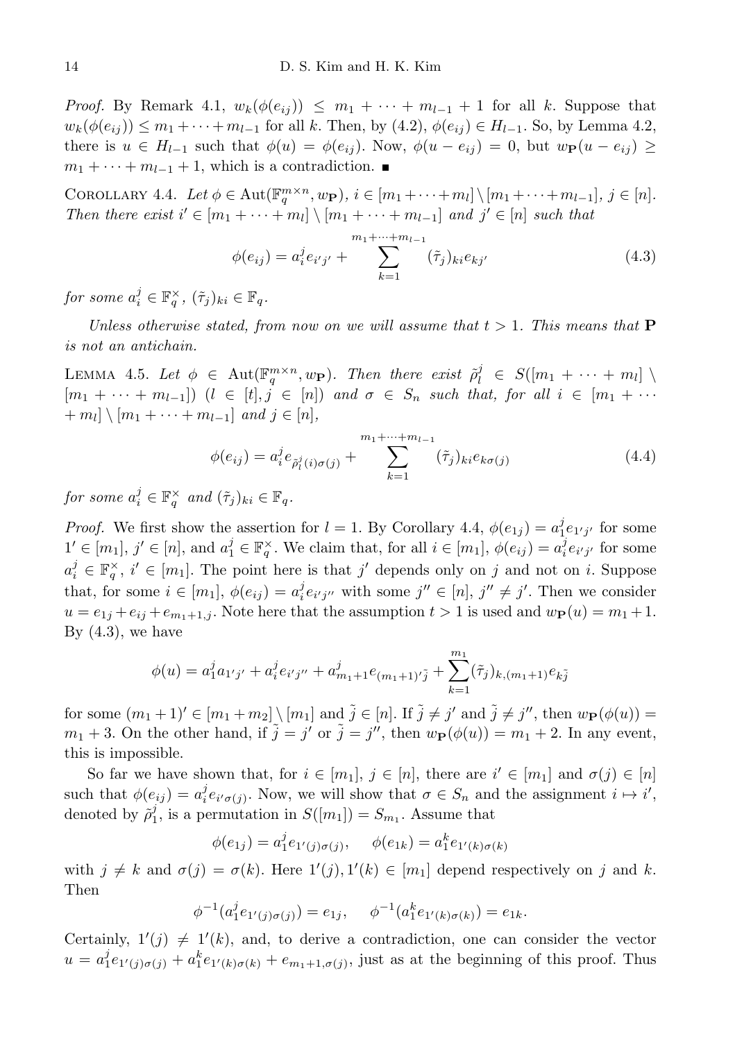*Proof.* By Remark 4.1, $w_k(\phi(e_{ij})) \leq m_1 + \cdots + m_{l-1} + 1$ for all $k$. Suppose that $w_k(\phi(e_{ij})) \leq m_1 + \cdots + m_{l-1}$ for all $k$. Then, by (4.2), $\phi(e_{ij}) \in H_{l-1}$. So, by Lemma 4.2, there is $u \in H_{l-1}$ such that $\phi(u) = \phi(e_{ij})$. Now, $\phi(u - e_{ij}) = 0$, but $w_{\mathbf{P}}(u - e_{ij}) \geq m_1 + \cdots + m_{l-1} + 1$, which is a contradiction. ∎

Corollary 4.4. *Let $\phi \in \mathrm{Aut}(\mathbb{F}_q^{m\times n}, w_{\mathbf{P}})$, $i \in [m_1 + \cdots + m_l] \setminus [m_1 + \cdots + m_{l-1}]$, $j \in [n]$. Then there exist $i' \in [m_1 + \cdots + m_l] \setminus [m_1 + \cdots + m_{l-1}]$ and $j' \in [n]$ such that*

$$\phi(e_{ij}) = a_i^j e_{i'j'} + \sum_{k=1}^{m_1+\cdots+m_{l-1}} (\tilde{\tau}_j)_{ki} e_{kj'} \tag{4.3}$$

*for some $a_i^j \in \mathbb{F}_q^\times$, $(\tilde{\tau}_j)_{ki} \in \mathbb{F}_q$.*

*Unless otherwise stated, from now on we will assume that $t > 1$. This means that $\mathbf{P}$ is not an antichain.*

Lemma 4.5. *Let $\phi \in \mathrm{Aut}(\mathbb{F}_q^{m\times n}, w_{\mathbf{P}})$. Then there exist $\tilde{\rho}_l^j \in S([m_1 + \cdots + m_l] \setminus [m_1 + \cdots + m_{l-1}])$ $(l \in [t], j \in [n])$ and $\sigma \in S_n$ such that, for all $i \in [m_1 + \cdots + m_l] \setminus [m_1 + \cdots + m_{l-1}]$ and $j \in [n]$,*

$$\phi(e_{ij}) = a_i^j e_{\tilde{\rho}_l^j(i)\sigma(j)} + \sum_{k=1}^{m_1+\cdots+m_{l-1}} (\tilde{\tau}_j)_{ki} e_{k\sigma(j)} \tag{4.4}$$

*for some $a_i^j \in \mathbb{F}_q^\times$ and $(\tilde{\tau}_j)_{ki} \in \mathbb{F}_q$.*

*Proof.* We first show the assertion for $l = 1$. By Corollary 4.4, $\phi(e_{1j}) = a_1^j e_{1'j'}$ for some $1' \in [m_1]$, $j' \in [n]$, and $a_1^j \in \mathbb{F}_q^\times$. We claim that, for all $i \in [m_1]$, $\phi(e_{ij}) = a_i^j e_{i'j'}$ for some $a_i^j \in \mathbb{F}_q^\times$, $i' \in [m_1]$. The point here is that $j'$ depends only on $j$ and not on $i$. Suppose that, for some $i \in [m_1]$, $\phi(e_{ij}) = a_i^j e_{i'j''}$ with some $j'' \in [n]$, $j'' \neq j'$. Then we consider $u = e_{1j} + e_{ij} + e_{m_1+1,j}$. Note here that the assumption $t > 1$ is used and $w_{\mathbf{P}}(u) = m_1 + 1$. By (4.3), we have

$$\phi(u) = a_1^j a_{1'j'} + a_i^j e_{i'j''} + a_{m_1+1}^j e_{(m_1+1)'\tilde{j}} + \sum_{k=1}^{m_1} (\tilde{\tau}_j)_{k,(m_1+1)} e_{k\tilde{j}}$$

for some $(m_1+1)' \in [m_1 + m_2] \setminus [m_1]$ and $\tilde{j} \in [n]$. If $\tilde{j} \neq j'$ and $\tilde{j} \neq j''$, then $w_{\mathbf{P}}(\phi(u)) = m_1 + 3$. On the other hand, if $\tilde{j} = j'$ or $\tilde{j} = j''$, then $w_{\mathbf{P}}(\phi(u)) = m_1 + 2$. In any event, this is impossible.

So far we have shown that, for $i \in [m_1]$, $j \in [n]$, there are $i' \in [m_1]$ and $\sigma(j) \in [n]$ such that $\phi(e_{ij}) = a_i^j e_{i'\sigma(j)}$. Now, we will show that $\sigma \in S_n$ and the assignment $i \mapsto i'$, denoted by $\tilde{\rho}_1^j$, is a permutation in $S([m_1]) = S_{m_1}$. Assume that

$$\phi(e_{1j}) = a_1^j e_{1'(j)\sigma(j)}, \quad \phi(e_{1k}) = a_1^k e_{1'(k)\sigma(k)}$$

with $j \neq k$ and $\sigma(j) = \sigma(k)$. Here $1'(j), 1'(k) \in [m_1]$ depend respectively on $j$ and $k$. Then

$$\phi^{-1}(a_1^j e_{1'(j)\sigma(j)}) = e_{1j}, \quad \phi^{-1}(a_1^k e_{1'(k)\sigma(k)}) = e_{1k}.$$

Certainly, $1'(j) \neq 1'(k)$, and, to derive a contradiction, one can consider the vector $u = a_1^j e_{1'(j)\sigma(j)} + a_1^k e_{1'(k)\sigma(k)} + e_{m_1+1,\sigma(j)}$, just as at the beginning of this proof. Thus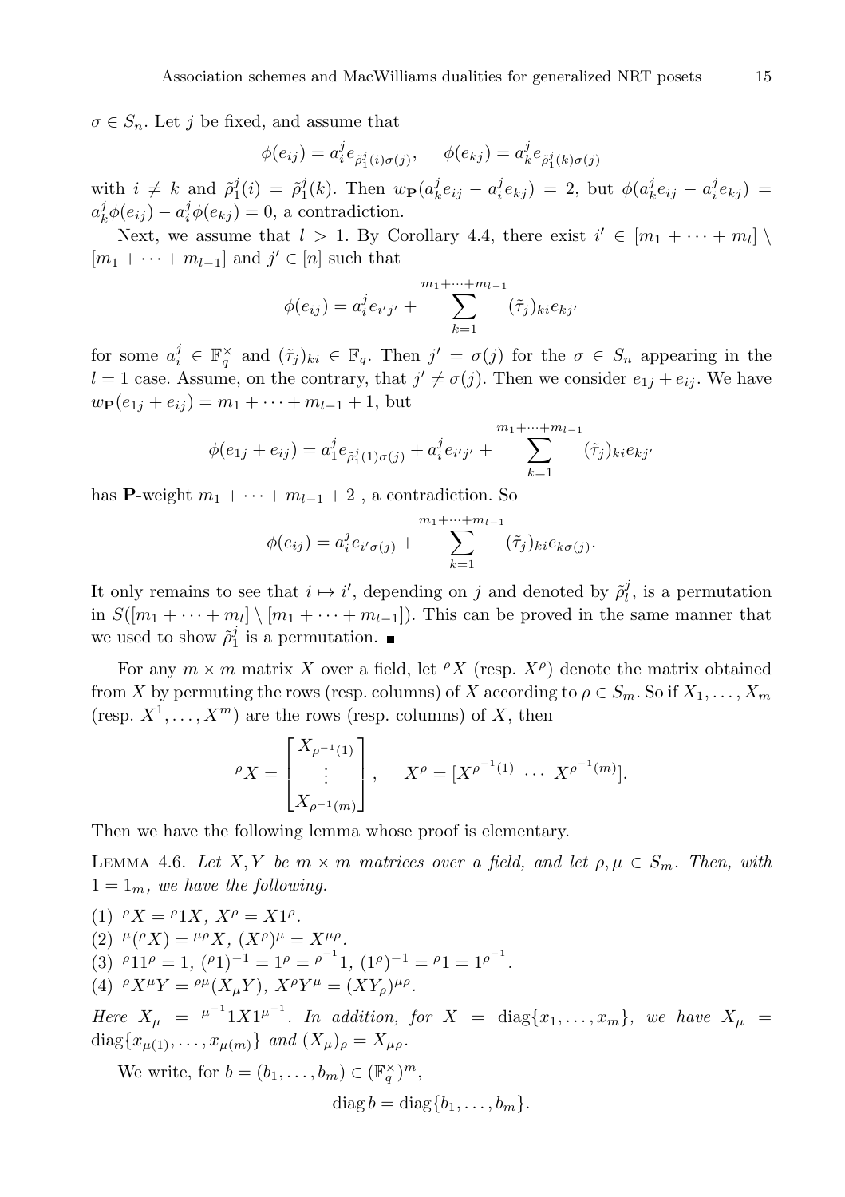$\sigma \in S_n$. Let $j$ be fixed, and assume that

$$\phi(e_{ij}) = a_i^j e_{\tilde{\rho}_1^j(i)\sigma(j)}, \qquad \phi(e_{kj}) = a_k^j e_{\tilde{\rho}_1^j(k)\sigma(j)}$$

with $i \neq k$ and $\tilde{\rho}_1^j(i) = \tilde{\rho}_1^j(k)$. Then $w_{\mathbf{P}}(a_k^j e_{ij} - a_i^j e_{kj}) = 2$, but $\phi(a_k^j e_{ij} - a_i^j e_{kj}) = a_k^j \phi(e_{ij}) - a_i^j \phi(e_{kj}) = 0$, a contradiction.

Next, we assume that $l > 1$. By Corollary 4.4, there exist $i' \in [m_1 + \cdots + m_l] \setminus [m_1 + \cdots + m_{l-1}]$ and $j' \in [n]$ such that

$$\phi(e_{ij}) = a_i^j e_{i'j'} + \sum_{k=1}^{m_1+\cdots+m_{l-1}} (\tilde{\tau}_j)_{ki} e_{kj'}$$

for some $a_i^j \in \mathbb{F}_q^\times$ and $(\tilde{\tau}_j)_{ki} \in \mathbb{F}_q$. Then $j' = \sigma(j)$ for the $\sigma \in S_n$ appearing in the $l = 1$ case. Assume, on the contrary, that $j' \neq \sigma(j)$. Then we consider $e_{1j} + e_{ij}$. We have $w_{\mathbf{P}}(e_{1j} + e_{ij}) = m_1 + \cdots + m_{l-1} + 1$, but

$$\phi(e_{1j} + e_{ij}) = a_1^j e_{\tilde{\rho}_1^j(1)\sigma(j)} + a_i^j e_{i'j'} + \sum_{k=1}^{m_1+\cdots+m_{l-1}} (\tilde{\tau}_j)_{ki} e_{kj'}$$

has $\mathbf{P}$-weight $m_1 + \cdots + m_{l-1} + 2$ , a contradiction. So

$$\phi(e_{ij}) = a_i^j e_{i'\sigma(j)} + \sum_{k=1}^{m_1+\cdots+m_{l-1}} (\tilde{\tau}_j)_{ki} e_{k\sigma(j)}.$$

It only remains to see that $i \mapsto i'$, depending on $j$ and denoted by $\tilde{\rho}_l^j$, is a permutation in $S([m_1 + \cdots + m_l] \setminus [m_1 + \cdots + m_{l-1}])$. This can be proved in the same manner that we used to show $\tilde{\rho}_1^j$ is a permutation. ∎

For any $m \times m$ matrix $X$ over a field, let ${}^{\rho}X$ (resp. $X^{\rho}$) denote the matrix obtained from $X$ by permuting the rows (resp. columns) of $X$ according to $\rho \in S_m$. So if $X_1, \ldots, X_m$ (resp. $X^1, \ldots, X^m$) are the rows (resp. columns) of $X$, then

$${}^{\rho}X = \begin{bmatrix} X_{\rho^{-1}(1)} \\ \vdots \\ X_{\rho^{-1}(m)} \end{bmatrix}, \qquad X^{\rho} = [X^{\rho^{-1}(1)} \ \cdots \ X^{\rho^{-1}(m)}].$$

Then we have the following lemma whose proof is elementary.

Lemma 4.6. *Let $X, Y$ be $m \times m$ matrices over a field, and let $\rho, \mu \in S_m$. Then, with $1 = 1_m$, we have the following.*

(1) ${}^{\rho}X = {}^{\rho}1X$, $X^{\rho} = X1^{\rho}$.

(2) ${}^{\mu}({}^{\rho}X) = {}^{\mu\rho}X$, $(X^{\rho})^{\mu} = X^{\mu\rho}$.

(3) ${}^{\rho}1 1^{\rho} = 1$, $({}^{\rho}1)^{-1} = 1^{\rho} = {}^{\rho^{-1}}1$, $(1^{\rho})^{-1} = {}^{\rho}1 = 1^{\rho^{-1}}$.

(4) ${}^{\rho}X{}^{\mu}Y = {}^{\rho\mu}(X_{\mu}Y)$, $X^{\rho}Y^{\mu} = (XY_{\rho})^{\mu\rho}$.

*Here $X_{\mu} = {}^{\mu^{-1}}1X1^{\mu^{-1}}$. In addition, for $X = \operatorname{diag}\{x_1, \ldots, x_m\}$, we have $X_{\mu} = \operatorname{diag}\{x_{\mu(1)}, \ldots, x_{\mu(m)}\}$ and $(X_{\mu})_{\rho} = X_{\mu\rho}$.*

We write, for $b = (b_1, \ldots, b_m) \in (\mathbb{F}_q^\times)^m$,

$$\operatorname{diag} b = \operatorname{diag}\{b_1, \ldots, b_m\}.$$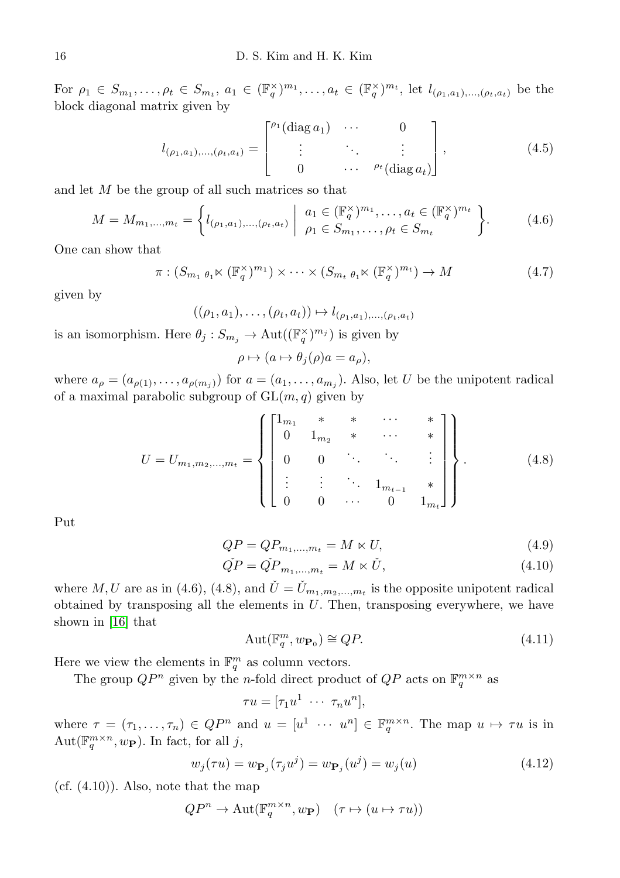For $\rho_1 \in S_{m_1}, \ldots, \rho_t \in S_{m_t}$, $a_1 \in (\mathbb{F}_q^\times)^{m_1}, \ldots, a_t \in (\mathbb{F}_q^\times)^{m_t}$, let $l_{(\rho_1,a_1),\ldots,(\rho_t,a_t)}$ be the block diagonal matrix given by

$$l_{(\rho_1,a_1),\ldots,(\rho_t,a_t)} = \begin{bmatrix} {}^{\rho_1}(\operatorname{diag} a_1) & \cdots & 0 \\ \vdots & \ddots & \vdots \\ 0 & \cdots & {}^{\rho_t}(\operatorname{diag} a_t) \end{bmatrix}, \tag{4.5}$$

and let $M$ be the group of all such matrices so that

$$M = M_{m_1,\ldots,m_t} = \left\{ l_{(\rho_1,a_1),\ldots,(\rho_t,a_t)} \;\middle|\; \begin{array}{l} a_1 \in (\mathbb{F}_q^\times)^{m_1}, \ldots, a_t \in (\mathbb{F}_q^\times)^{m_t} \\ \rho_1 \in S_{m_1}, \ldots, \rho_t \in S_{m_t} \end{array} \right\}. \tag{4.6}$$

One can show that

$$\pi : (S_{m_1} {}_{\theta_1}\!\ltimes (\mathbb{F}_q^\times)^{m_1}) \times \cdots \times (S_{m_t} {}_{\theta_1}\!\ltimes (\mathbb{F}_q^\times)^{m_t}) \to M \tag{4.7}$$

given by

$$((\rho_1, a_1), \ldots, (\rho_t, a_t)) \mapsto l_{(\rho_1,a_1),\ldots,(\rho_t,a_t)}$$

is an isomorphism. Here $\theta_j : S_{m_j} \to \operatorname{Aut}((\mathbb{F}_q^\times)^{m_j})$ is given by

$$\rho \mapsto (a \mapsto \theta_j(\rho)a = a_\rho),$$

where $a_\rho = (a_{\rho(1)}, \ldots, a_{\rho(m_j)})$ for $a = (a_1, \ldots, a_{m_j})$. Also, let $U$ be the unipotent radical of a maximal parabolic subgroup of $\mathrm{GL}(m, q)$ given by

$$U = U_{m_1,m_2,\ldots,m_t} = \left\{ \begin{bmatrix} 1_{m_1} & * & * & \cdots & * \\ 0 & 1_{m_2} & * & \cdots & * \\ 0 & 0 & \ddots & \ddots & \vdots \\ \vdots & \vdots & \ddots & 1_{m_{t-1}} & * \\ 0 & 0 & \cdots & 0 & 1_{m_t} \end{bmatrix} \right\}. \tag{4.8}$$

Put

$$QP = QP_{m_1,\ldots,m_t} = M \ltimes U, \tag{4.9}$$

$$\check{QP} = \check{QP}_{m_1,\ldots,m_t} = M \ltimes \check{U}, \tag{4.10}$$

where $M, U$ are as in (4.6), (4.8), and $\check{U} = \check{U}_{m_1,m_2,\ldots,m_t}$ is the opposite unipotent radical obtained by transposing all the elements in $U$. Then, transposing everywhere, we have shown in [16] that

$$\operatorname{Aut}(\mathbb{F}_q^m, w_{\mathbf{P}_0}) \cong QP. \tag{4.11}$$

Here we view the elements in $\mathbb{F}_q^m$ as column vectors.

The group $QP^n$ given by the $n$-fold direct product of $QP$ acts on $\mathbb{F}_q^{m\times n}$ as

$$\tau u = [\tau_1 u^1 \; \cdots \; \tau_n u^n],$$

where $\tau = (\tau_1, \ldots, \tau_n) \in QP^n$ and $u = [u^1 \; \cdots \; u^n] \in \mathbb{F}_q^{m\times n}$. The map $u \mapsto \tau u$ is in $\operatorname{Aut}(\mathbb{F}_q^{m\times n}, w_{\mathbf{P}})$. In fact, for all $j$,

$$w_j(\tau u) = w_{\mathbf{P}_j}(\tau_j u^j) = w_{\mathbf{P}_j}(u^j) = w_j(u) \tag{4.12}$$

(cf. (4.10)). Also, note that the map

$$QP^n \to \operatorname{Aut}(\mathbb{F}_q^{m\times n}, w_{\mathbf{P}}) \quad (\tau \mapsto (u \mapsto \tau u))$$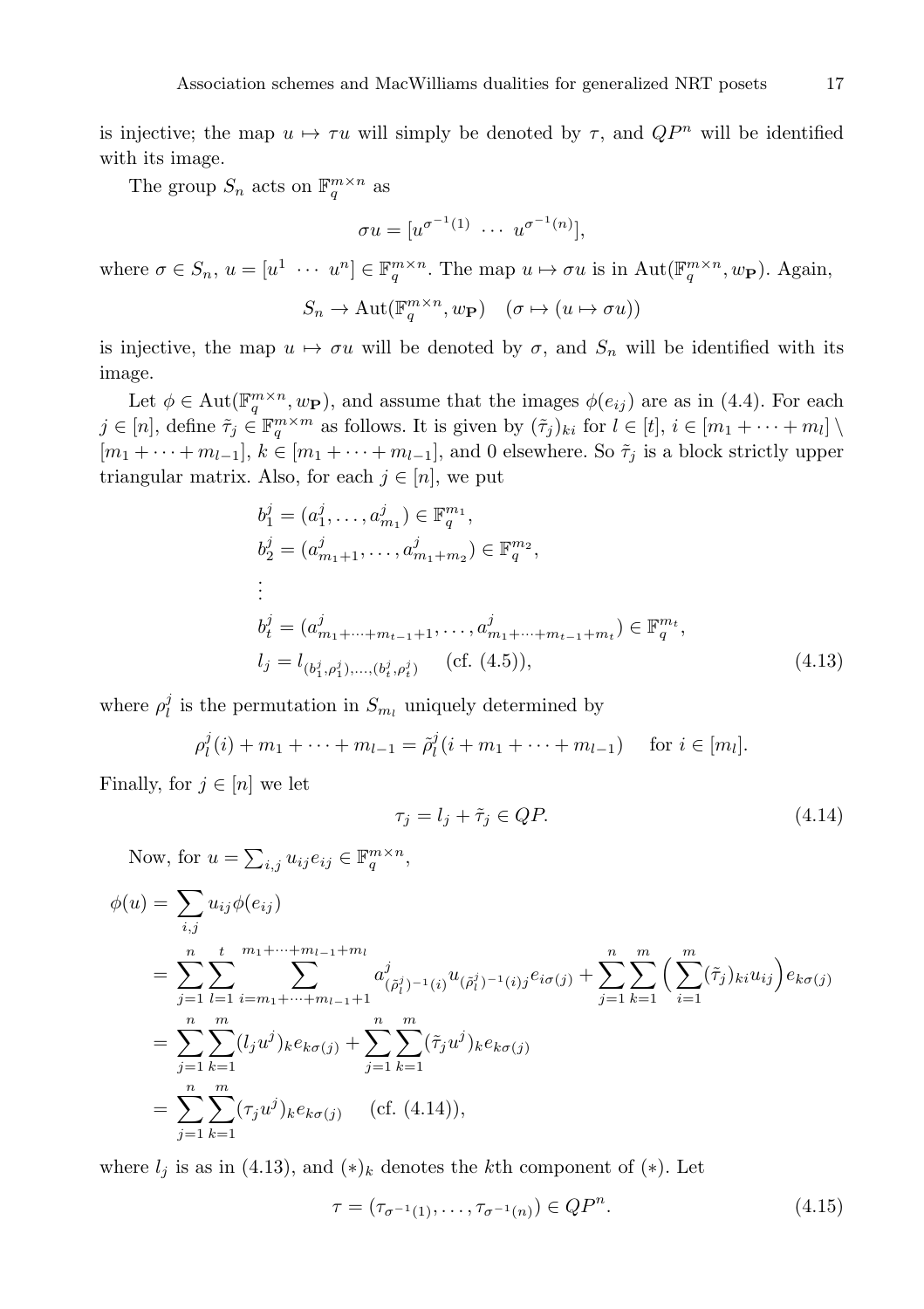is injective; the map $u \mapsto \tau u$ will simply be denoted by $\tau$, and $QP^n$ will be identified with its image.

The group $S_n$ acts on $\mathbb{F}_q^{m\times n}$ as

$$\sigma u = [u^{\sigma^{-1}(1)} \ \cdots \ u^{\sigma^{-1}(n)}],$$

where $\sigma \in S_n$, $u = [u^1 \ \cdots \ u^n] \in \mathbb{F}_q^{m\times n}$. The map $u \mapsto \sigma u$ is in $\mathrm{Aut}(\mathbb{F}_q^{m\times n}, w_{\mathbf{P}})$. Again,

$$S_n \to \mathrm{Aut}(\mathbb{F}_q^{m\times n}, w_{\mathbf{P}}) \quad (\sigma \mapsto (u \mapsto \sigma u))$$

is injective, the map $u \mapsto \sigma u$ will be denoted by $\sigma$, and $S_n$ will be identified with its image.

Let $\phi \in \mathrm{Aut}(\mathbb{F}_q^{m\times n}, w_{\mathbf{P}})$, and assume that the images $\phi(e_{ij})$ are as in (4.4). For each $j \in [n]$, define $\tilde{\tau}_j \in \mathbb{F}_q^{m\times m}$ as follows. It is given by $(\tilde{\tau}_j)_{ki}$ for $l \in [t]$, $i \in [m_1 + \cdots + m_l] \setminus [m_1 + \cdots + m_{l-1}]$, $k \in [m_1 + \cdots + m_{l-1}]$, and 0 elsewhere. So $\tilde{\tau}_j$ is a block strictly upper triangular matrix. Also, for each $j \in [n]$, we put

$$
\begin{aligned}
&b_1^j = (a_1^j, \ldots, a_{m_1}^j) \in \mathbb{F}_q^{m_1},\\
&b_2^j = (a_{m_1+1}^j, \ldots, a_{m_1+m_2}^j) \in \mathbb{F}_q^{m_2},\\
&\vdots\\
&b_t^j = (a_{m_1+\cdots+m_{t-1}+1}^j, \ldots, a_{m_1+\cdots+m_{t-1}+m_t}^j) \in \mathbb{F}_q^{m_t},\\
&l_j = l_{(b_1^j,\rho_1^j),\ldots,(b_t^j,\rho_t^j)} \quad \text{(cf. (4.5))},
\end{aligned}
\tag{4.13}
$$

where $\rho_l^j$ is the permutation in $S_{m_l}$ uniquely determined by

$$\rho_l^j(i) + m_1 + \cdots + m_{l-1} = \tilde{\rho}_l^j(i + m_1 + \cdots + m_{l-1}) \quad \text{for } i \in [m_l].$$

Finally, for $j \in [n]$ we let

$$\tau_j = l_j + \tilde{\tau}_j \in QP. \tag{4.14}$$

Now, for $u = \sum_{i,j} u_{ij} e_{ij} \in \mathbb{F}_q^{m\times n}$,

$$
\begin{aligned}
\phi(u) &= \sum_{i,j} u_{ij}\phi(e_{ij})\\
&= \sum_{j=1}^{n}\sum_{l=1}^{t}\sum_{i=m_1+\cdots+m_{l-1}+1}^{m_1+\cdots+m_{l-1}+m_l} a^j_{(\tilde{\rho}_l^j)^{-1}(i)} u_{(\tilde{\rho}_l^j)^{-1}(i)j} e_{i\sigma(j)} + \sum_{j=1}^{n}\sum_{k=1}^{m}\Big(\sum_{i=1}^{m}(\tilde{\tau}_j)_{ki}u_{ij}\Big)e_{k\sigma(j)}\\
&= \sum_{j=1}^{n}\sum_{k=1}^{m}(l_j u^j)_k e_{k\sigma(j)} + \sum_{j=1}^{n}\sum_{k=1}^{m}(\tilde{\tau}_j u^j)_k e_{k\sigma(j)}\\
&= \sum_{j=1}^{n}\sum_{k=1}^{m}(\tau_j u^j)_k e_{k\sigma(j)} \quad \text{(cf. (4.14))},
\end{aligned}
$$

where $l_j$ is as in (4.13), and $(*)_k$ denotes the $k$th component of $(*)$. Let

$$\tau = (\tau_{\sigma^{-1}(1)}, \ldots, \tau_{\sigma^{-1}(n)}) \in QP^n. \tag{4.15}$$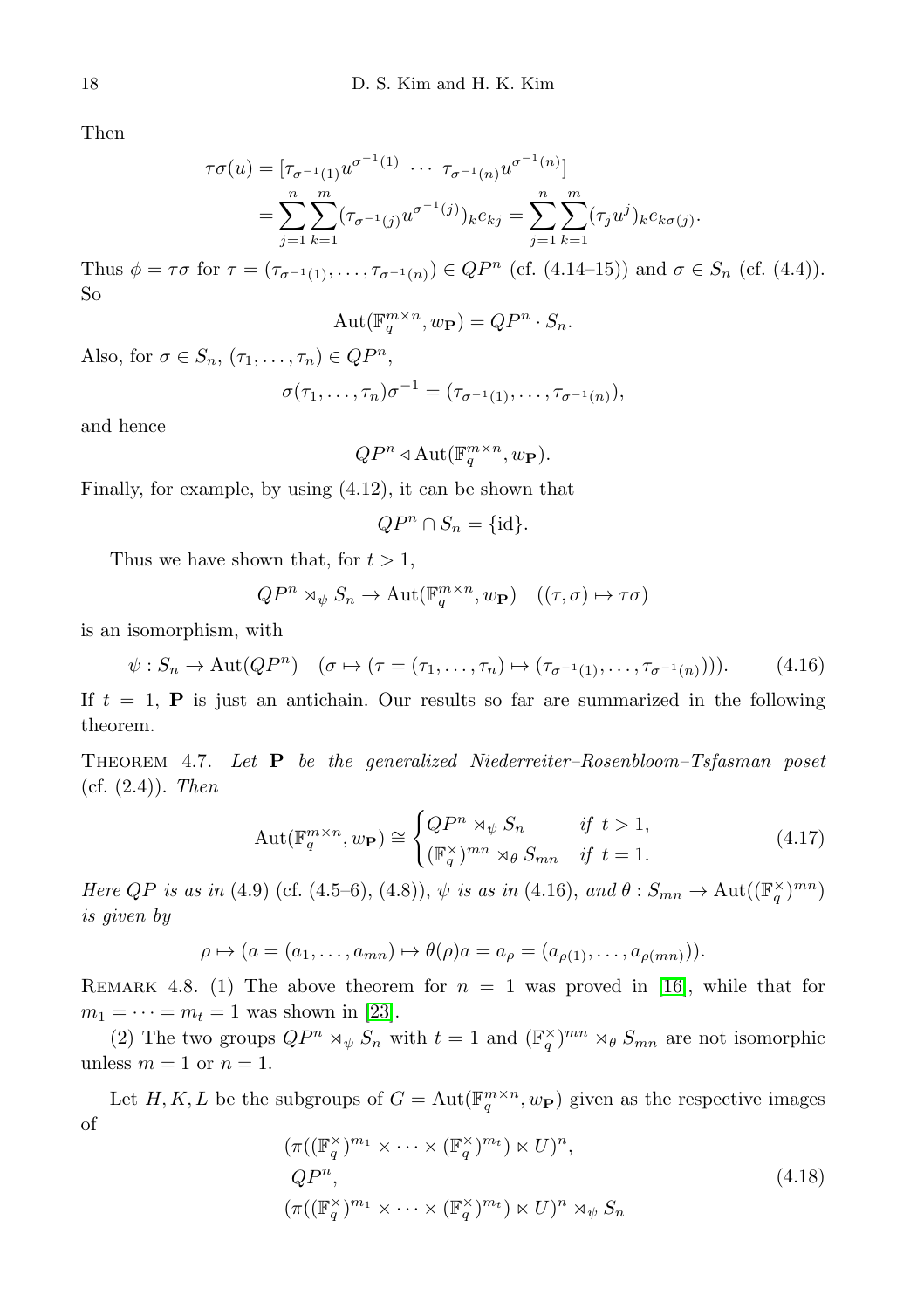Then

$$\tau\sigma(u) = [\tau_{\sigma^{-1}(1)}u^{\sigma^{-1}(1)} \ \cdots \ \tau_{\sigma^{-1}(n)}u^{\sigma^{-1}(n)}]$$
$$= \sum_{j=1}^{n}\sum_{k=1}^{m}(\tau_{\sigma^{-1}(j)}u^{\sigma^{-1}(j)})_k e_{kj} = \sum_{j=1}^{n}\sum_{k=1}^{m}(\tau_j u^j)_k e_{k\sigma(j)}.$$

Thus $\phi = \tau\sigma$ for $\tau = (\tau_{\sigma^{-1}(1)}, \ldots, \tau_{\sigma^{-1}(n)}) \in QP^n$ (cf. (4.14–15)) and $\sigma \in S_n$ (cf. (4.4)). So

$$\mathrm{Aut}(\mathbb{F}_q^{m\times n}, w_{\mathbf{P}}) = QP^n \cdot S_n.$$

Also, for $\sigma \in S_n$, $(\tau_1, \ldots, \tau_n) \in QP^n$,

$$\sigma(\tau_1, \ldots, \tau_n)\sigma^{-1} = (\tau_{\sigma^{-1}(1)}, \ldots, \tau_{\sigma^{-1}(n)}),$$

and hence

$$QP^n \lhd \mathrm{Aut}(\mathbb{F}_q^{m\times n}, w_{\mathbf{P}}).$$

Finally, for example, by using (4.12), it can be shown that

$$QP^n \cap S_n = \{\mathrm{id}\}.$$

Thus we have shown that, for $t > 1$,

$$QP^n \rtimes_\psi S_n \to \mathrm{Aut}(\mathbb{F}_q^{m\times n}, w_{\mathbf{P}}) \quad ((\tau, \sigma) \mapsto \tau\sigma)$$

is an isomorphism, with

$$\psi : S_n \to \mathrm{Aut}(QP^n) \quad (\sigma \mapsto (\tau = (\tau_1, \ldots, \tau_n) \mapsto (\tau_{\sigma^{-1}(1)}, \ldots, \tau_{\sigma^{-1}(n)}))). \tag{4.16}$$

If $t = 1$, $\mathbf{P}$ is just an antichain. Our results so far are summarized in the following theorem.

Theorem 4.7. *Let $\mathbf{P}$ be the generalized Niederreiter–Rosenbloom–Tsfasman poset (cf. (2.4)). Then*

$$\mathrm{Aut}(\mathbb{F}_q^{m\times n}, w_{\mathbf{P}}) \cong \begin{cases} QP^n \rtimes_\psi S_n & \text{if } t > 1, \\ (\mathbb{F}_q^\times)^{mn} \rtimes_\theta S_{mn} & \text{if } t = 1. \end{cases} \tag{4.17}$$

*Here $QP$ is as in (4.9) (cf. (4.5–6), (4.8)), $\psi$ is as in (4.16), and $\theta : S_{mn} \to \mathrm{Aut}((\mathbb{F}_q^\times)^{mn})$ is given by*

$$\rho \mapsto (a = (a_1, \ldots, a_{mn}) \mapsto \theta(\rho)a = a_\rho = (a_{\rho(1)}, \ldots, a_{\rho(mn)})).$$

Remark 4.8. (1) The above theorem for $n = 1$ was proved in [16], while that for $m_1 = \cdots = m_t = 1$ was shown in [23].

(2) The two groups $QP^n \rtimes_\psi S_n$ with $t = 1$ and $(\mathbb{F}_q^\times)^{mn} \rtimes_\theta S_{mn}$ are not isomorphic unless $m = 1$ or $n = 1$.

Let $H, K, L$ be the subgroups of $G = \mathrm{Aut}(\mathbb{F}_q^{m\times n}, w_{\mathbf{P}})$ given as the respective images of

$$\begin{aligned} &(\pi((\mathbb{F}_q^\times)^{m_1} \times \cdots \times (\mathbb{F}_q^\times)^{m_t}) \ltimes U)^n, \\ &QP^n, \\ &(\pi((\mathbb{F}_q^\times)^{m_1} \times \cdots \times (\mathbb{F}_q^\times)^{m_t}) \ltimes U)^n \rtimes_\psi S_n \end{aligned} \tag{4.18}$$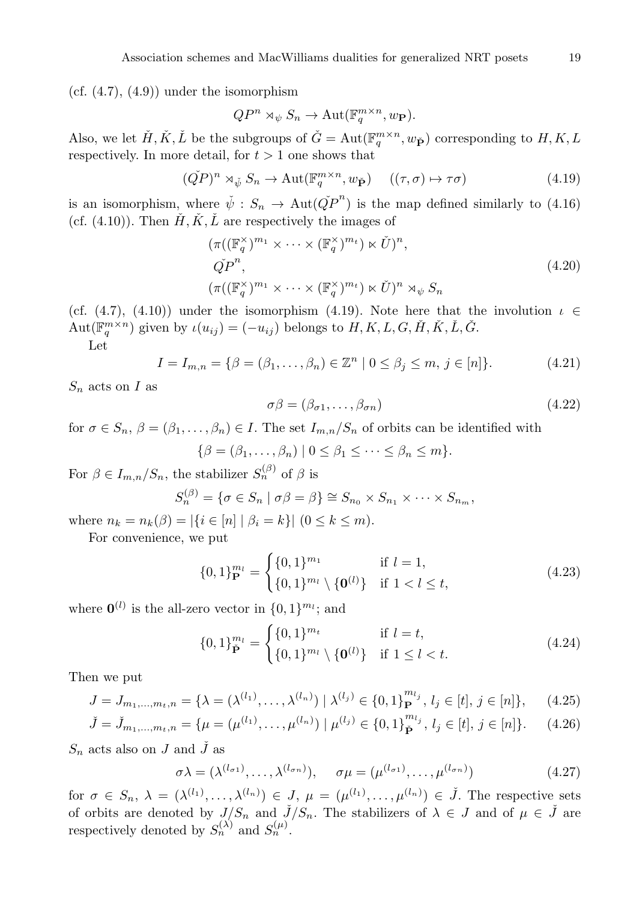(cf. (4.7), (4.9)) under the isomorphism

$$QP^n \rtimes_\psi S_n \to \mathrm{Aut}(\mathbb{F}_q^{m\times n}, w_{\mathbf{P}}).$$

Also, we let $\check{H}, \check{K}, \check{L}$ be the subgroups of $\check{G} = \mathrm{Aut}(\mathbb{F}_q^{m\times n}, w_{\check{\mathbf{P}}})$ corresponding to $H, K, L$ respectively. In more detail, for $t > 1$ one shows that

$$(\check{QP})^n \rtimes_{\check{\psi}} S_n \to \mathrm{Aut}(\mathbb{F}_q^{m\times n}, w_{\check{\mathbf{P}}}) \quad ((\tau, \sigma) \mapsto \tau\sigma) \tag{4.19}$$

is an isomorphism, where $\check{\psi} : S_n \to \mathrm{Aut}(\check{QP}^n)$ is the map defined similarly to (4.16) (cf. (4.10)). Then $\check{H}, \check{K}, \check{L}$ are respectively the images of

$$\begin{aligned}
&(\pi((\mathbb{F}_q^\times)^{m_1} \times \cdots \times (\mathbb{F}_q^\times)^{m_t}) \ltimes \check{U})^n, \\
&\check{QP}^n, \\
&(\pi((\mathbb{F}_q^\times)^{m_1} \times \cdots \times (\mathbb{F}_q^\times)^{m_t}) \ltimes \check{U})^n \rtimes_\psi S_n
\end{aligned} \tag{4.20}$$

(cf. (4.7), (4.10)) under the isomorphism (4.19). Note here that the involution $\iota \in \mathrm{Aut}(\mathbb{F}_q^{m\times n})$ given by $\iota(u_{ij}) = (-u_{ij})$ belongs to $H, K, L, G, \check{H}, \check{K}, \check{L}, \check{G}$.

Let

$$I = I_{m,n} = \{\beta = (\beta_1, \ldots, \beta_n) \in \mathbb{Z}^n \mid 0 \le \beta_j \le m,\ j \in [n]\}. \tag{4.21}$$

$S_n$ acts on $I$ as

$$\sigma\beta = (\beta_{\sigma 1}, \ldots, \beta_{\sigma n}) \tag{4.22}$$

for $\sigma \in S_n$, $\beta = (\beta_1, \ldots, \beta_n) \in I$. The set $I_{m,n}/S_n$ of orbits can be identified with

$$\{\beta = (\beta_1, \ldots, \beta_n) \mid 0 \le \beta_1 \le \cdots \le \beta_n \le m\}.$$

For $\beta \in I_{m,n}/S_n$, the stabilizer $S_n^{(\beta)}$ of $\beta$ is

$$S_n^{(\beta)} = \{\sigma \in S_n \mid \sigma\beta = \beta\} \cong S_{n_0} \times S_{n_1} \times \cdots \times S_{n_m},$$

where $n_k = n_k(\beta) = |\{i \in [n] \mid \beta_i = k\}|$ $(0 \le k \le m)$.

For convenience, we put

$$\{0,1\}_{\mathbf{P}}^{m_l} = \begin{cases} \{0,1\}^{m_1} & \text{if } l = 1, \\ \{0,1\}^{m_l} \setminus \{\mathbf{0}^{(l)}\} & \text{if } 1 < l \le t, \end{cases} \tag{4.23}$$

where $\mathbf{0}^{(l)}$ is the all-zero vector in $\{0,1\}^{m_l}$; and

$$\{0,1\}_{\check{\mathbf{P}}}^{m_l} = \begin{cases} \{0,1\}^{m_t} & \text{if } l = t, \\ \{0,1\}^{m_l} \setminus \{\mathbf{0}^{(l)}\} & \text{if } 1 \le l < t. \end{cases} \tag{4.24}$$

Then we put

$$J = J_{m_1,\ldots,m_t,n} = \{\lambda = (\lambda^{(l_1)}, \ldots, \lambda^{(l_n)}) \mid \lambda^{(l_j)} \in \{0,1\}_{\mathbf{P}}^{m_{l_j}},\ l_j \in [t],\ j \in [n]\}, \tag{4.25}$$

$$\check{J} = \check{J}_{m_1,\ldots,m_t,n} = \{\mu = (\mu^{(l_1)}, \ldots, \mu^{(l_n)}) \mid \mu^{(l_j)} \in \{0,1\}_{\check{\mathbf{P}}}^{m_{l_j}},\ l_j \in [t],\ j \in [n]\}. \tag{4.26}$$

$S_n$ acts also on $J$ and $\check{J}$ as

$$\sigma\lambda = (\lambda^{(l_{\sigma 1})}, \ldots, \lambda^{(l_{\sigma n})}), \quad \sigma\mu = (\mu^{(l_{\sigma 1})}, \ldots, \mu^{(l_{\sigma n})}) \tag{4.27}$$

for $\sigma \in S_n$, $\lambda = (\lambda^{(l_1)}, \ldots, \lambda^{(l_n)}) \in J$, $\mu = (\mu^{(l_1)}, \ldots, \mu^{(l_n)}) \in \check{J}$. The respective sets of orbits are denoted by $J/S_n$ and $\check{J}/S_n$. The stabilizers of $\lambda \in J$ and of $\mu \in \check{J}$ are respectively denoted by $S_n^{(\lambda)}$ and $S_n^{(\mu)}$.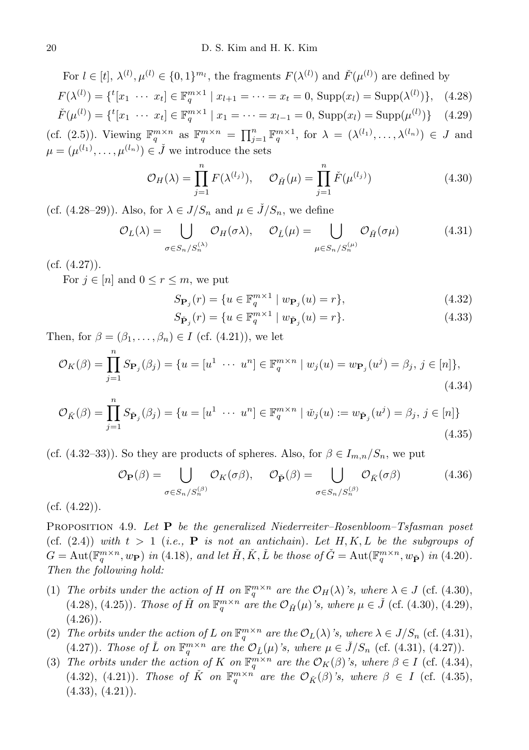For $l \in [t]$, $\lambda^{(l)}, \mu^{(l)} \in \{0,1\}^{m_l}$, the fragments $F(\lambda^{(l)})$ and $\check{F}(\mu^{(l)})$ are defined by

$$F(\lambda^{(l)}) = \{{}^t[x_1 \ \cdots \ x_t] \in \mathbb{F}_q^{m\times 1} \mid x_{l+1} = \cdots = x_t = 0, \ \mathrm{Supp}(x_l) = \mathrm{Supp}(\lambda^{(l)})\}, \quad (4.28)$$

$$\check{F}(\mu^{(l)}) = \{{}^t[x_1 \ \cdots \ x_t] \in \mathbb{F}_q^{m\times 1} \mid x_1 = \cdots = x_{l-1} = 0, \ \mathrm{Supp}(x_l) = \mathrm{Supp}(\mu^{(l)})\} \quad (4.29)$$

(cf. (2.5)). Viewing $\mathbb{F}_q^{m\times n}$ as $\mathbb{F}_q^{m\times n} = \prod_{j=1}^n \mathbb{F}_q^{m\times 1}$, for $\lambda = (\lambda^{(l_1)}, \ldots, \lambda^{(l_n)}) \in J$ and $\mu = (\mu^{(l_1)}, \ldots, \mu^{(l_n)}) \in \check{J}$ we introduce the sets

$$\mathcal{O}_H(\lambda) = \prod_{j=1}^n F(\lambda^{(l_j)}), \qquad \mathcal{O}_{\check{H}}(\mu) = \prod_{j=1}^n \check{F}(\mu^{(l_j)}) \quad (4.30)$$

(cf. (4.28–29)). Also, for $\lambda \in J/S_n$ and $\mu \in \check{J}/S_n$, we define

$$\mathcal{O}_L(\lambda) = \bigcup_{\sigma\in S_n/S_n^{(\lambda)}} \mathcal{O}_H(\sigma\lambda), \qquad \mathcal{O}_{\check{L}}(\mu) = \bigcup_{\mu\in S_n/S_n^{(\mu)}} \mathcal{O}_{\check{H}}(\sigma\mu) \quad (4.31)$$

(cf. (4.27)).

For $j \in [n]$ and $0 \le r \le m$, we put

$$S_{\mathbf{P}_j}(r) = \{u \in \mathbb{F}_q^{m\times 1} \mid w_{\mathbf{P}_j}(u) = r\}, \quad (4.32)$$

$$S_{\check{\mathbf{P}}_j}(r) = \{u \in \mathbb{F}_q^{m\times 1} \mid w_{\check{\mathbf{P}}_j}(u) = r\}. \quad (4.33)$$

Then, for $\beta = (\beta_1, \ldots, \beta_n) \in I$ (cf. (4.21)), we let

$$\mathcal{O}_K(\beta) = \prod_{j=1}^n S_{\mathbf{P}_j}(\beta_j) = \{u = [u^1 \ \cdots \ u^n] \in \mathbb{F}_q^{m\times n} \mid w_j(u) = w_{\mathbf{P}_j}(u^j) = \beta_j, \ j \in [n]\}, \quad (4.34)$$

$$\mathcal{O}_{\check{K}}(\beta) = \prod_{j=1}^n S_{\check{\mathbf{P}}_j}(\beta_j) = \{u = [u^1 \ \cdots \ u^n] \in \mathbb{F}_q^{m\times n} \mid \check{w}_j(u) := w_{\check{\mathbf{P}}_j}(u^j) = \beta_j, \ j \in [n]\} \quad (4.35)$$

(cf. (4.32–33)). So they are products of spheres. Also, for $\beta \in I_{m,n}/S_n$, we put

$$\mathcal{O}_{\mathbf{P}}(\beta) = \bigcup_{\sigma\in S_n/S_n^{(\beta)}} \mathcal{O}_K(\sigma\beta), \qquad \mathcal{O}_{\check{\mathbf{P}}}(\beta) = \bigcup_{\sigma\in S_n/S_n^{(\beta)}} \mathcal{O}_{\check{K}}(\sigma\beta) \quad (4.36)$$

(cf. (4.22)).

Proposition 4.9. *Let $\mathbf{P}$ be the generalized Niederreiter–Rosenbloom–Tsfasman poset (cf. (2.4)) with $t > 1$ (i.e., $\mathbf{P}$ is not an antichain). Let $H, K, L$ be the subgroups of $G = \mathrm{Aut}(\mathbb{F}_q^{m\times n}, w_{\mathbf{P}})$ in (4.18), and let $\check{H}, \check{K}, \check{L}$ be those of $\check{G} = \mathrm{Aut}(\mathbb{F}_q^{m\times n}, w_{\check{\mathbf{P}}})$ in (4.20). Then the following hold:*

1. *The orbits under the action of $H$ on $\mathbb{F}_q^{m\times n}$ are the $\mathcal{O}_H(\lambda)$'s, where $\lambda \in J$ (cf. (4.30), (4.28), (4.25)). Those of $\check{H}$ on $\mathbb{F}_q^{m\times n}$ are the $\mathcal{O}_{\check{H}}(\mu)$'s, where $\mu \in \check{J}$ (cf. (4.30), (4.29), (4.26)).*
2. *The orbits under the action of $L$ on $\mathbb{F}_q^{m\times n}$ are the $\mathcal{O}_L(\lambda)$'s, where $\lambda \in J/S_n$ (cf. (4.31), (4.27)). Those of $\check{L}$ on $\mathbb{F}_q^{m\times n}$ are the $\mathcal{O}_{\check{L}}(\mu)$'s, where $\mu \in \check{J}/S_n$ (cf. (4.31), (4.27)).*
3. *The orbits under the action of $K$ on $\mathbb{F}_q^{m\times n}$ are the $\mathcal{O}_K(\beta)$'s, where $\beta \in I$ (cf. (4.34), (4.32), (4.21)). Those of $\check{K}$ on $\mathbb{F}_q^{m\times n}$ are the $\mathcal{O}_{\check{K}}(\beta)$'s, where $\beta \in I$ (cf. (4.35), (4.33), (4.21)).*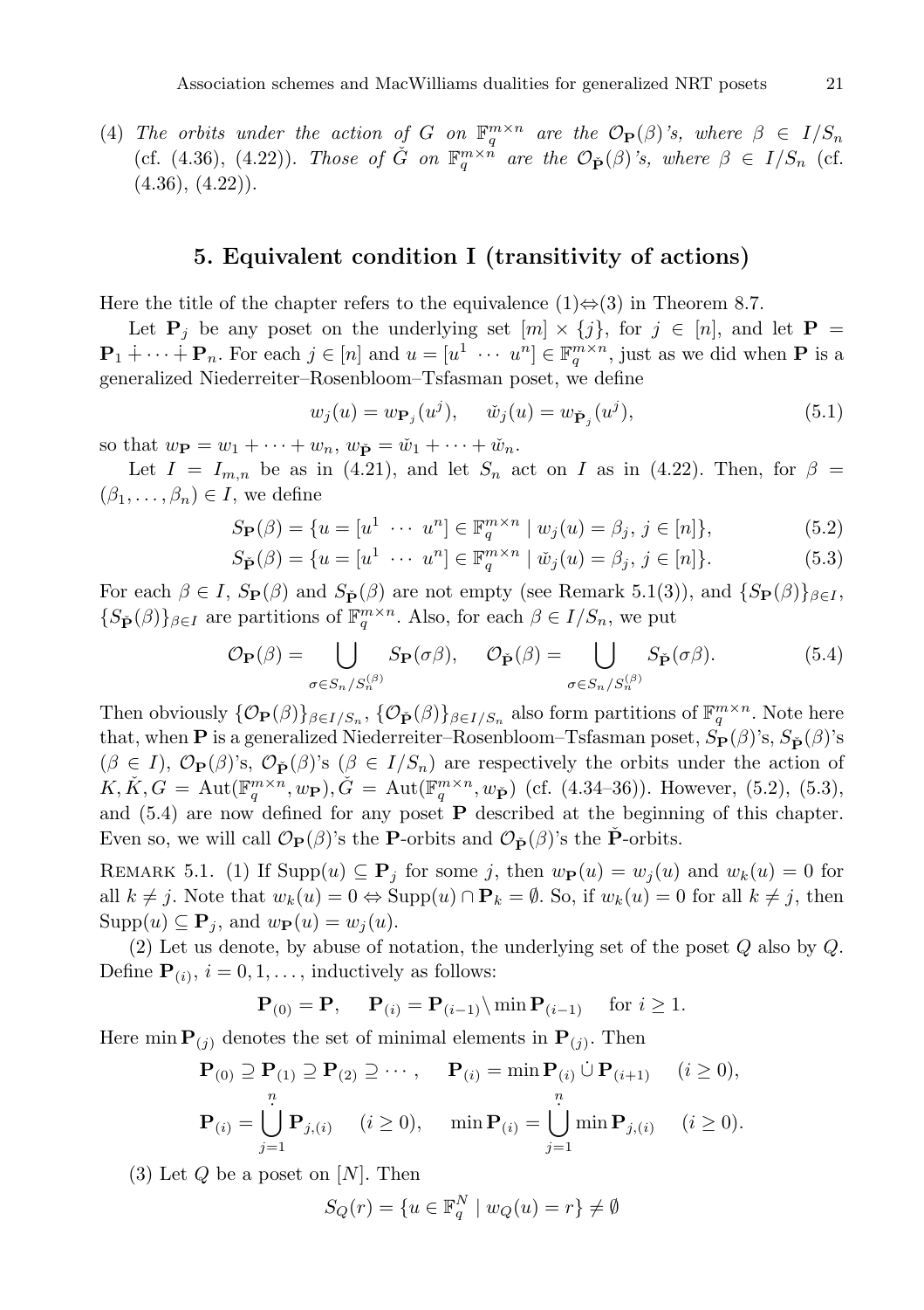(4) *The orbits under the action of* $G$ *on* $\mathbb{F}_q^{m\times n}$ *are the* $\mathcal{O}_{\mathbf{P}}(\beta)$*'s, where* $\beta \in I/S_n$ (cf. (4.36), (4.22)). *Those of* $\check{G}$ *on* $\mathbb{F}_q^{m\times n}$ *are the* $\mathcal{O}_{\check{\mathbf{P}}}(\beta)$*'s, where* $\beta \in I/S_n$ (cf. (4.36), (4.22)).

## 5. Equivalent condition I (transitivity of actions)

Here the title of the chapter refers to the equivalence (1)⇔(3) in Theorem 8.7.

Let $\mathbf{P}_j$ be any poset on the underlying set $[m]\times\{j\}$, for $j \in [n]$, and let $\mathbf{P} = \mathbf{P}_1 \dot{+} \cdots \dot{+} \mathbf{P}_n$. For each $j \in [n]$ and $u = [u^1 \ \cdots \ u^n] \in \mathbb{F}_q^{m\times n}$, just as we did when $\mathbf{P}$ is a generalized Niederreiter–Rosenbloom–Tsfasman poset, we define

$$w_j(u) = w_{\mathbf{P}_j}(u^j), \quad \check{w}_j(u) = w_{\check{\mathbf{P}}_j}(u^j), \tag{5.1}$$

so that $w_{\mathbf{P}} = w_1 + \cdots + w_n$, $w_{\check{\mathbf{P}}} = \check{w}_1 + \cdots + \check{w}_n$.

Let $I = I_{m,n}$ be as in (4.21), and let $S_n$ act on $I$ as in (4.22). Then, for $\beta = (\beta_1, \ldots, \beta_n) \in I$, we define

$$S_{\mathbf{P}}(\beta) = \{u = [u^1 \ \cdots \ u^n] \in \mathbb{F}_q^{m\times n} \mid w_j(u) = \beta_j,\ j \in [n]\}, \tag{5.2}$$

$$S_{\check{\mathbf{P}}}(\beta) = \{u = [u^1 \ \cdots \ u^n] \in \mathbb{F}_q^{m\times n} \mid \check{w}_j(u) = \beta_j,\ j \in [n]\}. \tag{5.3}$$

For each $\beta \in I$, $S_{\mathbf{P}}(\beta)$ and $S_{\check{\mathbf{P}}}(\beta)$ are not empty (see Remark 5.1(3)), and $\{S_{\mathbf{P}}(\beta)\}_{\beta\in I}$, $\{S_{\check{\mathbf{P}}}(\beta)\}_{\beta\in I}$ are partitions of $\mathbb{F}_q^{m\times n}$. Also, for each $\beta \in I/S_n$, we put

$$\mathcal{O}_{\mathbf{P}}(\beta) = \bigcup_{\sigma\in S_n/S_n^{(\beta)}} S_{\mathbf{P}}(\sigma\beta), \quad \mathcal{O}_{\check{\mathbf{P}}}(\beta) = \bigcup_{\sigma\in S_n/S_n^{(\beta)}} S_{\check{\mathbf{P}}}(\sigma\beta). \tag{5.4}$$

Then obviously $\{\mathcal{O}_{\mathbf{P}}(\beta)\}_{\beta\in I/S_n}$, $\{\mathcal{O}_{\check{\mathbf{P}}}(\beta)\}_{\beta\in I/S_n}$ also form partitions of $\mathbb{F}_q^{m\times n}$. Note here that, when $\mathbf{P}$ is a generalized Niederreiter–Rosenbloom–Tsfasman poset, $S_{\mathbf{P}}(\beta)$'s, $S_{\check{\mathbf{P}}}(\beta)$'s ($\beta \in I$), $\mathcal{O}_{\mathbf{P}}(\beta)$'s, $\mathcal{O}_{\check{\mathbf{P}}}(\beta)$'s ($\beta \in I/S_n$) are respectively the orbits under the action of $K, \check{K}, G = \mathrm{Aut}(\mathbb{F}_q^{m\times n}, w_{\mathbf{P}}), \check{G} = \mathrm{Aut}(\mathbb{F}_q^{m\times n}, w_{\check{\mathbf{P}}})$ (cf. (4.34–36)). However, (5.2), (5.3), and (5.4) are now defined for any poset $\mathbf{P}$ described at the beginning of this chapter. Even so, we will call $\mathcal{O}_{\mathbf{P}}(\beta)$'s the $\mathbf{P}$-orbits and $\mathcal{O}_{\check{\mathbf{P}}}(\beta)$'s the $\check{\mathbf{P}}$-orbits.

Remark 5.1. (1) If $\mathrm{Supp}(u) \subseteq \mathbf{P}_j$ for some $j$, then $w_{\mathbf{P}}(u) = w_j(u)$ and $w_k(u) = 0$ for all $k \neq j$. Note that $w_k(u) = 0 \Leftrightarrow \mathrm{Supp}(u) \cap \mathbf{P}_k = \emptyset$. So, if $w_k(u) = 0$ for all $k \neq j$, then $\mathrm{Supp}(u) \subseteq \mathbf{P}_j$, and $w_{\mathbf{P}}(u) = w_j(u)$.

(2) Let us denote, by abuse of notation, the underlying set of the poset $Q$ also by $Q$. Define $\mathbf{P}_{(i)}$, $i = 0, 1, \ldots$, inductively as follows:

$$\mathbf{P}_{(0)} = \mathbf{P}, \quad \mathbf{P}_{(i)} = \mathbf{P}_{(i-1)} \setminus \min \mathbf{P}_{(i-1)} \quad \text{for } i \geq 1.$$

Here $\min \mathbf{P}_{(j)}$ denotes the set of minimal elements in $\mathbf{P}_{(j)}$. Then

$$\mathbf{P}_{(0)} \supseteq \mathbf{P}_{(1)} \supseteq \mathbf{P}_{(2)} \supseteq \cdots, \quad \mathbf{P}_{(i)} = \min \mathbf{P}_{(i)} \,\dot{\cup}\, \mathbf{P}_{(i+1)} \quad (i \geq 0),$$

$$\mathbf{P}_{(i)} = \dot{\bigcup_{j=1}^{n}} \mathbf{P}_{j,(i)} \quad (i \geq 0), \quad \min \mathbf{P}_{(i)} = \dot{\bigcup_{j=1}^{n}} \min \mathbf{P}_{j,(i)} \quad (i \geq 0).$$

(3) Let $Q$ be a poset on $[N]$. Then

$$S_Q(r) = \{u \in \mathbb{F}_q^N \mid w_Q(u) = r\} \neq \emptyset$$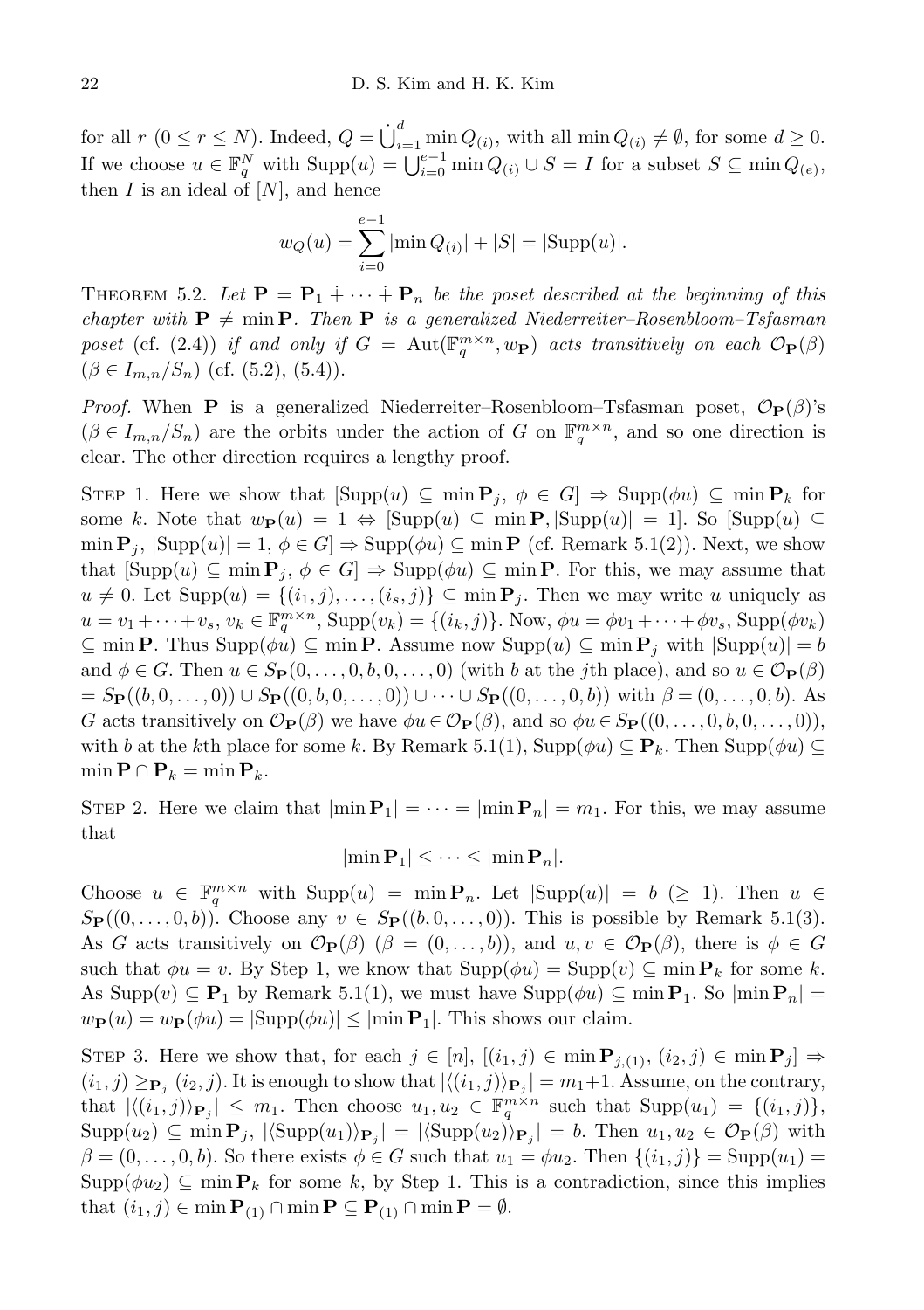for all $r$ $(0 \leq r \leq N)$. Indeed, $Q = \dot{\bigcup}_{i=1}^{d} \min Q_{(i)}$, with all $\min Q_{(i)} \neq \emptyset$, for some $d \geq 0$. If we choose $u \in \mathbb{F}_q^N$ with $\mathrm{Supp}(u) = \bigcup_{i=0}^{e-1} \min Q_{(i)} \cup S = I$ for a subset $S \subseteq \min Q_{(e)}$, then $I$ is an ideal of $[N]$, and hence

$$w_Q(u) = \sum_{i=0}^{e-1} |\min Q_{(i)}| + |S| = |\mathrm{Supp}(u)|.$$

THEOREM 5.2. *Let $\mathbf{P} = \mathbf{P}_1 \dot{+} \cdots \dot{+} \mathbf{P}_n$ be the poset described at the beginning of this chapter with $\mathbf{P} \neq \min \mathbf{P}$. Then $\mathbf{P}$ is a generalized Niederreiter–Rosenbloom–Tsfasman poset* (cf. (2.4)) *if and only if $G = \mathrm{Aut}(\mathbb{F}_q^{m\times n}, w_{\mathbf{P}})$ acts transitively on each $\mathcal{O}_{\mathbf{P}}(\beta)$ $(\beta \in I_{m,n}/S_n)$* (cf. (5.2), (5.4)).

*Proof.* When $\mathbf{P}$ is a generalized Niederreiter–Rosenbloom–Tsfasman poset, $\mathcal{O}_{\mathbf{P}}(\beta)$'s $(\beta \in I_{m,n}/S_n)$ are the orbits under the action of $G$ on $\mathbb{F}_q^{m\times n}$, and so one direction is clear. The other direction requires a lengthy proof.

STEP 1. Here we show that $[\mathrm{Supp}(u) \subseteq \min \mathbf{P}_j,\ \phi \in G] \Rightarrow \mathrm{Supp}(\phi u) \subseteq \min \mathbf{P}_k$ for some $k$. Note that $w_{\mathbf{P}}(u) = 1 \Leftrightarrow [\mathrm{Supp}(u) \subseteq \min \mathbf{P}, |\mathrm{Supp}(u)| = 1]$. So $[\mathrm{Supp}(u) \subseteq \min \mathbf{P}_j,\ |\mathrm{Supp}(u)| = 1,\ \phi \in G] \Rightarrow \mathrm{Supp}(\phi u) \subseteq \min \mathbf{P}$ (cf. Remark 5.1(2)). Next, we show that $[\mathrm{Supp}(u) \subseteq \min \mathbf{P}_j,\ \phi \in G] \Rightarrow \mathrm{Supp}(\phi u) \subseteq \min \mathbf{P}$. For this, we may assume that $u \neq 0$. Let $\mathrm{Supp}(u) = \{(i_1, j), \ldots, (i_s, j)\} \subseteq \min \mathbf{P}_j$. Then we may write $u$ uniquely as $u = v_1 + \cdots + v_s$, $v_k \in \mathbb{F}_q^{m\times n}$, $\mathrm{Supp}(v_k) = \{(i_k, j)\}$. Now, $\phi u = \phi v_1 + \cdots + \phi v_s$, $\mathrm{Supp}(\phi v_k) \subseteq \min \mathbf{P}$. Thus $\mathrm{Supp}(\phi u) \subseteq \min \mathbf{P}$. Assume now $\mathrm{Supp}(u) \subseteq \min \mathbf{P}_j$ with $|\mathrm{Supp}(u)| = b$ and $\phi \in G$. Then $u \in S_{\mathbf{P}}(0, \ldots, 0, b, 0, \ldots, 0)$ (with $b$ at the $j$th place), and so $u \in \mathcal{O}_{\mathbf{P}}(\beta) = S_{\mathbf{P}}((b, 0, \ldots, 0)) \cup S_{\mathbf{P}}((0, b, 0, \ldots, 0)) \cup \cdots \cup S_{\mathbf{P}}((0, \ldots, 0, b))$ with $\beta = (0, \ldots, 0, b)$. As $G$ acts transitively on $\mathcal{O}_{\mathbf{P}}(\beta)$ we have $\phi u \in \mathcal{O}_{\mathbf{P}}(\beta)$, and so $\phi u \in S_{\mathbf{P}}((0, \ldots, 0, b, 0, \ldots, 0))$, with $b$ at the $k$th place for some $k$. By Remark 5.1(1), $\mathrm{Supp}(\phi u) \subseteq \mathbf{P}_k$. Then $\mathrm{Supp}(\phi u) \subseteq \min \mathbf{P} \cap \mathbf{P}_k = \min \mathbf{P}_k$.

STEP 2. Here we claim that $|\min \mathbf{P}_1| = \cdots = |\min \mathbf{P}_n| = m_1$. For this, we may assume that

$$|\min \mathbf{P}_1| \leq \cdots \leq |\min \mathbf{P}_n|.$$

Choose $u \in \mathbb{F}_q^{m\times n}$ with $\mathrm{Supp}(u) = \min \mathbf{P}_n$. Let $|\mathrm{Supp}(u)| = b$ $(\geq 1)$. Then $u \in S_{\mathbf{P}}((0, \ldots, 0, b))$. Choose any $v \in S_{\mathbf{P}}((b, 0, \ldots, 0))$. This is possible by Remark 5.1(3). As $G$ acts transitively on $\mathcal{O}_{\mathbf{P}}(\beta)$ $(\beta = (0, \ldots, b))$, and $u, v \in \mathcal{O}_{\mathbf{P}}(\beta)$, there is $\phi \in G$ such that $\phi u = v$. By Step 1, we know that $\mathrm{Supp}(\phi u) = \mathrm{Supp}(v) \subseteq \min \mathbf{P}_k$ for some $k$. As $\mathrm{Supp}(v) \subseteq \mathbf{P}_1$ by Remark 5.1(1), we must have $\mathrm{Supp}(\phi u) \subseteq \min \mathbf{P}_1$. So $|\min \mathbf{P}_n| = w_{\mathbf{P}}(u) = w_{\mathbf{P}}(\phi u) = |\mathrm{Supp}(\phi u)| \leq |\min \mathbf{P}_1|$. This shows our claim.

STEP 3. Here we show that, for each $j \in [n]$, $[(i_1, j) \in \min \mathbf{P}_{j,(1)},\ (i_2, j) \in \min \mathbf{P}_j] \Rightarrow (i_1, j) \geq_{\mathbf{P}_j} (i_2, j)$. It is enough to show that $|\langle (i_1, j) \rangle_{\mathbf{P}_j}| = m_1 + 1$. Assume, on the contrary, that $|\langle (i_1, j) \rangle_{\mathbf{P}_j}| \leq m_1$. Then choose $u_1, u_2 \in \mathbb{F}_q^{m\times n}$ such that $\mathrm{Supp}(u_1) = \{(i_1, j)\}$, $\mathrm{Supp}(u_2) \subseteq \min \mathbf{P}_j$, $|\langle \mathrm{Supp}(u_1) \rangle_{\mathbf{P}_j}| = |\langle \mathrm{Supp}(u_2) \rangle_{\mathbf{P}_j}| = b$. Then $u_1, u_2 \in \mathcal{O}_{\mathbf{P}}(\beta)$ with $\beta = (0, \ldots, 0, b)$. So there exists $\phi \in G$ such that $u_1 = \phi u_2$. Then $\{(i_1, j)\} = \mathrm{Supp}(u_1) = \mathrm{Supp}(\phi u_2) \subseteq \min \mathbf{P}_k$ for some $k$, by Step 1. This is a contradiction, since this implies that $(i_1, j) \in \min \mathbf{P}_{(1)} \cap \min \mathbf{P} \subseteq \mathbf{P}_{(1)} \cap \min \mathbf{P} = \emptyset$.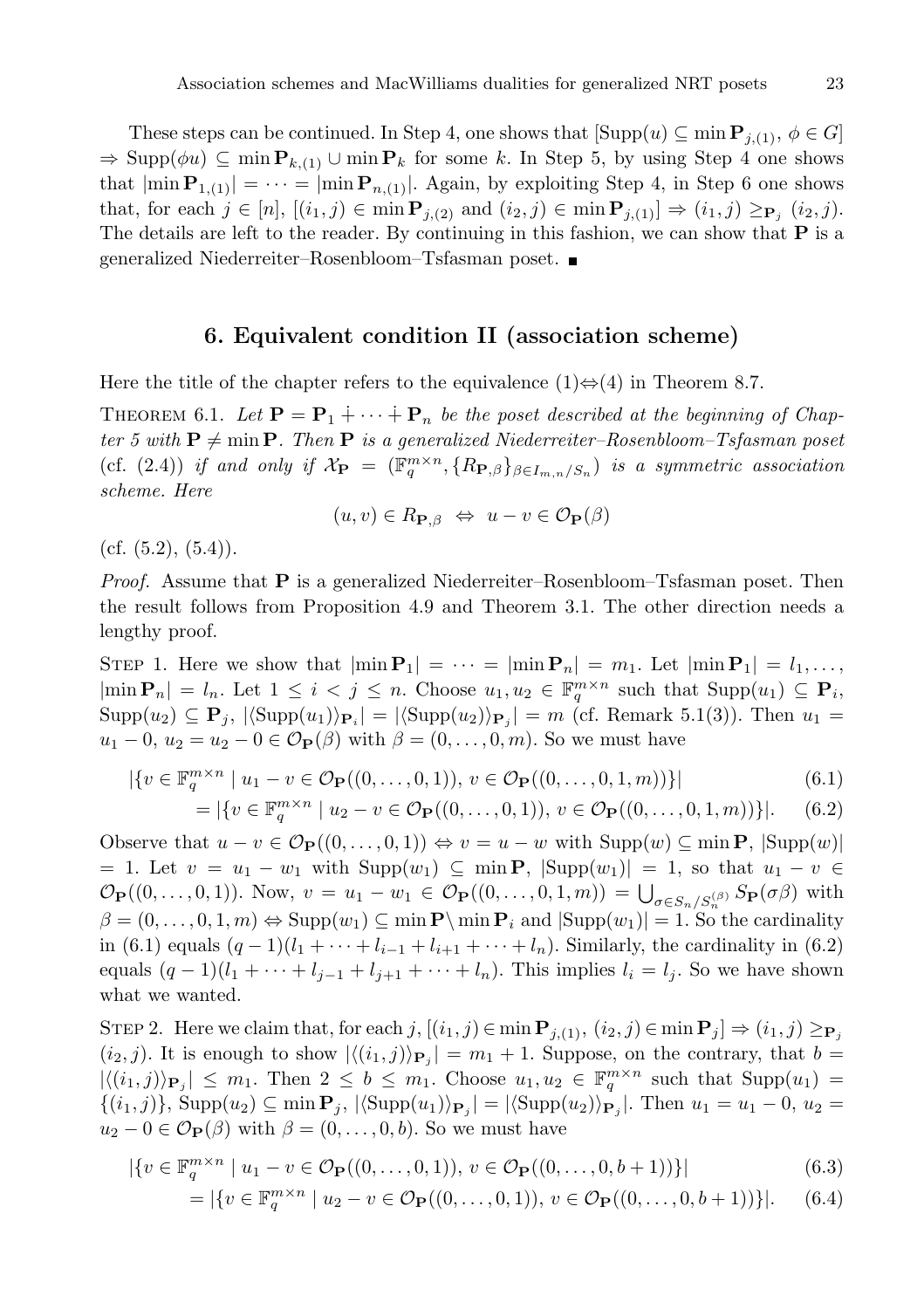These steps can be continued. In Step 4, one shows that $[\mathrm{Supp}(u) \subseteq \min \mathbf{P}_{j,(1)},\ \phi \in G]$ $\Rightarrow \mathrm{Supp}(\phi u) \subseteq \min \mathbf{P}_{k,(1)} \cup \min \mathbf{P}_k$ for some $k$. In Step 5, by using Step 4 one shows that $|\min \mathbf{P}_{1,(1)}| = \cdots = |\min \mathbf{P}_{n,(1)}|$. Again, by exploiting Step 4, in Step 6 one shows that, for each $j \in [n]$, $[(i_1, j) \in \min \mathbf{P}_{j,(2)}$ and $(i_2, j) \in \min \mathbf{P}_{j,(1)}] \Rightarrow (i_1, j) \geq_{\mathbf{P}_j} (i_2, j)$. The details are left to the reader. By continuing in this fashion, we can show that $\mathbf{P}$ is a generalized Niederreiter–Rosenbloom–Tsfasman poset. ■

## 6. Equivalent condition II (association scheme)

Here the title of the chapter refers to the equivalence (1)⇔(4) in Theorem 8.7.

THEOREM 6.1. *Let $\mathbf{P} = \mathbf{P}_1 \dotplus \cdots \dotplus \mathbf{P}_n$ be the poset described at the beginning of Chapter 5 with $\mathbf{P} \neq \min \mathbf{P}$. Then $\mathbf{P}$ is a generalized Niederreiter–Rosenbloom–Tsfasman poset* (cf. (2.4)) *if and only if $\mathcal{X}_{\mathbf{P}} = (\mathbb{F}_q^{m \times n}, \{R_{\mathbf{P},\beta}\}_{\beta \in I_{m,n}/S_n})$ is a symmetric association scheme. Here*

$$(u, v) \in R_{\mathbf{P},\beta} \ \Leftrightarrow \ u - v \in \mathcal{O}_{\mathbf{P}}(\beta)$$

(cf. (5.2), (5.4)).

*Proof.* Assume that $\mathbf{P}$ is a generalized Niederreiter–Rosenbloom–Tsfasman poset. Then the result follows from Proposition 4.9 and Theorem 3.1. The other direction needs a lengthy proof.

STEP 1. Here we show that $|\min \mathbf{P}_1| = \cdots = |\min \mathbf{P}_n| = m_1$. Let $|\min \mathbf{P}_1| = l_1, \ldots,$ $|\min \mathbf{P}_n| = l_n$. Let $1 \leq i < j \leq n$. Choose $u_1, u_2 \in \mathbb{F}_q^{m \times n}$ such that $\mathrm{Supp}(u_1) \subseteq \mathbf{P}_i$, $\mathrm{Supp}(u_2) \subseteq \mathbf{P}_j$, $|\langle \mathrm{Supp}(u_1) \rangle_{\mathbf{P}_i}| = |\langle \mathrm{Supp}(u_2) \rangle_{\mathbf{P}_j}| = m$ (cf. Remark 5.1(3)). Then $u_1 = u_1 - 0$, $u_2 = u_2 - 0 \in \mathcal{O}_{\mathbf{P}}(\beta)$ with $\beta = (0, \ldots, 0, m)$. So we must have

$$|\{v \in \mathbb{F}_q^{m \times n} \mid u_1 - v \in \mathcal{O}_{\mathbf{P}}((0, \ldots, 0, 1)),\ v \in \mathcal{O}_{\mathbf{P}}((0, \ldots, 0, 1, m))\}| \tag{6.1}$$

$$= |\{v \in \mathbb{F}_q^{m \times n} \mid u_2 - v \in \mathcal{O}_{\mathbf{P}}((0, \ldots, 0, 1)),\ v \in \mathcal{O}_{\mathbf{P}}((0, \ldots, 0, 1, m))\}|. \tag{6.2}$$

Observe that $u - v \in \mathcal{O}_{\mathbf{P}}((0, \ldots, 0, 1)) \Leftrightarrow v = u - w$ with $\mathrm{Supp}(w) \subseteq \min \mathbf{P}$, $|\mathrm{Supp}(w)| = 1$. Let $v = u_1 - w_1$ with $\mathrm{Supp}(w_1) \subseteq \min \mathbf{P}$, $|\mathrm{Supp}(w_1)| = 1$, so that $u_1 - v \in \mathcal{O}_{\mathbf{P}}((0, \ldots, 0, 1))$. Now, $v = u_1 - w_1 \in \mathcal{O}_{\mathbf{P}}((0, \ldots, 0, 1, m)) = \bigcup_{\sigma \in S_n/S_n^{(\beta)}} S_{\mathbf{P}}(\sigma\beta)$ with $\beta = (0, \ldots, 0, 1, m) \Leftrightarrow \mathrm{Supp}(w_1) \subseteq \min \mathbf{P} \setminus \min \mathbf{P}_i$ and $|\mathrm{Supp}(w_1)| = 1$. So the cardinality in (6.1) equals $(q-1)(l_1 + \cdots + l_{i-1} + l_{i+1} + \cdots + l_n)$. Similarly, the cardinality in (6.2) equals $(q-1)(l_1 + \cdots + l_{j-1} + l_{j+1} + \cdots + l_n)$. This implies $l_i = l_j$. So we have shown what we wanted.

STEP 2. Here we claim that, for each $j$, $[(i_1, j) \in \min \mathbf{P}_{j,(1)},\ (i_2, j) \in \min \mathbf{P}_j] \Rightarrow (i_1, j) \geq_{\mathbf{P}_j} (i_2, j)$. It is enough to show $|\langle (i_1, j) \rangle_{\mathbf{P}_j}| = m_1 + 1$. Suppose, on the contrary, that $b = |\langle (i_1, j) \rangle_{\mathbf{P}_j}| \leq m_1$. Then $2 \leq b \leq m_1$. Choose $u_1, u_2 \in \mathbb{F}_q^{m \times n}$ such that $\mathrm{Supp}(u_1) = \{(i_1, j)\}$, $\mathrm{Supp}(u_2) \subseteq \min \mathbf{P}_j$, $|\langle \mathrm{Supp}(u_1) \rangle_{\mathbf{P}_j}| = |\langle \mathrm{Supp}(u_2) \rangle_{\mathbf{P}_j}|$. Then $u_1 = u_1 - 0$, $u_2 = u_2 - 0 \in \mathcal{O}_{\mathbf{P}}(\beta)$ with $\beta = (0, \ldots, 0, b)$. So we must have

$$|\{v \in \mathbb{F}_q^{m \times n} \mid u_1 - v \in \mathcal{O}_{\mathbf{P}}((0, \ldots, 0, 1)),\ v \in \mathcal{O}_{\mathbf{P}}((0, \ldots, 0, b+1))\}| \tag{6.3}$$

$$= |\{v \in \mathbb{F}_q^{m \times n} \mid u_2 - v \in \mathcal{O}_{\mathbf{P}}((0, \ldots, 0, 1)),\ v \in \mathcal{O}_{\mathbf{P}}((0, \ldots, 0, b+1))\}|. \tag{6.4}$$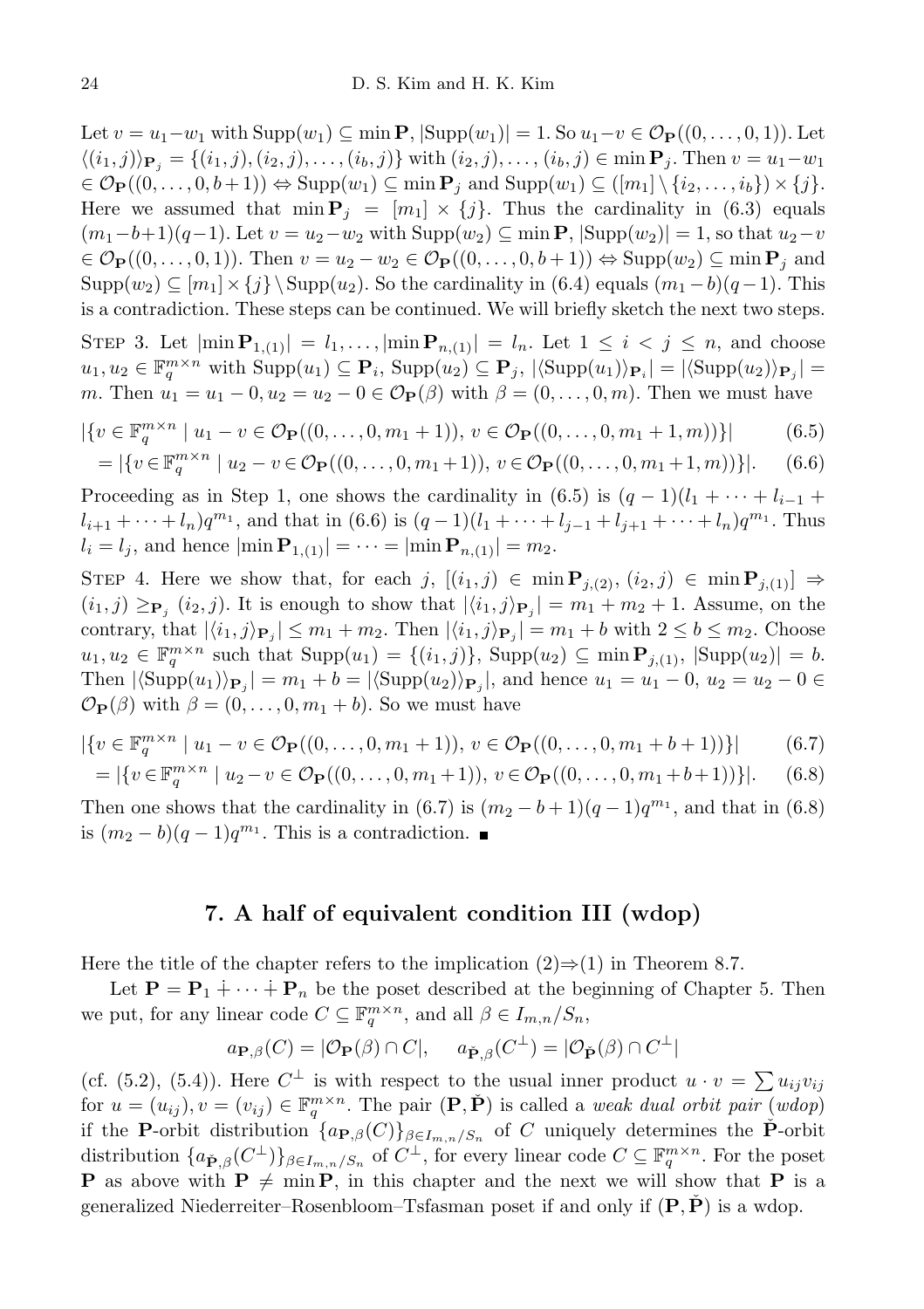Let $v = u_1 - w_1$ with $\mathrm{Supp}(w_1) \subseteq \min \mathbf{P}$, $|\mathrm{Supp}(w_1)| = 1$. So $u_1 - v \in \mathcal{O}_{\mathbf{P}}((0,\dots,0,1))$. Let $\langle (i_1,j)\rangle_{\mathbf{P}_j} = \{(i_1,j),(i_2,j),\dots,(i_b,j)\}$ with $(i_2,j),\dots,(i_b,j) \in \min \mathbf{P}_j$. Then $v = u_1 - w_1 \in \mathcal{O}_{\mathbf{P}}((0,\dots,0,b+1)) \Leftrightarrow \mathrm{Supp}(w_1) \subseteq \min \mathbf{P}_j$ and $\mathrm{Supp}(w_1) \subseteq ([m_1] \setminus \{i_2,\dots,i_b\}) \times \{j\}$. Here we assumed that $\min \mathbf{P}_j = [m_1] \times \{j\}$. Thus the cardinality in (6.3) equals $(m_1 - b+1)(q-1)$. Let $v = u_2 - w_2$ with $\mathrm{Supp}(w_2) \subseteq \min \mathbf{P}$, $|\mathrm{Supp}(w_2)| = 1$, so that $u_2 - v \in \mathcal{O}_{\mathbf{P}}((0,\dots,0,1))$. Then $v = u_2 - w_2 \in \mathcal{O}_{\mathbf{P}}((0,\dots,0,b+1)) \Leftrightarrow \mathrm{Supp}(w_2) \subseteq \min \mathbf{P}_j$ and $\mathrm{Supp}(w_2) \subseteq [m_1] \times \{j\} \setminus \mathrm{Supp}(u_2)$. So the cardinality in (6.4) equals $(m_1 - b)(q-1)$. This is a contradiction. These steps can be continued. We will briefly sketch the next two steps.

Step 3. Let $|\min \mathbf{P}_{1,(1)}| = l_1, \dots, |\min \mathbf{P}_{n,(1)}| = l_n$. Let $1 \le i < j \le n$, and choose $u_1, u_2 \in \mathbb{F}_q^{m\times n}$ with $\mathrm{Supp}(u_1) \subseteq \mathbf{P}_i$, $\mathrm{Supp}(u_2) \subseteq \mathbf{P}_j$, $|\langle \mathrm{Supp}(u_1)\rangle_{\mathbf{P}_i}| = |\langle \mathrm{Supp}(u_2)\rangle_{\mathbf{P}_j}| = m$. Then $u_1 = u_1 - 0, u_2 = u_2 - 0 \in \mathcal{O}_{\mathbf{P}}(\beta)$ with $\beta = (0,\dots,0,m)$. Then we must have

$$|\{v \in \mathbb{F}_q^{m\times n} \mid u_1 - v \in \mathcal{O}_{\mathbf{P}}((0,\dots,0,m_1+1)),\ v \in \mathcal{O}_{\mathbf{P}}((0,\dots,0,m_1+1,m))\}| \tag{6.5}$$

$$= |\{v \in \mathbb{F}_q^{m\times n} \mid u_2 - v \in \mathcal{O}_{\mathbf{P}}((0,\dots,0,m_1+1)),\ v \in \mathcal{O}_{\mathbf{P}}((0,\dots,0,m_1+1,m))\}|. \tag{6.6}$$

Proceeding as in Step 1, one shows the cardinality in (6.5) is $(q-1)(l_1 + \dots + l_{i-1} + l_{i+1} + \dots + l_n)q^{m_1}$, and that in (6.6) is $(q-1)(l_1 + \dots + l_{j-1} + l_{j+1} + \dots + l_n)q^{m_1}$. Thus $l_i = l_j$, and hence $|\min \mathbf{P}_{1,(1)}| = \dots = |\min \mathbf{P}_{n,(1)}| = m_2$.

Step 4. Here we show that, for each $j$, $[(i_1,j) \in \min \mathbf{P}_{j,(2)},\ (i_2,j) \in \min \mathbf{P}_{j,(1)}] \Rightarrow (i_1,j) \ge_{\mathbf{P}_j} (i_2,j)$. It is enough to show that $|\langle i_1, j\rangle_{\mathbf{P}_j}| = m_1 + m_2 + 1$. Assume, on the contrary, that $|\langle i_1, j\rangle_{\mathbf{P}_j}| \le m_1 + m_2$. Then $|\langle i_1, j\rangle_{\mathbf{P}_j}| = m_1 + b$ with $2 \le b \le m_2$. Choose $u_1, u_2 \in \mathbb{F}_q^{m\times n}$ such that $\mathrm{Supp}(u_1) = \{(i_1,j)\}$, $\mathrm{Supp}(u_2) \subseteq \min \mathbf{P}_{j,(1)}$, $|\mathrm{Supp}(u_2)| = b$. Then $|\langle \mathrm{Supp}(u_1)\rangle_{\mathbf{P}_j}| = m_1 + b = |\langle \mathrm{Supp}(u_2)\rangle_{\mathbf{P}_j}|$, and hence $u_1 = u_1 - 0,\ u_2 = u_2 - 0 \in \mathcal{O}_{\mathbf{P}}(\beta)$ with $\beta = (0,\dots,0,m_1+b)$. So we must have

$$|\{v \in \mathbb{F}_q^{m\times n} \mid u_1 - v \in \mathcal{O}_{\mathbf{P}}((0,\dots,0,m_1+1)),\ v \in \mathcal{O}_{\mathbf{P}}((0,\dots,0,m_1+b+1))\}| \tag{6.7}$$

$$= |\{v \in \mathbb{F}_q^{m\times n} \mid u_2 - v \in \mathcal{O}_{\mathbf{P}}((0,\dots,0,m_1+1)),\ v \in \mathcal{O}_{\mathbf{P}}((0,\dots,0,m_1+b+1))\}|. \tag{6.8}$$

Then one shows that the cardinality in (6.7) is $(m_2 - b + 1)(q-1)q^{m_1}$, and that in (6.8) is $(m_2 - b)(q-1)q^{m_1}$. This is a contradiction. ∎

## 7. A half of equivalent condition III (wdop)

Here the title of the chapter refers to the implication (2)⇒(1) in Theorem 8.7.

Let $\mathbf{P} = \mathbf{P}_1 \dotplus \dots \dotplus \mathbf{P}_n$ be the poset described at the beginning of Chapter 5. Then we put, for any linear code $C \subseteq \mathbb{F}_q^{m\times n}$, and all $\beta \in I_{m,n}/S_n$,

$$a_{\mathbf{P},\beta}(C) = |\mathcal{O}_{\mathbf{P}}(\beta) \cap C|, \quad a_{\check{\mathbf{P}},\beta}(C^\perp) = |\mathcal{O}_{\check{\mathbf{P}}}(\beta) \cap C^\perp|$$

(cf. (5.2), (5.4)). Here $C^\perp$ is with respect to the usual inner product $u \cdot v = \sum u_{ij}v_{ij}$ for $u = (u_{ij}), v = (v_{ij}) \in \mathbb{F}_q^{m\times n}$. The pair $(\mathbf{P}, \check{\mathbf{P}})$ is called a *weak dual orbit pair* (*wdop*) if the $\mathbf{P}$-orbit distribution $\{a_{\mathbf{P},\beta}(C)\}_{\beta\in I_{m,n}/S_n}$ of $C$ uniquely determines the $\check{\mathbf{P}}$-orbit distribution $\{a_{\check{\mathbf{P}},\beta}(C^\perp)\}_{\beta\in I_{m,n}/S_n}$ of $C^\perp$, for every linear code $C \subseteq \mathbb{F}_q^{m\times n}$. For the poset $\mathbf{P}$ as above with $\mathbf{P} \ne \min \mathbf{P}$, in this chapter and the next we will show that $\mathbf{P}$ is a generalized Niederreiter–Rosenbloom–Tsfasman poset if and only if $(\mathbf{P}, \check{\mathbf{P}})$ is a wdop.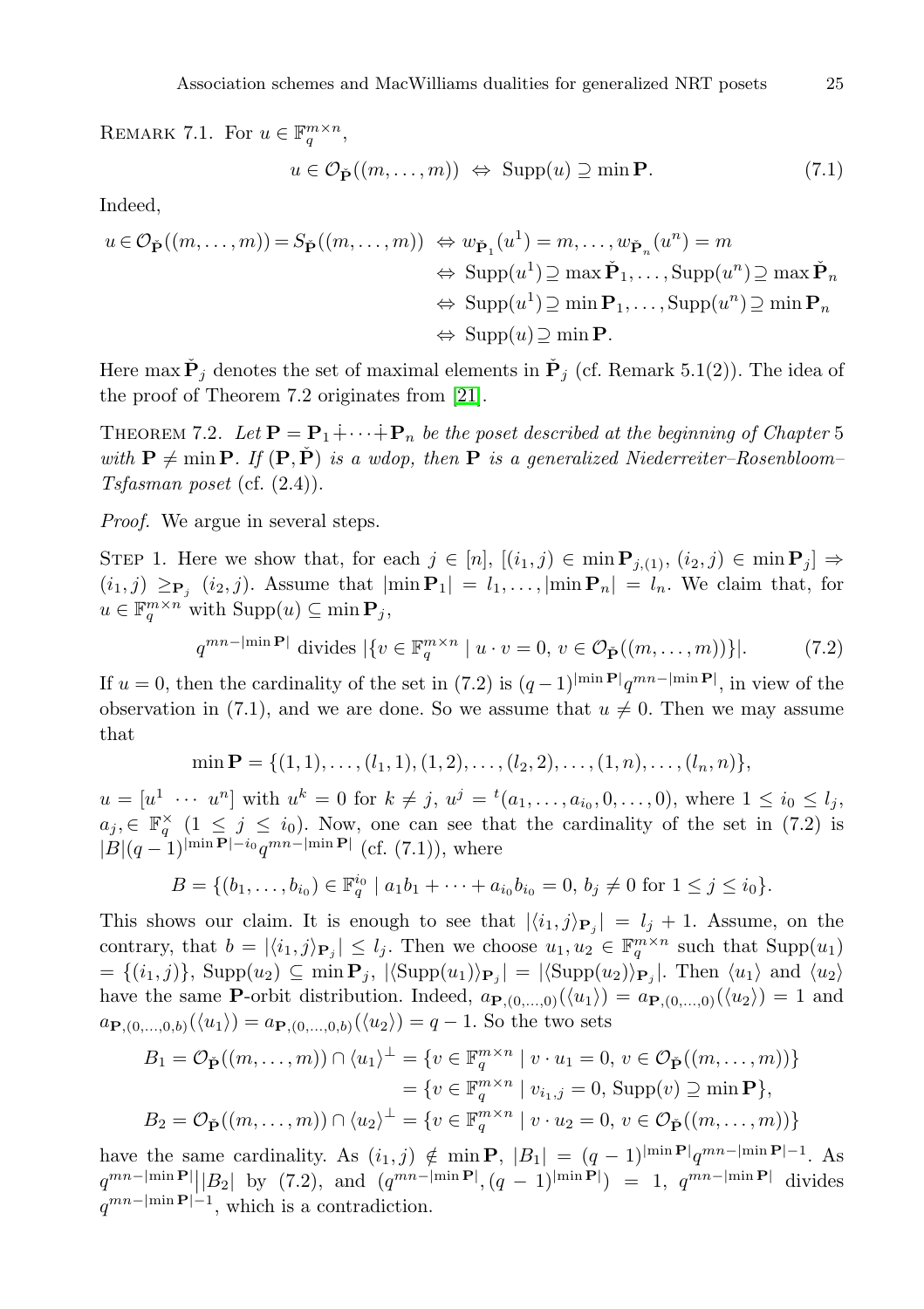Remark 7.1. For $u \in \mathbb{F}_q^{m\times n}$,

$$u \in \mathcal{O}_{\check{\mathbf{P}}}((m,\dots,m)) \;\Leftrightarrow\; \operatorname{Supp}(u) \supseteq \min \mathbf{P}. \tag{7.1}$$

Indeed,

$$\begin{aligned}
u \in \mathcal{O}_{\check{\mathbf{P}}}((m,\dots,m)) = S_{\check{\mathbf{P}}}((m,\dots,m)) \;&\Leftrightarrow w_{\check{\mathbf{P}}_1}(u^1) = m,\dots, w_{\check{\mathbf{P}}_n}(u^n) = m\\
&\Leftrightarrow \operatorname{Supp}(u^1) \supseteq \max \check{\mathbf{P}}_1,\dots,\operatorname{Supp}(u^n) \supseteq \max \check{\mathbf{P}}_n\\
&\Leftrightarrow \operatorname{Supp}(u^1) \supseteq \min \mathbf{P}_1,\dots,\operatorname{Supp}(u^n) \supseteq \min \mathbf{P}_n\\
&\Leftrightarrow \operatorname{Supp}(u) \supseteq \min \mathbf{P}.
\end{aligned}$$

Here $\max \check{\mathbf{P}}_j$ denotes the set of maximal elements in $\check{\mathbf{P}}_j$ (cf. Remark 5.1(2)). The idea of the proof of Theorem 7.2 originates from [21].

Theorem 7.2. *Let $\mathbf{P} = \mathbf{P}_1 \dot{+} \cdots \dot{+} \mathbf{P}_n$ be the poset described at the beginning of Chapter 5 with $\mathbf{P} \neq \min \mathbf{P}$. If $(\mathbf{P}, \check{\mathbf{P}})$ is a wdop, then $\mathbf{P}$ is a generalized Niederreiter–Rosenbloom–Tsfasman poset* (cf. (2.4)).

*Proof.* We argue in several steps.

Step 1. Here we show that, for each $j \in [n]$, $[(i_1, j) \in \min \mathbf{P}_{j,(1)},\, (i_2, j) \in \min \mathbf{P}_j] \Rightarrow (i_1, j) \geq_{\mathbf{P}_j} (i_2, j)$. Assume that $|\min \mathbf{P}_1| = l_1,\dots,|\min \mathbf{P}_n| = l_n$. We claim that, for $u \in \mathbb{F}_q^{m\times n}$ with $\operatorname{Supp}(u) \subseteq \min \mathbf{P}_j$,

$$q^{mn-|\min \mathbf{P}|} \text{ divides } |\{v \in \mathbb{F}_q^{m\times n} \mid u\cdot v = 0,\, v \in \mathcal{O}_{\check{\mathbf{P}}}((m,\dots,m))\}|. \tag{7.2}$$

If $u = 0$, then the cardinality of the set in (7.2) is $(q-1)^{|\min \mathbf{P}|} q^{mn-|\min \mathbf{P}|}$, in view of the observation in (7.1), and we are done. So we assume that $u \neq 0$. Then we may assume that

$$\min \mathbf{P} = \{(1,1),\dots,(l_1,1),(1,2),\dots,(l_2,2),\dots,(1,n),\dots,(l_n,n)\},$$

$u = [u^1 \ \cdots \ u^n]$ with $u^k = 0$ for $k \neq j$, $u^j = {}^t(a_1,\dots,a_{i_0},0,\dots,0)$, where $1 \leq i_0 \leq l_j$, $a_j, \in \mathbb{F}_q^\times$ $(1 \leq j \leq i_0)$. Now, one can see that the cardinality of the set in (7.2) is $|B|(q-1)^{|\min \mathbf{P}|-i_0} q^{mn-|\min \mathbf{P}|}$ (cf. (7.1)), where

$$B = \{(b_1,\dots,b_{i_0}) \in \mathbb{F}_q^{i_0} \mid a_1 b_1 + \cdots + a_{i_0} b_{i_0} = 0,\, b_j \neq 0 \text{ for } 1 \leq j \leq i_0\}.$$

This shows our claim. It is enough to see that $|\langle i_1, j\rangle_{\mathbf{P}_j}| = l_j + 1$. Assume, on the contrary, that $b = |\langle i_1, j\rangle_{\mathbf{P}_j}| \leq l_j$. Then we choose $u_1, u_2 \in \mathbb{F}_q^{m\times n}$ such that $\operatorname{Supp}(u_1) = \{(i_1, j)\}$, $\operatorname{Supp}(u_2) \subseteq \min \mathbf{P}_j$, $|\langle \operatorname{Supp}(u_1)\rangle_{\mathbf{P}_j}| = |\langle \operatorname{Supp}(u_2)\rangle_{\mathbf{P}_j}|$. Then $\langle u_1\rangle$ and $\langle u_2\rangle$ have the same $\mathbf{P}$-orbit distribution. Indeed, $a_{\mathbf{P},(0,\dots,0)}(\langle u_1\rangle) = a_{\mathbf{P},(0,\dots,0)}(\langle u_2\rangle) = 1$ and $a_{\mathbf{P},(0,\dots,0,b)}(\langle u_1\rangle) = a_{\mathbf{P},(0,\dots,0,b)}(\langle u_2\rangle) = q-1$. So the two sets

$$\begin{aligned}
B_1 = \mathcal{O}_{\check{\mathbf{P}}}((m,\dots,m)) \cap \langle u_1\rangle^\perp &= \{v \in \mathbb{F}_q^{m\times n} \mid v\cdot u_1 = 0,\, v \in \mathcal{O}_{\check{\mathbf{P}}}((m,\dots,m))\}\\
&= \{v \in \mathbb{F}_q^{m\times n} \mid v_{i_1,j} = 0,\, \operatorname{Supp}(v) \supseteq \min \mathbf{P}\},\\
B_2 = \mathcal{O}_{\check{\mathbf{P}}}((m,\dots,m)) \cap \langle u_2\rangle^\perp &= \{v \in \mathbb{F}_q^{m\times n} \mid v\cdot u_2 = 0,\, v \in \mathcal{O}_{\check{\mathbf{P}}}((m,\dots,m))\}
\end{aligned}$$

have the same cardinality. As $(i_1, j) \notin \min \mathbf{P}$, $|B_1| = (q-1)^{|\min \mathbf{P}|} q^{mn-|\min \mathbf{P}|-1}$. As $q^{mn-|\min \mathbf{P}|} \,\big|\, |B_2|$ by (7.2), and $(q^{mn-|\min \mathbf{P}|}, (q-1)^{|\min \mathbf{P}|}) = 1$, $q^{mn-|\min \mathbf{P}|}$ divides $q^{mn-|\min \mathbf{P}|-1}$, which is a contradiction.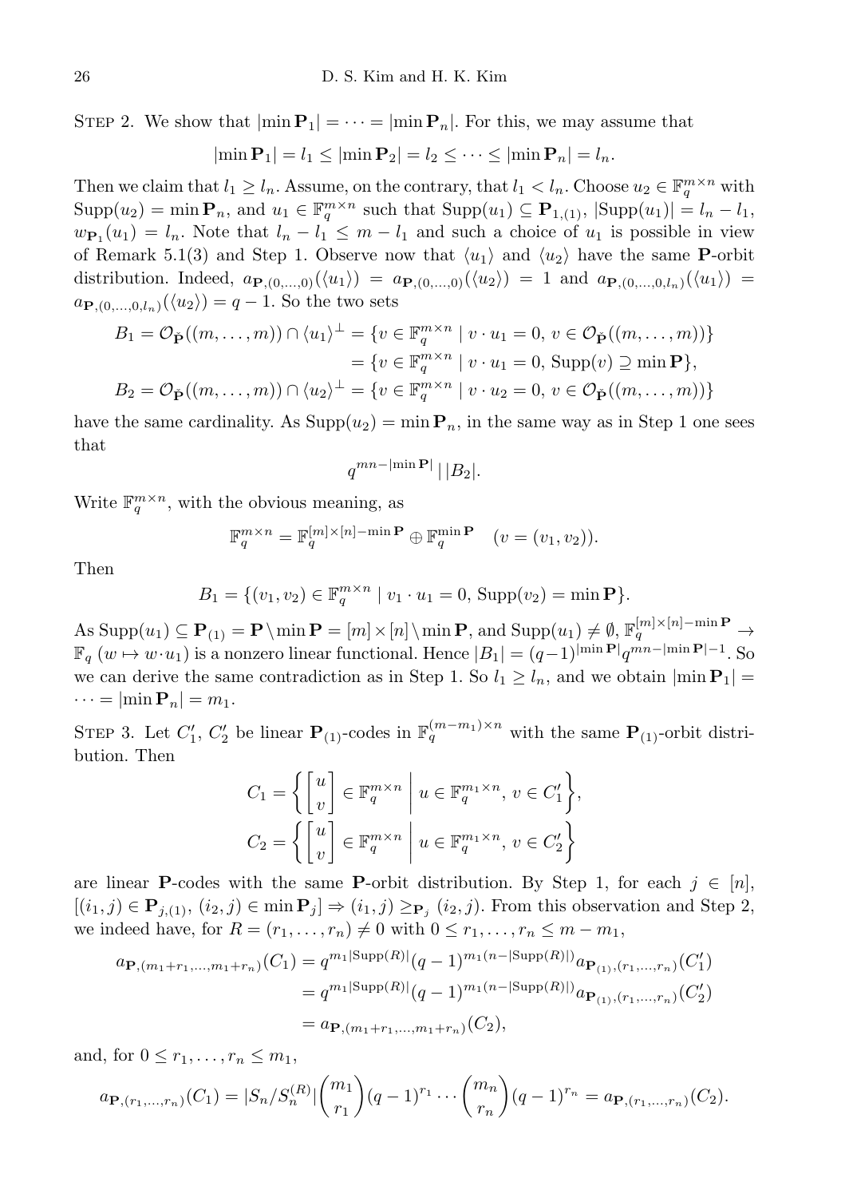Step 2. We show that $|\min \mathbf{P}_1| = \cdots = |\min \mathbf{P}_n|$. For this, we may assume that

$$|\min \mathbf{P}_1| = l_1 \leq |\min \mathbf{P}_2| = l_2 \leq \cdots \leq |\min \mathbf{P}_n| = l_n.$$

Then we claim that $l_1 \geq l_n$. Assume, on the contrary, that $l_1 < l_n$. Choose $u_2 \in \mathbb{F}_q^{m\times n}$ with $\mathrm{Supp}(u_2) = \min \mathbf{P}_n$, and $u_1 \in \mathbb{F}_q^{m\times n}$ such that $\mathrm{Supp}(u_1) \subseteq \mathbf{P}_{1,(1)}$, $|\mathrm{Supp}(u_1)| = l_n - l_1$, $w_{\mathbf{P}_1}(u_1) = l_n$. Note that $l_n - l_1 \leq m - l_1$ and such a choice of $u_1$ is possible in view of Remark 5.1(3) and Step 1. Observe now that $\langle u_1\rangle$ and $\langle u_2\rangle$ have the same $\mathbf{P}$-orbit distribution. Indeed, $a_{\mathbf{P},(0,\dots,0)}(\langle u_1\rangle) = a_{\mathbf{P},(0,\dots,0)}(\langle u_2\rangle) = 1$ and $a_{\mathbf{P},(0,\dots,0,l_n)}(\langle u_1\rangle) = a_{\mathbf{P},(0,\dots,0,l_n)}(\langle u_2\rangle) = q-1$. So the two sets

$$\begin{aligned}
B_1 = \mathcal{O}_{\check{\mathbf{P}}}((m,\dots,m)) \cap \langle u_1\rangle^{\perp} &= \{v \in \mathbb{F}_q^{m\times n} \mid v\cdot u_1 = 0,\ v \in \mathcal{O}_{\check{\mathbf{P}}}((m,\dots,m))\}\\
&= \{v \in \mathbb{F}_q^{m\times n} \mid v\cdot u_1 = 0,\ \mathrm{Supp}(v) \supseteq \min \mathbf{P}\},\\
B_2 = \mathcal{O}_{\check{\mathbf{P}}}((m,\dots,m)) \cap \langle u_2\rangle^{\perp} &= \{v \in \mathbb{F}_q^{m\times n} \mid v\cdot u_2 = 0,\ v \in \mathcal{O}_{\check{\mathbf{P}}}((m,\dots,m))\}
\end{aligned}$$

have the same cardinality. As $\mathrm{Supp}(u_2) = \min \mathbf{P}_n$, in the same way as in Step 1 one sees that

$$q^{mn-|\min \mathbf{P}|} \mid |B_2|.$$

Write $\mathbb{F}_q^{m\times n}$, with the obvious meaning, as

$$\mathbb{F}_q^{m\times n} = \mathbb{F}_q^{[m]\times[n]-\min \mathbf{P}} \oplus \mathbb{F}_q^{\min \mathbf{P}} \quad (v = (v_1, v_2)).$$

Then

$$B_1 = \{(v_1, v_2) \in \mathbb{F}_q^{m\times n} \mid v_1\cdot u_1 = 0,\ \mathrm{Supp}(v_2) = \min \mathbf{P}\}.$$

As $\mathrm{Supp}(u_1) \subseteq \mathbf{P}_{(1)} = \mathbf{P}\setminus \min \mathbf{P} = [m]\times[n]\setminus \min \mathbf{P}$, and $\mathrm{Supp}(u_1) \neq \emptyset$, $\mathbb{F}_q^{[m]\times[n]-\min \mathbf{P}} \to \mathbb{F}_q$ $(w \mapsto w\cdot u_1)$ is a nonzero linear functional. Hence $|B_1| = (q-1)^{|\min \mathbf{P}|} q^{mn-|\min \mathbf{P}|-1}$. So we can derive the same contradiction as in Step 1. So $l_1 \geq l_n$, and we obtain $|\min \mathbf{P}_1| = \cdots = |\min \mathbf{P}_n| = m_1$.

Step 3. Let $C_1'$, $C_2'$ be linear $\mathbf{P}_{(1)}$-codes in $\mathbb{F}_q^{(m-m_1)\times n}$ with the same $\mathbf{P}_{(1)}$-orbit distribution. Then

$$C_1 = \left\{ \begin{bmatrix} u \\ v \end{bmatrix} \in \mathbb{F}_q^{m\times n} \;\middle|\; u \in \mathbb{F}_q^{m_1\times n},\ v \in C_1' \right\},$$
$$C_2 = \left\{ \begin{bmatrix} u \\ v \end{bmatrix} \in \mathbb{F}_q^{m\times n} \;\middle|\; u \in \mathbb{F}_q^{m_1\times n},\ v \in C_2' \right\}$$

are linear $\mathbf{P}$-codes with the same $\mathbf{P}$-orbit distribution. By Step 1, for each $j \in [n]$, $[(i_1, j) \in \mathbf{P}_{j,(1)},\ (i_2, j) \in \min \mathbf{P}_j] \Rightarrow (i_1, j) \geq_{\mathbf{P}_j} (i_2, j)$. From this observation and Step 2, we indeed have, for $R = (r_1, \dots, r_n) \neq 0$ with $0 \leq r_1, \dots, r_n \leq m - m_1$,

$$\begin{aligned}
a_{\mathbf{P},(m_1+r_1,\dots,m_1+r_n)}(C_1) &= q^{m_1|\mathrm{Supp}(R)|}(q-1)^{m_1(n-|\mathrm{Supp}(R)|)} a_{\mathbf{P}_{(1)},(r_1,\dots,r_n)}(C_1')\\
&= q^{m_1|\mathrm{Supp}(R)|}(q-1)^{m_1(n-|\mathrm{Supp}(R)|)} a_{\mathbf{P}_{(1)},(r_1,\dots,r_n)}(C_2')\\
&= a_{\mathbf{P},(m_1+r_1,\dots,m_1+r_n)}(C_2),
\end{aligned}$$

and, for $0 \leq r_1, \dots, r_n \leq m_1$,

$$a_{\mathbf{P},(r_1,\dots,r_n)}(C_1) = |S_n/S_n^{(R)}| \binom{m_1}{r_1}(q-1)^{r_1} \cdots \binom{m_n}{r_n}(q-1)^{r_n} = a_{\mathbf{P},(r_1,\dots,r_n)}(C_2).$$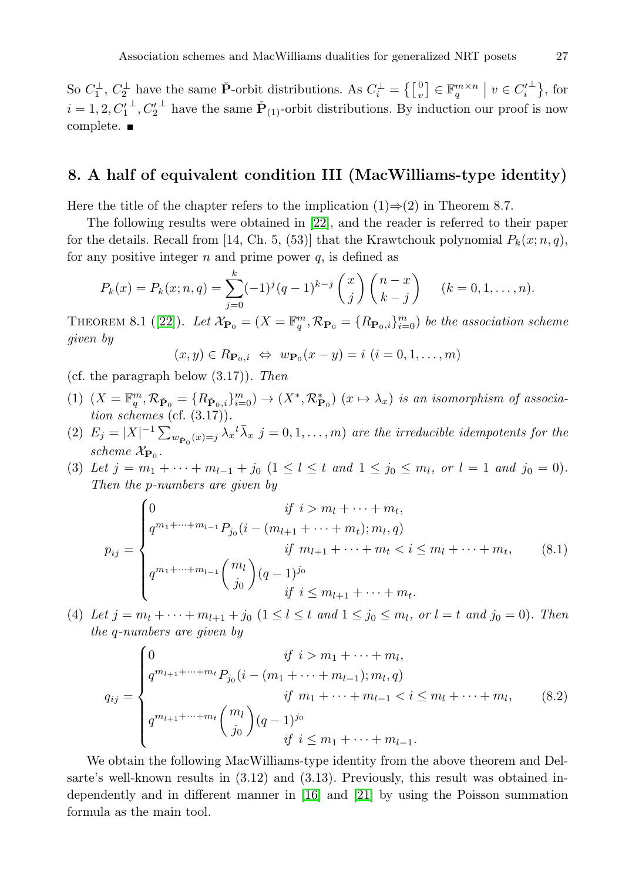So $C_1^\perp$, $C_2^\perp$ have the same $\check{\mathbf{P}}$-orbit distributions. As $C_i^\perp = \left\{ \left[\begin{smallmatrix} 0 \\ v \end{smallmatrix}\right] \in \mathbb{F}_q^{m\times n} \;\middle|\; v \in {C_i'}^\perp \right\}$, for $i = 1, 2, {C_1'}^\perp, {C_2'}^\perp$ have the same $\check{\mathbf{P}}_{(1)}$-orbit distributions. By induction our proof is now complete. ■

## 8. A half of equivalent condition III (MacWilliams-type identity)

Here the title of the chapter refers to the implication (1)⇒(2) in Theorem 8.7.

The following results were obtained in [22], and the reader is referred to their paper for the details. Recall from [14, Ch. 5, (53)] that the Krawtchouk polynomial $P_k(x; n, q)$, for any positive integer $n$ and prime power $q$, is defined as

$$P_k(x) = P_k(x; n, q) = \sum_{j=0}^{k} (-1)^j (q-1)^{k-j} \binom{x}{j} \binom{n-x}{k-j} \quad (k = 0, 1, \dots, n).$$

THEOREM 8.1 ([22]). *Let $\mathcal{X}_{\mathbf{P}_0} = (X = \mathbb{F}_q^m, \mathcal{R}_{\mathbf{P}_0} = \{R_{\mathbf{P}_0,i}\}_{i=0}^m)$ be the association scheme given by*

$$(x, y) \in R_{\mathbf{P}_0,i} \;\Leftrightarrow\; w_{\mathbf{P}_0}(x - y) = i \;\; (i = 0, 1, \dots, m)$$

(cf. the paragraph below (3.17)). *Then*

(1) $(X = \mathbb{F}_q^m, \mathcal{R}_{\check{\mathbf{P}}_0} = \{R_{\check{\mathbf{P}}_0,i}\}_{i=0}^m) \to (X^*, \mathcal{R}^*_{\mathbf{P}_0})$ $(x \mapsto \lambda_x)$ *is an isomorphism of association schemes* (cf. (3.17)).

(2) $E_j = |X|^{-1} \sum_{w_{\check{\mathbf{P}}_0}(x)=j} \lambda_x{}^t \bar{\lambda}_x$ $j = 0, 1, \dots, m)$ *are the irreducible idempotents for the scheme $\mathcal{X}_{\mathbf{P}_0}$.*

(3) *Let $j = m_1 + \cdots + m_{l-1} + j_0$ ($1 \le l \le t$ and $1 \le j_0 \le m_l$, or $l = 1$ and $j_0 = 0$). Then the p-numbers are given by*

$$p_{ij} = \begin{cases} 0 & \text{if } i > m_l + \cdots + m_t, \\ q^{m_1+\cdots+m_{l-1}} P_{j_0}(i - (m_{l+1} + \cdots + m_t); m_l, q) & \\ & \text{if } m_{l+1} + \cdots + m_t < i \le m_l + \cdots + m_t, \\ q^{m_1+\cdots+m_{l-1}} \dbinom{m_l}{j_0} (q-1)^{j_0} & \\ & \text{if } i \le m_{l+1} + \cdots + m_t. \end{cases} \tag{8.1}$$

(4) *Let $j = m_t + \cdots + m_{l+1} + j_0$ ($1 \le l \le t$ and $1 \le j_0 \le m_l$, or $l = t$ and $j_0 = 0$). Then the q-numbers are given by*

$$q_{ij} = \begin{cases} 0 & \text{if } i > m_1 + \cdots + m_l, \\ q^{m_{l+1}+\cdots+m_t} P_{j_0}(i - (m_1 + \cdots + m_{l-1}); m_l, q) & \\ & \text{if } m_1 + \cdots + m_{l-1} < i \le m_l + \cdots + m_l, \\ q^{m_{l+1}+\cdots+m_t} \dbinom{m_l}{j_0} (q-1)^{j_0} & \\ & \text{if } i \le m_1 + \cdots + m_{l-1}. \end{cases} \tag{8.2}$$

We obtain the following MacWilliams-type identity from the above theorem and Delsarte's well-known results in (3.12) and (3.13). Previously, this result was obtained independently and in different manner in [16] and [21] by using the Poisson summation formula as the main tool.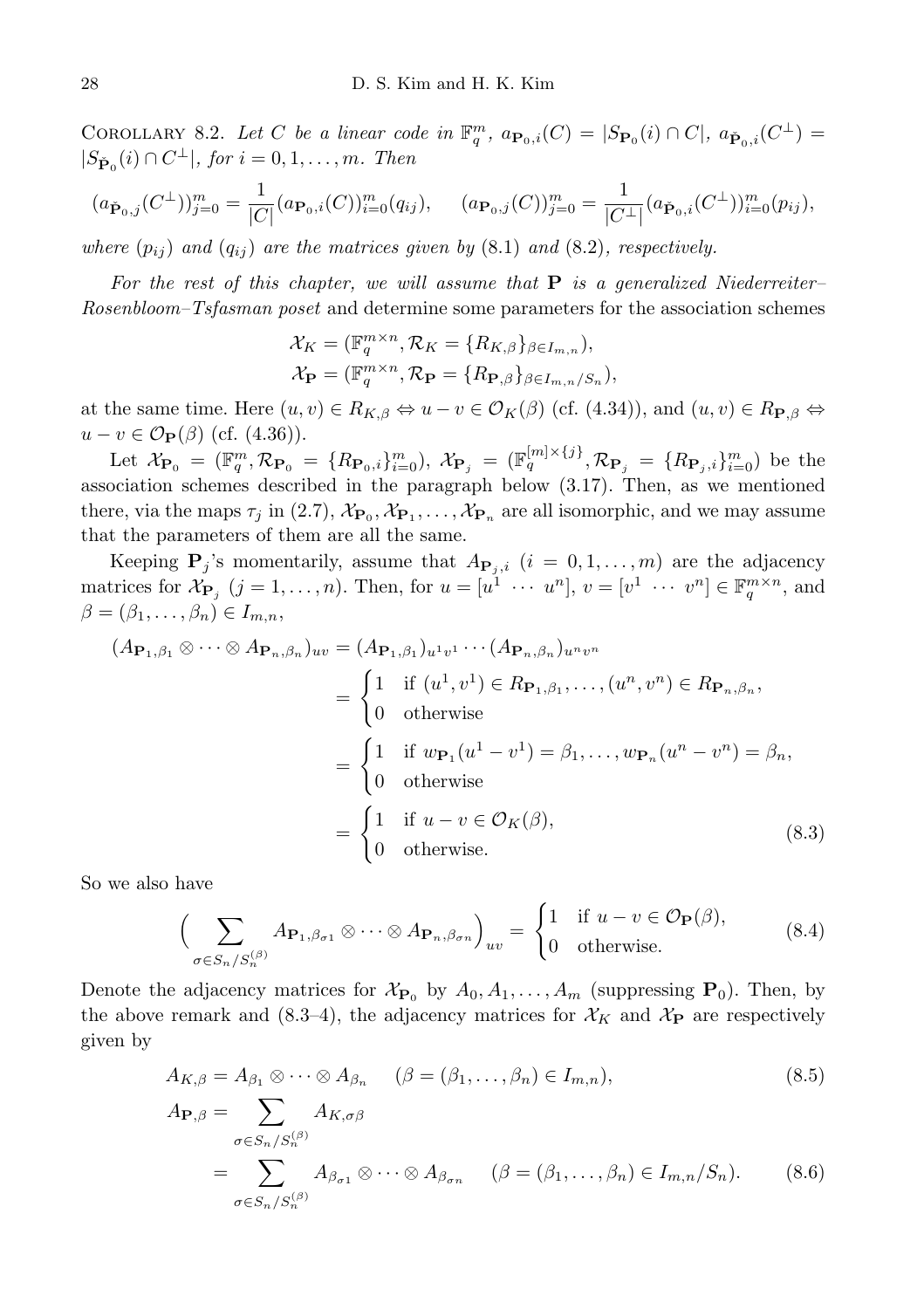Corollary 8.2. *Let $C$ be a linear code in $\mathbb{F}_q^m$, $a_{\mathbf{P}_0,i}(C) = |S_{\mathbf{P}_0}(i) \cap C|$, $a_{\check{\mathbf{P}}_0,i}(C^\perp) = |S_{\check{\mathbf{P}}_0}(i) \cap C^\perp|$, for $i = 0, 1, \ldots, m$. Then*

$$(a_{\check{\mathbf{P}}_0,j}(C^\perp))_{j=0}^m = \frac{1}{|C|}(a_{\mathbf{P}_0,i}(C))_{i=0}^m (q_{ij}), \qquad (a_{\mathbf{P}_0,j}(C))_{j=0}^m = \frac{1}{|C^\perp|}(a_{\check{\mathbf{P}}_0,i}(C^\perp))_{i=0}^m (p_{ij}),$$

*where $(p_{ij})$ and $(q_{ij})$ are the matrices given by (8.1) and (8.2), respectively.*

*For the rest of this chapter, we will assume that* $\mathbf{P}$ *is a generalized Niederreiter–Rosenbloom–Tsfasman poset* and determine some parameters for the association schemes

$$\mathcal{X}_K = (\mathbb{F}_q^{m\times n}, \mathcal{R}_K = \{R_{K,\beta}\}_{\beta \in I_{m,n}}),$$
$$\mathcal{X}_{\mathbf{P}} = (\mathbb{F}_q^{m\times n}, \mathcal{R}_{\mathbf{P}} = \{R_{\mathbf{P},\beta}\}_{\beta \in I_{m,n}/S_n}),$$

at the same time. Here $(u,v) \in R_{K,\beta} \Leftrightarrow u - v \in \mathcal{O}_K(\beta)$ (cf. (4.34)), and $(u,v) \in R_{\mathbf{P},\beta} \Leftrightarrow u - v \in \mathcal{O}_{\mathbf{P}}(\beta)$ (cf. (4.36)).

Let $\mathcal{X}_{\mathbf{P}_0} = (\mathbb{F}_q^m, \mathcal{R}_{\mathbf{P}_0} = \{R_{\mathbf{P}_0,i}\}_{i=0}^m)$, $\mathcal{X}_{\mathbf{P}_j} = (\mathbb{F}_q^{[m]\times\{j\}}, \mathcal{R}_{\mathbf{P}_j} = \{R_{\mathbf{P}_j,i}\}_{i=0}^m)$ be the association schemes described in the paragraph below (3.17). Then, as we mentioned there, via the maps $\tau_j$ in (2.7), $\mathcal{X}_{\mathbf{P}_0}, \mathcal{X}_{\mathbf{P}_1}, \ldots, \mathcal{X}_{\mathbf{P}_n}$ are all isomorphic, and we may assume that the parameters of them are all the same.

Keeping $\mathbf{P}_j$'s momentarily, assume that $A_{\mathbf{P}_j,i}$ $(i = 0, 1, \ldots, m)$ are the adjacency matrices for $\mathcal{X}_{\mathbf{P}_j}$ $(j = 1, \ldots, n)$. Then, for $u = [u^1 \ \cdots \ u^n]$, $v = [v^1 \ \cdots \ v^n] \in \mathbb{F}_q^{m\times n}$, and $\beta = (\beta_1, \ldots, \beta_n) \in I_{m,n}$,

$$\begin{aligned}
(A_{\mathbf{P}_1,\beta_1} \otimes \cdots \otimes A_{\mathbf{P}_n,\beta_n})_{uv} &= (A_{\mathbf{P}_1,\beta_1})_{u^1v^1} \cdots (A_{\mathbf{P}_n,\beta_n})_{u^nv^n} \\
&= \begin{cases} 1 & \text{if } (u^1,v^1) \in R_{\mathbf{P}_1,\beta_1}, \ldots, (u^n,v^n) \in R_{\mathbf{P}_n,\beta_n}, \\ 0 & \text{otherwise} \end{cases} \\
&= \begin{cases} 1 & \text{if } w_{\mathbf{P}_1}(u^1 - v^1) = \beta_1, \ldots, w_{\mathbf{P}_n}(u^n - v^n) = \beta_n, \\ 0 & \text{otherwise} \end{cases} \\
&= \begin{cases} 1 & \text{if } u - v \in \mathcal{O}_K(\beta), \\ 0 & \text{otherwise.} \end{cases} \qquad (8.3)
\end{aligned}$$

So we also have

$$\Big( \sum_{\sigma \in S_n/S_n^{(\beta)}} A_{\mathbf{P}_1,\beta_{\sigma 1}} \otimes \cdots \otimes A_{\mathbf{P}_n,\beta_{\sigma n}} \Big)_{uv} = \begin{cases} 1 & \text{if } u - v \in \mathcal{O}_{\mathbf{P}}(\beta), \\ 0 & \text{otherwise.} \end{cases} \qquad (8.4)$$

Denote the adjacency matrices for $\mathcal{X}_{\mathbf{P}_0}$ by $A_0, A_1, \ldots, A_m$ (suppressing $\mathbf{P}_0$). Then, by the above remark and (8.3–4), the adjacency matrices for $\mathcal{X}_K$ and $\mathcal{X}_{\mathbf{P}}$ are respectively given by

$$A_{K,\beta} = A_{\beta_1} \otimes \cdots \otimes A_{\beta_n} \qquad (\beta = (\beta_1, \ldots, \beta_n) \in I_{m,n}), \qquad (8.5)$$

$$\begin{aligned}
A_{\mathbf{P},\beta} &= \sum_{\sigma \in S_n/S_n^{(\beta)}} A_{K,\sigma\beta} \\
&= \sum_{\sigma \in S_n/S_n^{(\beta)}} A_{\beta_{\sigma 1}} \otimes \cdots \otimes A_{\beta_{\sigma n}} \qquad (\beta = (\beta_1, \ldots, \beta_n) \in I_{m,n}/S_n). \qquad (8.6)
\end{aligned}$$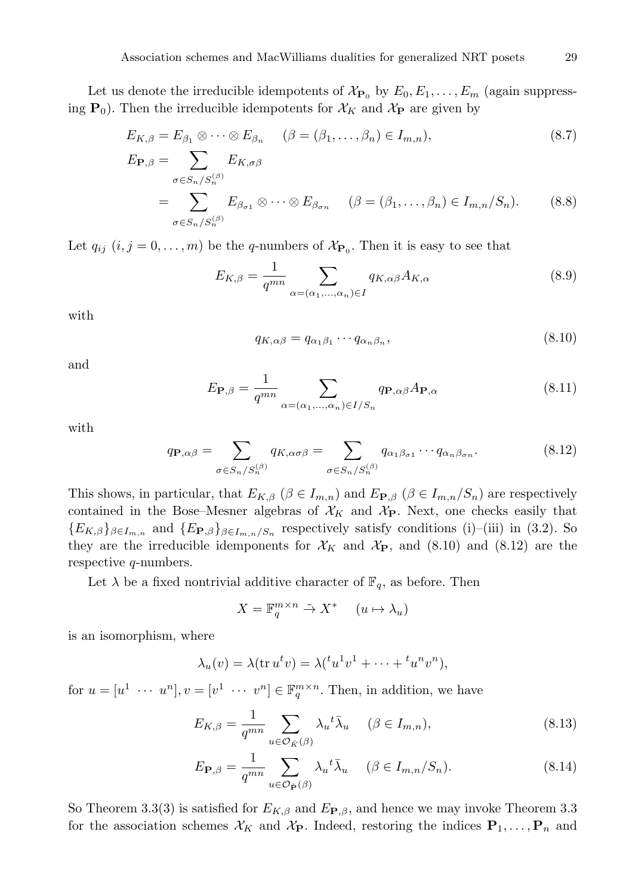Let us denote the irreducible idempotents of $\mathcal{X}_{\mathbf{P}_0}$ by $E_0, E_1, \dots, E_m$ (again suppressing $\mathbf{P}_0$). Then the irreducible idempotents for $\mathcal{X}_K$ and $\mathcal{X}_{\mathbf{P}}$ are given by

$$
E_{K,\beta} = E_{\beta_1} \otimes \cdots \otimes E_{\beta_n} \quad (\beta = (\beta_1, \dots, \beta_n) \in I_{m,n}), \tag{8.7}
$$

$$
\begin{aligned}
E_{\mathbf{P},\beta} &= \sum_{\sigma \in S_n / S_n^{(\beta)}} E_{K,\sigma\beta} \\
&= \sum_{\sigma \in S_n / S_n^{(\beta)}} E_{\beta_{\sigma 1}} \otimes \cdots \otimes E_{\beta_{\sigma n}} \quad (\beta = (\beta_1, \dots, \beta_n) \in I_{m,n}/S_n).
\end{aligned} \tag{8.8}
$$

Let $q_{ij}$ $(i, j = 0, \dots, m)$ be the $q$-numbers of $\mathcal{X}_{\mathbf{P}_0}$. Then it is easy to see that

$$
E_{K,\beta} = \frac{1}{q^{mn}} \sum_{\alpha = (\alpha_1, \dots, \alpha_n) \in I} q_{K,\alpha\beta} A_{K,\alpha} \tag{8.9}
$$

with

$$
q_{K,\alpha\beta} = q_{\alpha_1 \beta_1} \cdots q_{\alpha_n \beta_n}, \tag{8.10}
$$

and

$$
E_{\mathbf{P},\beta} = \frac{1}{q^{mn}} \sum_{\alpha = (\alpha_1, \dots, \alpha_n) \in I/S_n} q_{\mathbf{P},\alpha\beta} A_{\mathbf{P},\alpha} \tag{8.11}
$$

with

$$
q_{\mathbf{P},\alpha\beta} = \sum_{\sigma \in S_n / S_n^{(\beta)}} q_{K,\alpha\sigma\beta} = \sum_{\sigma \in S_n / S_n^{(\beta)}} q_{\alpha_1 \beta_{\sigma 1}} \cdots q_{\alpha_n \beta_{\sigma n}}. \tag{8.12}
$$

This shows, in particular, that $E_{K,\beta}$ $(\beta \in I_{m,n})$ and $E_{\mathbf{P},\beta}$ $(\beta \in I_{m,n}/S_n)$ are respectively contained in the Bose–Mesner algebras of $\mathcal{X}_K$ and $\mathcal{X}_{\mathbf{P}}$. Next, one checks easily that $\{E_{K,\beta}\}_{\beta \in I_{m,n}}$ and $\{E_{\mathbf{P},\beta}\}_{\beta \in I_{m,n}/S_n}$ respectively satisfy conditions (i)–(iii) in (3.2). So they are the irreducible idemponents for $\mathcal{X}_K$ and $\mathcal{X}_{\mathbf{P}}$, and (8.10) and (8.12) are the respective $q$-numbers.

Let $\lambda$ be a fixed nontrivial additive character of $\mathbb{F}_q$, as before. Then

$$
X = \mathbb{F}_q^{m \times n} \xrightarrow{\sim} X^* \quad (u \mapsto \lambda_u)
$$

is an isomorphism, where

$$
\lambda_u(v) = \lambda(\operatorname{tr} u^t v) = \lambda({}^t u^1 v^1 + \cdots + {}^t u^n v^n),
$$

for $u = [u^1 \ \cdots \ u^n], v = [v^1 \ \cdots \ v^n] \in \mathbb{F}_q^{m \times n}$. Then, in addition, we have

$$
E_{K,\beta} = \frac{1}{q^{mn}} \sum_{u \in \mathcal{O}_{\tilde{K}}(\beta)} \lambda_u {}^t\bar{\lambda}_u \quad (\beta \in I_{m,n}), \tag{8.13}
$$

$$
E_{\mathbf{P},\beta} = \frac{1}{q^{mn}} \sum_{u \in \mathcal{O}_{\tilde{\mathbf{P}}}(\beta)} \lambda_u {}^t\bar{\lambda}_u \quad (\beta \in I_{m,n}/S_n). \tag{8.14}
$$

So Theorem 3.3(3) is satisfied for $E_{K,\beta}$ and $E_{\mathbf{P},\beta}$, and hence we may invoke Theorem 3.3 for the association schemes $\mathcal{X}_K$ and $\mathcal{X}_{\mathbf{P}}$. Indeed, restoring the indices $\mathbf{P}_1, \dots, \mathbf{P}_n$ and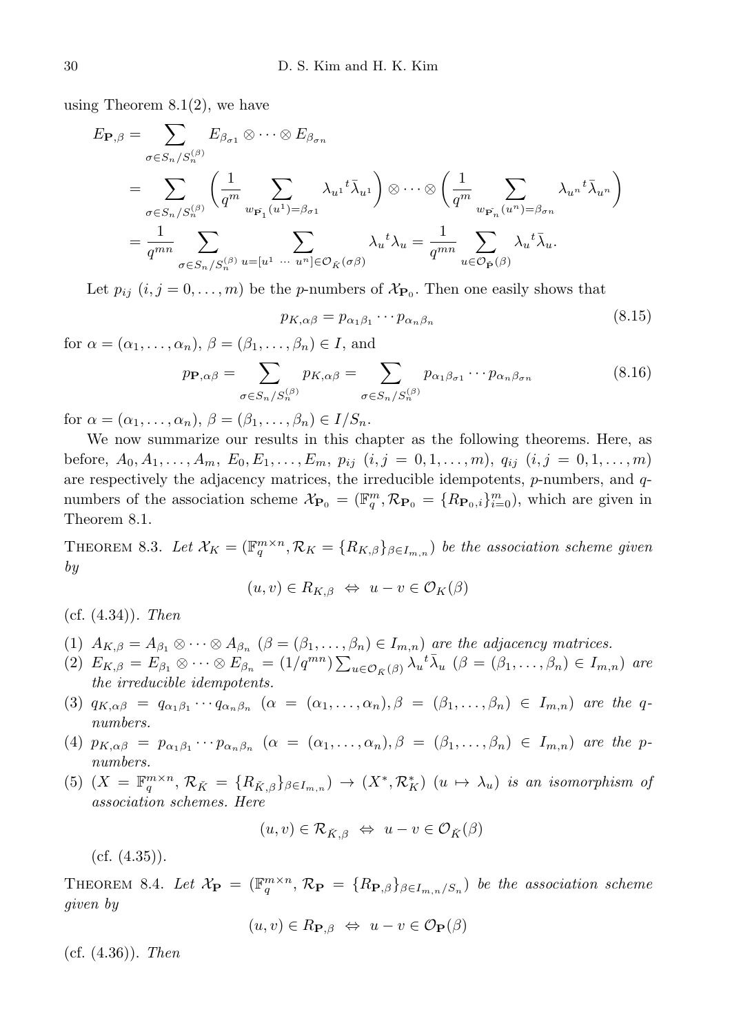using Theorem 8.1(2), we have

$$
\begin{aligned}
E_{\mathbf{P},\beta} &= \sum_{\sigma \in S_n/S_n^{(\beta)}} E_{\beta_{\sigma 1}} \otimes \cdots \otimes E_{\beta_{\sigma n}} \\
&= \sum_{\sigma \in S_n/S_n^{(\beta)}} \left( \frac{1}{q^m} \sum_{w_{\check{\mathbf{P}}_1}(u^1)=\beta_{\sigma 1}} \lambda_{u^1}{}^t \bar{\lambda}_{u^1} \right) \otimes \cdots \otimes \left( \frac{1}{q^m} \sum_{w_{\check{\mathbf{P}}_n}(u^n)=\beta_{\sigma n}} \lambda_{u^n}{}^t \bar{\lambda}_{u^n} \right) \\
&= \frac{1}{q^{mn}} \sum_{\sigma \in S_n/S_n^{(\beta)}} \sum_{u=[u^1\ \cdots\ u^n] \in \mathcal{O}_{\check{K}}(\sigma\beta)} \lambda_u{}^t \lambda_u = \frac{1}{q^{mn}} \sum_{u \in \mathcal{O}_{\check{\mathbf{P}}}(\beta)} \lambda_u{}^t \bar{\lambda}_u.
\end{aligned}
$$

Let $p_{ij}$ $(i, j = 0, \ldots, m)$ be the $p$-numbers of $\mathcal{X}_{\mathbf{P}_0}$. Then one easily shows that

$$
p_{K,\alpha\beta} = p_{\alpha_1\beta_1} \cdots p_{\alpha_n\beta_n} \tag{8.15}
$$

for $\alpha = (\alpha_1, \ldots, \alpha_n)$, $\beta = (\beta_1, \ldots, \beta_n) \in I$, and

$$
p_{\mathbf{P},\alpha\beta} = \sum_{\sigma \in S_n/S_n^{(\beta)}} p_{K,\alpha\beta} = \sum_{\sigma \in S_n/S_n^{(\beta)}} p_{\alpha_1\beta_{\sigma 1}} \cdots p_{\alpha_n\beta_{\sigma n}} \tag{8.16}
$$

for $\alpha = (\alpha_1, \ldots, \alpha_n)$, $\beta = (\beta_1, \ldots, \beta_n) \in I/S_n$.

We now summarize our results in this chapter as the following theorems. Here, as before, $A_0, A_1, \ldots, A_m$, $E_0, E_1, \ldots, E_m$, $p_{ij}$ $(i, j = 0, 1, \ldots, m)$, $q_{ij}$ $(i, j = 0, 1, \ldots, m)$ are respectively the adjacency matrices, the irreducible idempotents, $p$-numbers, and $q$-numbers of the association scheme $\mathcal{X}_{\mathbf{P}_0} = (\mathbb{F}_q^m, \mathcal{R}_{\mathbf{P}_0} = \{R_{\mathbf{P}_0,i}\}_{i=0}^m)$, which are given in Theorem 8.1.

Theorem 8.3. *Let $\mathcal{X}_K = (\mathbb{F}_q^{m\times n}, \mathcal{R}_K = \{R_{K,\beta}\}_{\beta \in I_{m,n}})$ be the association scheme given by*

$$
(u, v) \in R_{K,\beta} \ \Leftrightarrow \ u - v \in \mathcal{O}_K(\beta)
$$

(cf. (4.34)). *Then*

(1) $A_{K,\beta} = A_{\beta_1} \otimes \cdots \otimes A_{\beta_n}$ $(\beta = (\beta_1, \ldots, \beta_n) \in I_{m,n})$ *are the adjacency matrices.*

(2) $E_{K,\beta} = E_{\beta_1} \otimes \cdots \otimes E_{\beta_n} = (1/q^{mn}) \sum_{u \in \mathcal{O}_{\check{K}}(\beta)} \lambda_u{}^t \bar{\lambda}_u$ $(\beta = (\beta_1, \ldots, \beta_n) \in I_{m,n})$ *are the irreducible idempotents.*

(3) $q_{K,\alpha\beta} = q_{\alpha_1\beta_1} \cdots q_{\alpha_n\beta_n}$ $(\alpha = (\alpha_1, \ldots, \alpha_n), \beta = (\beta_1, \ldots, \beta_n) \in I_{m,n})$ *are the $q$-numbers.*

(4) $p_{K,\alpha\beta} = p_{\alpha_1\beta_1} \cdots p_{\alpha_n\beta_n}$ $(\alpha = (\alpha_1, \ldots, \alpha_n), \beta = (\beta_1, \ldots, \beta_n) \in I_{m,n})$ *are the $p$-numbers.*

(5) $(X = \mathbb{F}_q^{m\times n}, \mathcal{R}_{\check{K}} = \{R_{\check{K},\beta}\}_{\beta \in I_{m,n}}) \to (X^*, \mathcal{R}_K^*)$ $(u \mapsto \lambda_u)$ *is an isomorphism of association schemes. Here*

$$
(u, v) \in \mathcal{R}_{\check{K},\beta} \ \Leftrightarrow \ u - v \in \mathcal{O}_{\check{K}}(\beta)
$$

(cf. (4.35)).

Theorem 8.4. *Let $\mathcal{X}_{\mathbf{P}} = (\mathbb{F}_q^{m\times n}, \mathcal{R}_{\mathbf{P}} = \{R_{\mathbf{P},\beta}\}_{\beta \in I_{m,n}/S_n})$ be the association scheme given by*

$$
(u, v) \in R_{\mathbf{P},\beta} \ \Leftrightarrow \ u - v \in \mathcal{O}_{\mathbf{P}}(\beta)
$$

(cf. (4.36)). *Then*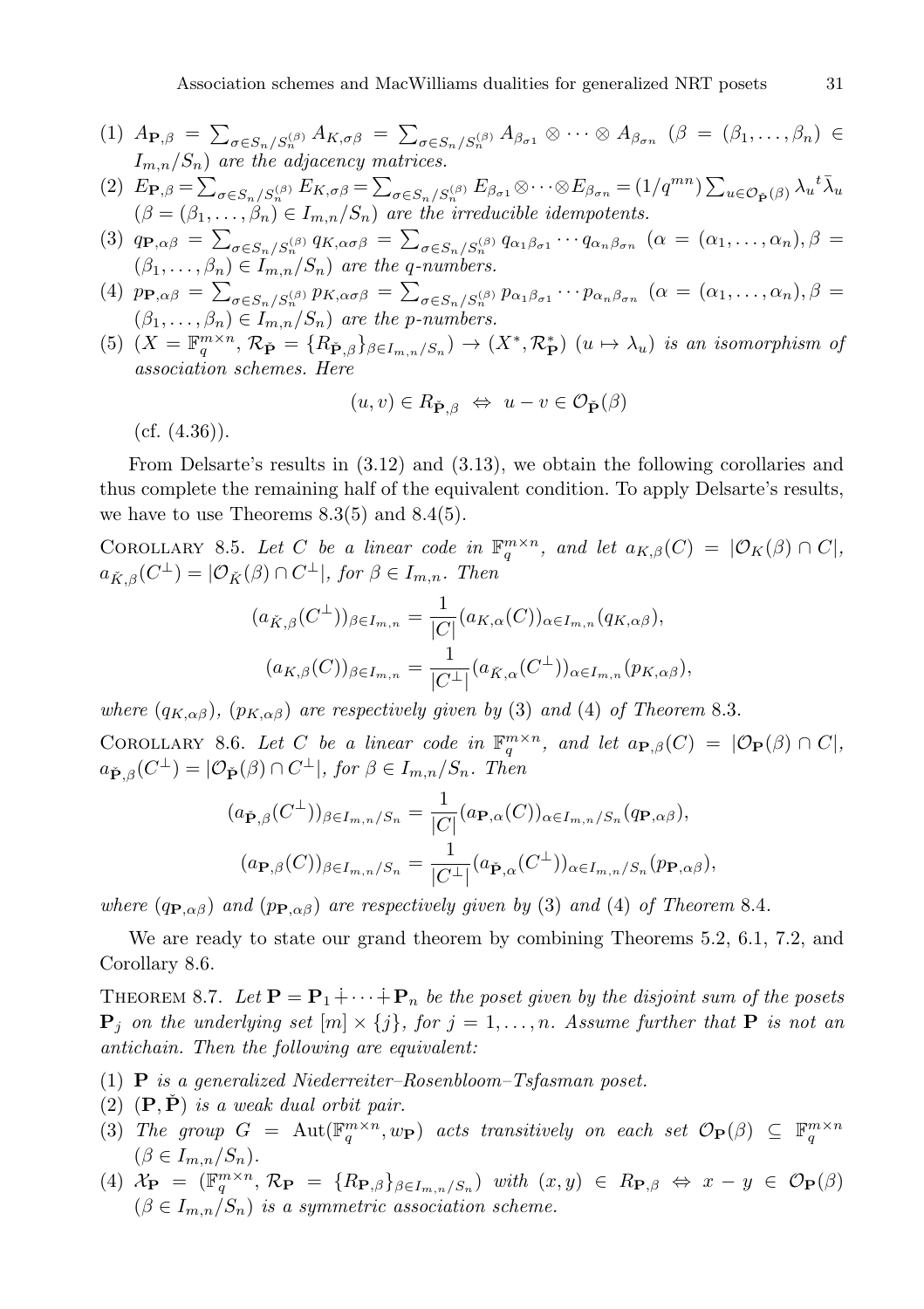(1) $A_{\mathbf{P},\beta} = \sum_{\sigma \in S_n/S_n^{(\beta)}} A_{K,\sigma\beta} = \sum_{\sigma \in S_n/S_n^{(\beta)}} A_{\beta_{\sigma 1}} \otimes \cdots \otimes A_{\beta_{\sigma n}}$ $(\beta = (\beta_1, \ldots, \beta_n) \in I_{m,n}/S_n)$ *are the adjacency matrices.*

(2) $E_{\mathbf{P},\beta} = \sum_{\sigma \in S_n/S_n^{(\beta)}} E_{K,\sigma\beta} = \sum_{\sigma \in S_n/S_n^{(\beta)}} E_{\beta_{\sigma 1}} \otimes \cdots \otimes E_{\beta_{\sigma n}} = (1/q^{mn}) \sum_{u \in \mathcal{O}_{\check{\mathbf{P}}}(\beta)} \lambda_u {}^t\bar{\lambda}_u$ $(\beta = (\beta_1, \ldots, \beta_n) \in I_{m,n}/S_n)$ *are the irreducible idempotents.*

(3) $q_{\mathbf{P},\alpha\beta} = \sum_{\sigma \in S_n/S_n^{(\beta)}} q_{K,\alpha\sigma\beta} = \sum_{\sigma \in S_n/S_n^{(\beta)}} q_{\alpha_1 \beta_{\sigma 1}} \cdots q_{\alpha_n \beta_{\sigma n}}$ $(\alpha = (\alpha_1, \ldots, \alpha_n), \beta = (\beta_1, \ldots, \beta_n) \in I_{m,n}/S_n)$ *are the q-numbers.*

(4) $p_{\mathbf{P},\alpha\beta} = \sum_{\sigma \in S_n/S_n^{(\beta)}} p_{K,\alpha\sigma\beta} = \sum_{\sigma \in S_n/S_n^{(\beta)}} p_{\alpha_1 \beta_{\sigma 1}} \cdots p_{\alpha_n \beta_{\sigma n}}$ $(\alpha = (\alpha_1, \ldots, \alpha_n), \beta = (\beta_1, \ldots, \beta_n) \in I_{m,n}/S_n)$ *are the p-numbers.*

(5) $(X = \mathbb{F}_q^{m \times n}, \mathcal{R}_{\check{\mathbf{P}}} = \{R_{\check{\mathbf{P}},\beta}\}_{\beta \in I_{m,n}/S_n}) \to (X^*, \mathcal{R}_{\mathbf{P}}^*)$ $(u \mapsto \lambda_u)$ *is an isomorphism of association schemes. Here*

$$(u, v) \in R_{\check{\mathbf{P}},\beta} \;\Leftrightarrow\; u - v \in \mathcal{O}_{\check{\mathbf{P}}}(\beta)$$

(cf. (4.36)).

From Delsarte's results in (3.12) and (3.13), we obtain the following corollaries and thus complete the remaining half of the equivalent condition. To apply Delsarte's results, we have to use Theorems 8.3(5) and 8.4(5).

Corollary 8.5. *Let $C$ be a linear code in $\mathbb{F}_q^{m \times n}$, and let $a_{K,\beta}(C) = |\mathcal{O}_K(\beta) \cap C|$, $a_{\check{K},\beta}(C^\perp) = |\mathcal{O}_{\check{K}}(\beta) \cap C^\perp|$, for $\beta \in I_{m,n}$. Then*

$$(a_{\check{K},\beta}(C^\perp))_{\beta \in I_{m,n}} = \frac{1}{|C|} (a_{K,\alpha}(C))_{\alpha \in I_{m,n}} (q_{K,\alpha\beta}),$$
$$(a_{K,\beta}(C))_{\beta \in I_{m,n}} = \frac{1}{|C^\perp|} (a_{\check{K},\alpha}(C^\perp))_{\alpha \in I_{m,n}} (p_{K,\alpha\beta}),$$

*where $(q_{K,\alpha\beta})$, $(p_{K,\alpha\beta})$ are respectively given by* (3) *and* (4) *of Theorem* 8.3.

Corollary 8.6. *Let $C$ be a linear code in $\mathbb{F}_q^{m \times n}$, and let $a_{\mathbf{P},\beta}(C) = |\mathcal{O}_{\mathbf{P}}(\beta) \cap C|$, $a_{\check{\mathbf{P}},\beta}(C^\perp) = |\mathcal{O}_{\check{\mathbf{P}}}(\beta) \cap C^\perp|$, for $\beta \in I_{m,n}/S_n$. Then*

$$(a_{\check{\mathbf{P}},\beta}(C^\perp))_{\beta \in I_{m,n}/S_n} = \frac{1}{|C|} (a_{\mathbf{P},\alpha}(C))_{\alpha \in I_{m,n}/S_n} (q_{\mathbf{P},\alpha\beta}),$$
$$(a_{\mathbf{P},\beta}(C))_{\beta \in I_{m,n}/S_n} = \frac{1}{|C^\perp|} (a_{\check{\mathbf{P}},\alpha}(C^\perp))_{\alpha \in I_{m,n}/S_n} (p_{\mathbf{P},\alpha\beta}),$$

*where $(q_{\mathbf{P},\alpha\beta})$ and $(p_{\mathbf{P},\alpha\beta})$ are respectively given by* (3) *and* (4) *of Theorem* 8.4.

We are ready to state our grand theorem by combining Theorems 5.2, 6.1, 7.2, and Corollary 8.6.

Theorem 8.7. *Let $\mathbf{P} = \mathbf{P}_1 \dotplus \cdots \dotplus \mathbf{P}_n$ be the poset given by the disjoint sum of the posets $\mathbf{P}_j$ on the underlying set $[m] \times \{j\}$, for $j = 1, \ldots, n$. Assume further that $\mathbf{P}$ is not an antichain. Then the following are equivalent:*

(1) $\mathbf{P}$ *is a generalized Niederreiter–Rosenbloom–Tsfasman poset.*

(2) $(\mathbf{P}, \check{\mathbf{P}})$ *is a weak dual orbit pair.*

(3) *The group $G = \mathrm{Aut}(\mathbb{F}_q^{m \times n}, w_{\mathbf{P}})$ acts transitively on each set $\mathcal{O}_{\mathbf{P}}(\beta) \subseteq \mathbb{F}_q^{m \times n}$ $(\beta \in I_{m,n}/S_n)$.*

(4) $\mathcal{X}_{\mathbf{P}} = (\mathbb{F}_q^{m \times n}, \mathcal{R}_{\mathbf{P}} = \{R_{\mathbf{P},\beta}\}_{\beta \in I_{m,n}/S_n})$ *with* $(x, y) \in R_{\mathbf{P},\beta} \Leftrightarrow x - y \in \mathcal{O}_{\mathbf{P}}(\beta)$ $(\beta \in I_{m,n}/S_n)$ *is a symmetric association scheme.*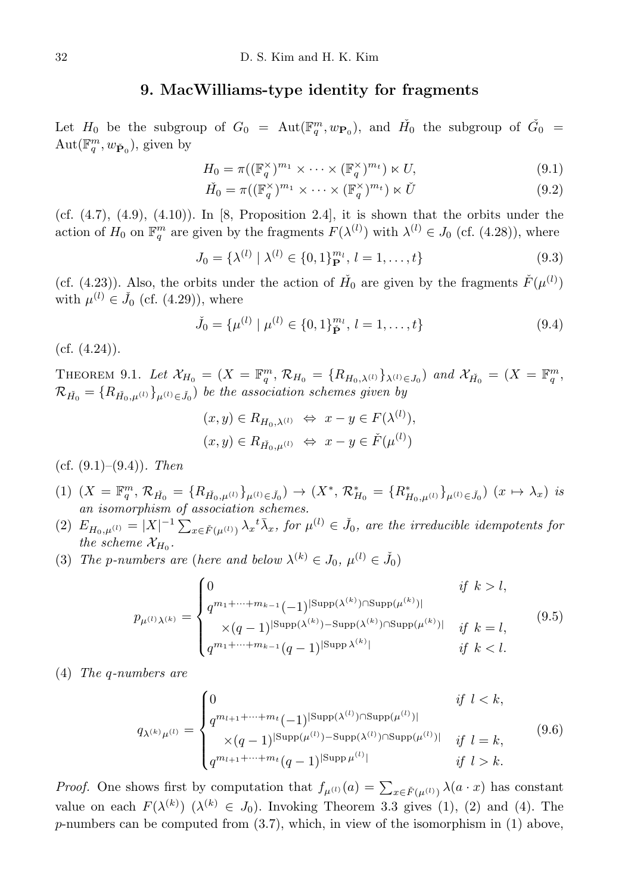## 9. MacWilliams-type identity for fragments

Let $H_0$ be the subgroup of $G_0 = \mathrm{Aut}(\mathbb{F}_q^m, w_{\mathbf{P}_0})$, and $\check{H}_0$ the subgroup of $\check{G}_0 = \mathrm{Aut}(\mathbb{F}_q^m, w_{\check{\mathbf{P}}_0})$, given by

$$H_0 = \pi((\mathbb{F}_q^\times)^{m_1} \times \cdots \times (\mathbb{F}_q^\times)^{m_t}) \ltimes U, \tag{9.1}$$

$$\check{H}_0 = \pi((\mathbb{F}_q^\times)^{m_1} \times \cdots \times (\mathbb{F}_q^\times)^{m_t}) \ltimes \check{U} \tag{9.2}$$

(cf. (4.7), (4.9), (4.10)). In [8, Proposition 2.4], it is shown that the orbits under the action of $H_0$ on $\mathbb{F}_q^m$ are given by the fragments $F(\lambda^{(l)})$ with $\lambda^{(l)} \in J_0$ (cf. (4.28)), where

$$J_0 = \{\lambda^{(l)} \mid \lambda^{(l)} \in \{0,1\}_{\mathbf{P}}^{m_l},\ l = 1, \ldots, t\} \tag{9.3}$$

(cf. (4.23)). Also, the orbits under the action of $\check{H}_0$ are given by the fragments $\check{F}(\mu^{(l)})$ with $\mu^{(l)} \in \check{J}_0$ (cf. (4.29)), where

$$\check{J}_0 = \{\mu^{(l)} \mid \mu^{(l)} \in \{0,1\}_{\check{\mathbf{P}}}^{m_l},\ l = 1, \ldots, t\} \tag{9.4}$$

(cf. (4.24)).

Theorem 9.1. *Let $\mathcal{X}_{H_0} = (X = \mathbb{F}_q^m,\ \mathcal{R}_{H_0} = \{R_{H_0,\lambda^{(l)}}\}_{\lambda^{(l)} \in J_0})$ and $\mathcal{X}_{\check{H}_0} = (X = \mathbb{F}_q^m,\ \mathcal{R}_{\check{H}_0} = \{R_{\check{H}_0,\mu^{(l)}}\}_{\mu^{(l)} \in \check{J}_0})$ be the association schemes given by*

$$(x,y) \in R_{H_0,\lambda^{(l)}} \Leftrightarrow x - y \in F(\lambda^{(l)}),$$
$$(x,y) \in R_{\check{H}_0,\mu^{(l)}} \Leftrightarrow x - y \in \check{F}(\mu^{(l)})$$

*(cf. (9.1)–(9.4)). Then*

1. *$(X = \mathbb{F}_q^m,\ \mathcal{R}_{\check{H}_0} = \{R_{\check{H}_0,\mu^{(l)}}\}_{\mu^{(l)} \in \check{J}_0}) \to (X^*,\ \mathcal{R}^*_{H_0} = \{R^*_{H_0,\mu^{(l)}}\}_{\mu^{(l)} \in \check{J}_0})$ $(x \mapsto \lambda_x)$ is an isomorphism of association schemes.*
2. *$E_{H_0,\mu^{(l)}} = |X|^{-1} \sum_{x \in \check{F}(\mu^{(l)})} \lambda_x {}^t\bar{\lambda}_x$, for $\mu^{(l)} \in \check{J}_0$, are the irreducible idempotents for the scheme $\mathcal{X}_{H_0}$.*
3. *The p-numbers are (here and below $\lambda^{(k)} \in J_0$, $\mu^{(l)} \in \check{J}_0$)*

$$p_{\mu^{(l)}\lambda^{(k)}} = \begin{cases} 0 & \text{if } k > l, \\ q^{m_1+\cdots+m_{k-1}}(-1)^{|\mathrm{Supp}(\lambda^{(k)}) \cap \mathrm{Supp}(\mu^{(k)})|} & \\ \quad \times (q-1)^{|\mathrm{Supp}(\lambda^{(k)}) - \mathrm{Supp}(\lambda^{(k)}) \cap \mathrm{Supp}(\mu^{(k)})|} & \text{if } k = l, \\ q^{m_1+\cdots+m_{k-1}}(q-1)^{|\mathrm{Supp}\,\lambda^{(k)}|} & \text{if } k < l. \end{cases} \tag{9.5}$$

4. *The q-numbers are*

$$q_{\lambda^{(k)}\mu^{(l)}} = \begin{cases} 0 & \text{if } l < k, \\ q^{m_{l+1}+\cdots+m_t}(-1)^{|\mathrm{Supp}(\lambda^{(l)}) \cap \mathrm{Supp}(\mu^{(l)})|} & \\ \quad \times (q-1)^{|\mathrm{Supp}(\mu^{(l)}) - \mathrm{Supp}(\lambda^{(l)}) \cap \mathrm{Supp}(\mu^{(l)})|} & \text{if } l = k, \\ q^{m_{l+1}+\cdots+m_t}(q-1)^{|\mathrm{Supp}\,\mu^{(l)}|} & \text{if } l > k. \end{cases} \tag{9.6}$$

*Proof.* One shows first by computation that $f_{\mu^{(l)}}(a) = \sum_{x \in \check{F}(\mu^{(l)})} \lambda(a \cdot x)$ has constant value on each $F(\lambda^{(k)})$ $(\lambda^{(k)} \in J_0)$. Invoking Theorem 3.3 gives (1), (2) and (4). The $p$-numbers can be computed from (3.7), which, in view of the isomorphism in (1) above,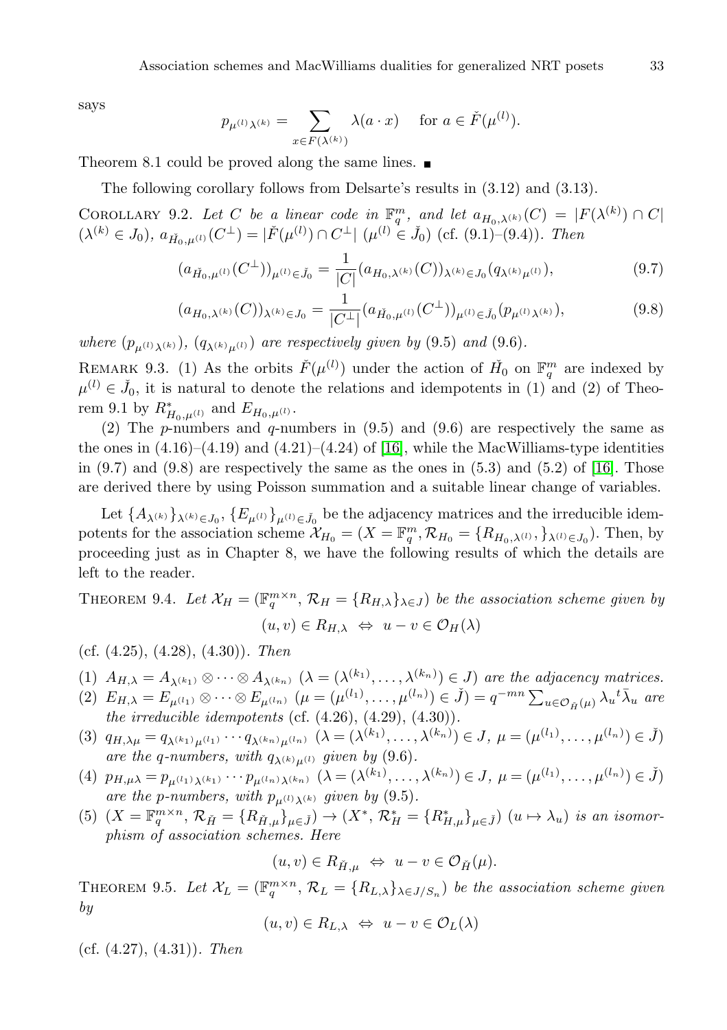says

$$p_{\mu^{(l)}\lambda^{(k)}} = \sum_{x\in F(\lambda^{(k)})} \lambda(a\cdot x) \quad \text{ for } a \in \check{F}(\mu^{(l)}).$$

Theorem 8.1 could be proved along the same lines. ■

The following corollary follows from Delsarte's results in (3.12) and (3.13).

COROLLARY 9.2. *Let $C$ be a linear code in $\mathbb{F}_q^m$, and let $a_{H_0,\lambda^{(k)}}(C) = |F(\lambda^{(k)}) \cap C|$ $(\lambda^{(k)} \in J_0)$, $a_{\check{H}_0,\mu^{(l)}}(C^\perp) = |\check{F}(\mu^{(l)}) \cap C^\perp|$ $(\mu^{(l)} \in \check{J}_0)$ (cf. (9.1)–(9.4)). Then*

$$(a_{\check{H}_0,\mu^{(l)}}(C^\perp))_{\mu^{(l)}\in \check{J}_0} = \frac{1}{|C|}(a_{H_0,\lambda^{(k)}}(C))_{\lambda^{(k)}\in J_0}(q_{\lambda^{(k)}\mu^{(l)}}), \tag{9.7}$$

$$(a_{H_0,\lambda^{(k)}}(C))_{\lambda^{(k)}\in J_0} = \frac{1}{|C^\perp|}(a_{\check{H}_0,\mu^{(l)}}(C^\perp))_{\mu^{(l)}\in \check{J}_0}(p_{\mu^{(l)}\lambda^{(k)}}), \tag{9.8}$$

*where $(p_{\mu^{(l)}\lambda^{(k)}})$, $(q_{\lambda^{(k)}\mu^{(l)}})$ are respectively given by (9.5) and (9.6).*

REMARK 9.3. (1) As the orbits $\check{F}(\mu^{(l)})$ under the action of $\check{H}_0$ on $\mathbb{F}_q^m$ are indexed by $\mu^{(l)} \in \check{J}_0$, it is natural to denote the relations and idempotents in (1) and (2) of Theorem 9.1 by $R^*_{H_0,\mu^{(l)}}$ and $E_{H_0,\mu^{(l)}}$.

(2) The $p$-numbers and $q$-numbers in (9.5) and (9.6) are respectively the same as the ones in (4.16)–(4.19) and (4.21)–(4.24) of [16], while the MacWilliams-type identities in (9.7) and (9.8) are respectively the same as the ones in (5.3) and (5.2) of [16]. Those are derived there by using Poisson summation and a suitable linear change of variables.

Let $\{A_{\lambda^{(k)}}\}_{\lambda^{(k)}\in J_0}$, $\{E_{\mu^{(l)}}\}_{\mu^{(l)}\in \check{J}_0}$ be the adjacency matrices and the irreducible idempotents for the association scheme $\mathcal{X}_{H_0} = (X = \mathbb{F}_q^m, \mathcal{R}_{H_0} = \{R_{H_0,\lambda^{(l)}},\}_{\lambda^{(l)}\in J_0})$. Then, by proceeding just as in Chapter 8, we have the following results of which the details are left to the reader.

THEOREM 9.4. *Let $\mathcal{X}_H = (\mathbb{F}_q^{m\times n}, \mathcal{R}_H = \{R_{H,\lambda}\}_{\lambda\in J})$ be the association scheme given by*

$$(u,v) \in R_{H,\lambda} \Leftrightarrow u - v \in \mathcal{O}_H(\lambda)$$

(cf. (4.25), (4.28), (4.30)). *Then*

(1) $A_{H,\lambda} = A_{\lambda^{(k_1)}} \otimes \cdots \otimes A_{\lambda^{(k_n)}}$ $(\lambda = (\lambda^{(k_1)}, \ldots, \lambda^{(k_n)}) \in J)$ *are the adjacency matrices.*

(2) $E_{H,\lambda} = E_{\mu^{(l_1)}} \otimes \cdots \otimes E_{\mu^{(l_n)}}$ $(\mu = (\mu^{(l_1)}, \ldots, \mu^{(l_n)}) \in \check{J}) = q^{-mn}\sum_{u\in \mathcal{O}_{\check{H}}(\mu)} \lambda_u{}^t\bar{\lambda}_u$ *are the irreducible idempotents* (cf. (4.26), (4.29), (4.30)).

(3) $q_{H,\lambda\mu} = q_{\lambda^{(k_1)}\mu^{(l_1)}} \cdots q_{\lambda^{(k_n)}\mu^{(l_n)}}$ $(\lambda = (\lambda^{(k_1)}, \ldots, \lambda^{(k_n)}) \in J,\ \mu = (\mu^{(l_1)}, \ldots, \mu^{(l_n)}) \in \check{J})$ *are the $q$-numbers, with $q_{\lambda^{(k)}\mu^{(l)}}$ given by* (9.6).

(4) $p_{H,\mu\lambda} = p_{\mu^{(l_1)}\lambda^{(k_1)}} \cdots p_{\mu^{(l_n)}\lambda^{(k_n)}}$ $(\lambda = (\lambda^{(k_1)}, \ldots, \lambda^{(k_n)}) \in J,\ \mu = (\mu^{(l_1)}, \ldots, \mu^{(l_n)}) \in \check{J})$ *are the $p$-numbers, with $p_{\mu^{(l)}\lambda^{(k)}}$ given by* (9.5).

(5) $(X = \mathbb{F}_q^{m\times n}, \mathcal{R}_{\check{H}} = \{R_{\check{H},\mu}\}_{\mu\in\check{J}}) \to (X^*, \mathcal{R}^*_H = \{R^*_{H,\mu}\}_{\mu\in\check{J}})$ $(u \mapsto \lambda_u)$ *is an isomorphism of association schemes. Here*

$$(u,v) \in R_{\check{H},\mu} \Leftrightarrow u - v \in \mathcal{O}_{\check{H}}(\mu).$$

THEOREM 9.5. *Let $\mathcal{X}_L = (\mathbb{F}_q^{m\times n}, \mathcal{R}_L = \{R_{L,\lambda}\}_{\lambda\in J/S_n})$ be the association scheme given by*

$$(u,v) \in R_{L,\lambda} \Leftrightarrow u - v \in \mathcal{O}_L(\lambda)$$

(cf. (4.27), (4.31)). *Then*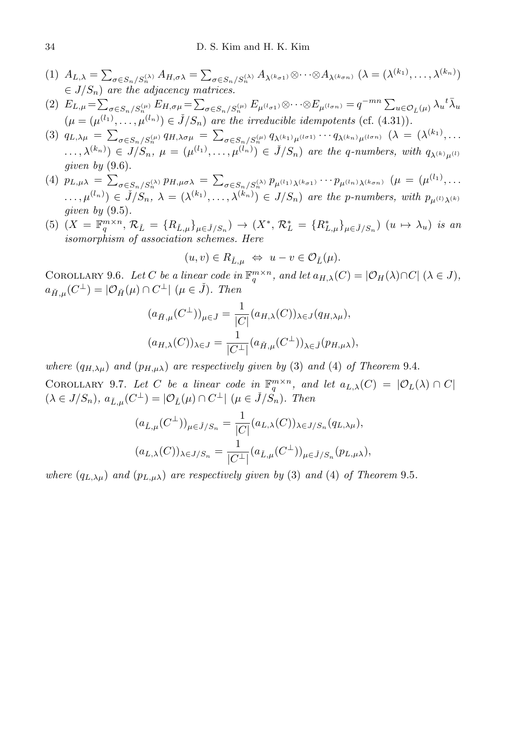(1) $A_{L,\lambda} = \sum_{\sigma \in S_n/S_n^{(\lambda)}} A_{H,\sigma\lambda} = \sum_{\sigma \in S_n/S_n^{(\lambda)}} A_{\lambda^{(k_{\sigma 1})}} \otimes \cdots \otimes A_{\lambda^{(k_{\sigma n})}}$ $(\lambda = (\lambda^{(k_1)}, \ldots, \lambda^{(k_n)}) \in J/S_n)$ *are the adjacency matrices.*

(2) $E_{L,\mu} = \sum_{\sigma \in S_n/S_n^{(\mu)}} E_{H,\sigma\mu} = \sum_{\sigma \in S_n/S_n^{(\mu)}} E_{\mu^{(l_{\sigma 1})}} \otimes \cdots \otimes E_{\mu^{(l_{\sigma n})}} = q^{-mn} \sum_{u \in \mathcal{O}_{\check{L}}(\mu)} \lambda_u {}^t\bar{\lambda}_u$ $(\mu = (\mu^{(l_1)}, \ldots, \mu^{(l_n)}) \in \check{J}/S_n)$ *are the irreducible idempotents* (cf. (4.31)).

(3) $q_{L,\lambda\mu} = \sum_{\sigma \in S_n/S_n^{(\mu)}} q_{H,\lambda\sigma\mu} = \sum_{\sigma \in S_n/S_n^{(\mu)}} q_{\lambda^{(k_1)}\mu^{(l_{\sigma 1})}} \cdots q_{\lambda^{(k_n)}\mu^{(l_{\sigma n})}}$ $(\lambda = (\lambda^{(k_1)}, \ldots, \lambda^{(k_n)}) \in J/S_n,\ \mu = (\mu^{(l_1)}, \ldots, \mu^{(l_n)}) \in \check{J}/S_n)$ *are the q-numbers, with* $q_{\lambda^{(k)}\mu^{(l)}}$ *given by* (9.6).

(4) $p_{L,\mu\lambda} = \sum_{\sigma \in S_n/S_n^{(\lambda)}} p_{H,\mu\sigma\lambda} = \sum_{\sigma \in S_n/S_n^{(\lambda)}} p_{\mu^{(l_1)}\lambda^{(k_{\sigma 1})}} \cdots p_{\mu^{(l_n)}\lambda^{(k_{\sigma n})}}$ $(\mu = (\mu^{(l_1)}, \ldots, \mu^{(l_n)}) \in \check{J}/S_n,\ \lambda = (\lambda^{(k_1)}, \ldots, \lambda^{(k_n)}) \in J/S_n)$ *are the p-numbers, with* $p_{\mu^{(l)}\lambda^{(k)}}$ *given by* (9.5).

(5) $(X = \mathbb{F}_q^{m \times n}, \mathcal{R}_{\check{L}} = \{R_{\check{L},\mu}\}_{\mu \in \check{J}/S_n}) \to (X^*, \mathcal{R}_L^* = \{R_{L,\mu}^*\}_{\mu \in \check{J}/S_n})$ $(u \mapsto \lambda_u)$ *is an isomorphism of association schemes. Here*

$$(u, v) \in R_{\check{L},\mu} \iff u - v \in \mathcal{O}_{\check{L}}(\mu).$$

Corollary 9.6. *Let $C$ be a linear code in $\mathbb{F}_q^{m \times n}$, and let $a_{H,\lambda}(C) = |\mathcal{O}_H(\lambda) \cap C|$ $(\lambda \in J)$, $a_{\check{H},\mu}(C^\perp) = |\mathcal{O}_{\check{H}}(\mu) \cap C^\perp|$ $(\mu \in \check{J})$. Then*

$$(a_{\check{H},\mu}(C^\perp))_{\mu \in \check{J}} = \frac{1}{|C|}(a_{H,\lambda}(C))_{\lambda \in J}(q_{H,\lambda\mu}),$$

$$(a_{H,\lambda}(C))_{\lambda \in J} = \frac{1}{|C^\perp|}(a_{\check{H},\mu}(C^\perp))_{\lambda \in \check{J}}(p_{H,\mu\lambda}),$$

*where $(q_{H,\lambda\mu})$ and $(p_{H,\mu\lambda})$ are respectively given by* (3) *and* (4) *of Theorem* 9.4.

Corollary 9.7. *Let $C$ be a linear code in $\mathbb{F}_q^{m \times n}$, and let $a_{L,\lambda}(C) = |\mathcal{O}_L(\lambda) \cap C|$ $(\lambda \in J/S_n)$, $a_{\check{L},\mu}(C^\perp) = |\mathcal{O}_{\check{L}}(\mu) \cap C^\perp|$ $(\mu \in \check{J}/S_n)$. Then*

$$(a_{\check{L},\mu}(C^\perp))_{\mu \in \check{J}/S_n} = \frac{1}{|C|}(a_{L,\lambda}(C))_{\lambda \in J/S_n}(q_{L,\lambda\mu}),$$

$$(a_{L,\lambda}(C))_{\lambda \in J/S_n} = \frac{1}{|C^\perp|}(a_{\check{L},\mu}(C^\perp))_{\mu \in \check{J}/S_n}(p_{L,\mu\lambda}),$$

*where $(q_{L,\lambda\mu})$ and $(p_{L,\mu\lambda})$ are respectively given by* (3) *and* (4) *of Theorem* 9.5.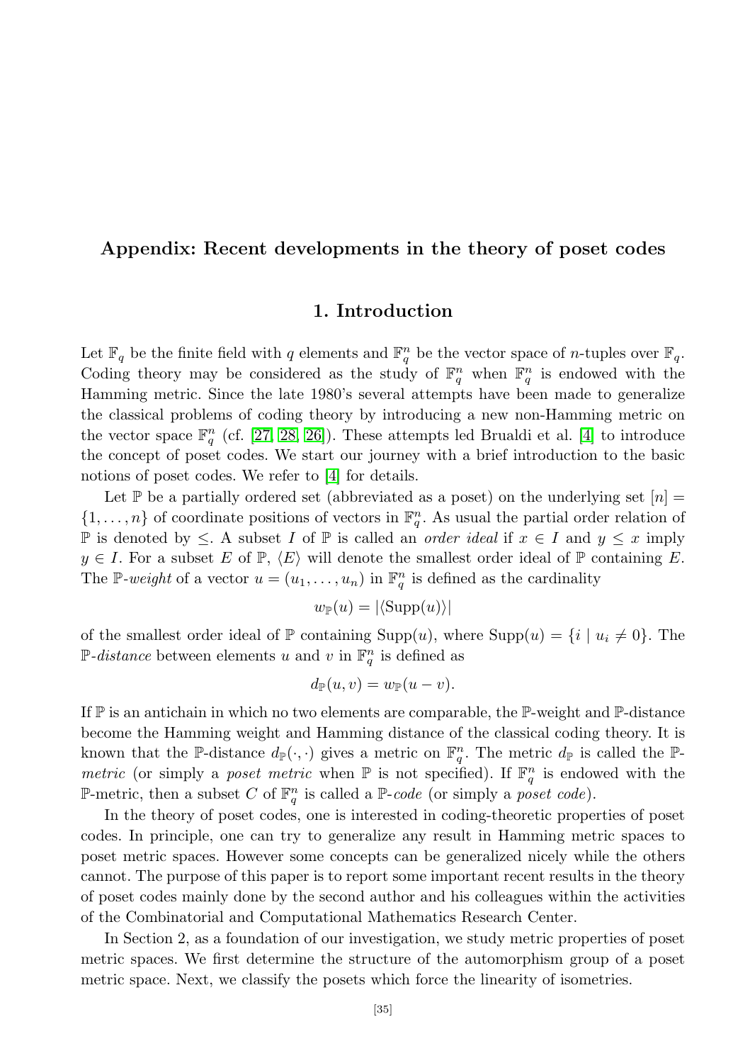# Appendix: Recent developments in the theory of poset codes

## 1. Introduction

Let $\mathbb{F}_q$ be the finite field with $q$ elements and $\mathbb{F}_q^n$ be the vector space of $n$-tuples over $\mathbb{F}_q$. Coding theory may be considered as the study of $\mathbb{F}_q^n$ when $\mathbb{F}_q^n$ is endowed with the Hamming metric. Since the late 1980's several attempts have been made to generalize the classical problems of coding theory by introducing a new non-Hamming metric on the vector space $\mathbb{F}_q^n$ (cf. [27, 28, 26]). These attempts led Brualdi et al. [4] to introduce the concept of poset codes. We start our journey with a brief introduction to the basic notions of poset codes. We refer to [4] for details.

Let $\mathbb{P}$ be a partially ordered set (abbreviated as a poset) on the underlying set $[n] = \{1, \ldots, n\}$ of coordinate positions of vectors in $\mathbb{F}_q^n$. As usual the partial order relation of $\mathbb{P}$ is denoted by $\leq$. A subset $I$ of $\mathbb{P}$ is called an *order ideal* if $x \in I$ and $y \leq x$ imply $y \in I$. For a subset $E$ of $\mathbb{P}$, $\langle E \rangle$ will denote the smallest order ideal of $\mathbb{P}$ containing $E$. The $\mathbb{P}$-*weight* of a vector $u = (u_1, \ldots, u_n)$ in $\mathbb{F}_q^n$ is defined as the cardinality

$$w_{\mathbb{P}}(u) = |\langle \mathrm{Supp}(u) \rangle|$$

of the smallest order ideal of $\mathbb{P}$ containing $\mathrm{Supp}(u)$, where $\mathrm{Supp}(u) = \{i \mid u_i \neq 0\}$. The $\mathbb{P}$-*distance* between elements $u$ and $v$ in $\mathbb{F}_q^n$ is defined as

$$d_{\mathbb{P}}(u, v) = w_{\mathbb{P}}(u - v).$$

If $\mathbb{P}$ is an antichain in which no two elements are comparable, the $\mathbb{P}$-weight and $\mathbb{P}$-distance become the Hamming weight and Hamming distance of the classical coding theory. It is known that the $\mathbb{P}$-distance $d_{\mathbb{P}}(\cdot, \cdot)$ gives a metric on $\mathbb{F}_q^n$. The metric $d_{\mathbb{P}}$ is called the $\mathbb{P}$-*metric* (or simply a *poset metric* when $\mathbb{P}$ is not specified). If $\mathbb{F}_q^n$ is endowed with the $\mathbb{P}$-metric, then a subset $C$ of $\mathbb{F}_q^n$ is called a $\mathbb{P}$-*code* (or simply a *poset code*).

In the theory of poset codes, one is interested in coding-theoretic properties of poset codes. In principle, one can try to generalize any result in Hamming metric spaces to poset metric spaces. However some concepts can be generalized nicely while the others cannot. The purpose of this paper is to report some important recent results in the theory of poset codes mainly done by the second author and his colleagues within the activities of the Combinatorial and Computational Mathematics Research Center.

In Section 2, as a foundation of our investigation, we study metric properties of poset metric spaces. We first determine the structure of the automorphism group of a poset metric space. Next, we classify the posets which force the linearity of isometries.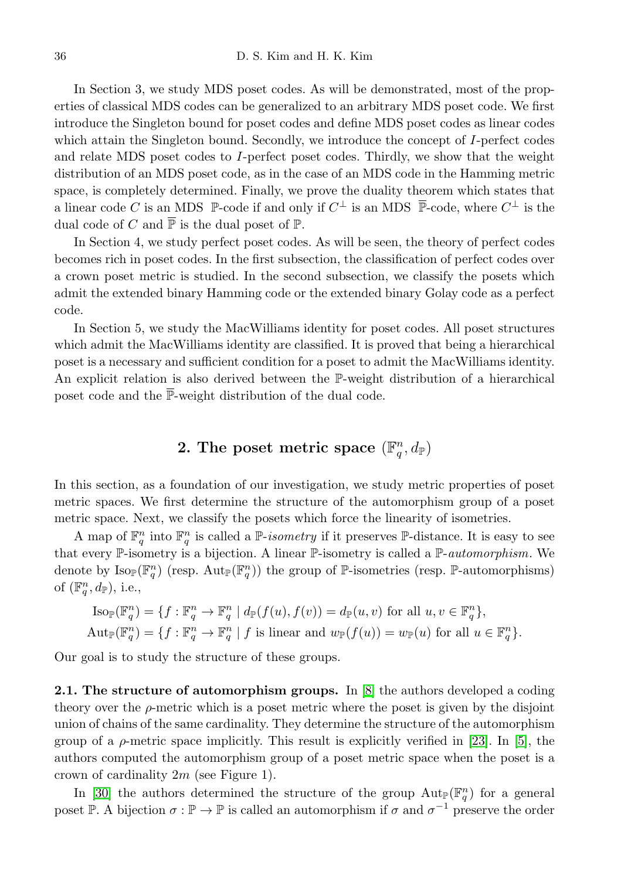In Section 3, we study MDS poset codes. As will be demonstrated, most of the properties of classical MDS codes can be generalized to an arbitrary MDS poset code. We first introduce the Singleton bound for poset codes and define MDS poset codes as linear codes which attain the Singleton bound. Secondly, we introduce the concept of $I$-perfect codes and relate MDS poset codes to $I$-perfect poset codes. Thirdly, we show that the weight distribution of an MDS poset code, as in the case of an MDS code in the Hamming metric space, is completely determined. Finally, we prove the duality theorem which states that a linear code $C$ is an MDS $\mathbb{P}$-code if and only if $C^\perp$ is an MDS $\overline{\mathbb{P}}$-code, where $C^\perp$ is the dual code of $C$ and $\overline{\mathbb{P}}$ is the dual poset of $\mathbb{P}$.

In Section 4, we study perfect poset codes. As will be seen, the theory of perfect codes becomes rich in poset codes. In the first subsection, the classification of perfect codes over a crown poset metric is studied. In the second subsection, we classify the posets which admit the extended binary Hamming code or the extended binary Golay code as a perfect code.

In Section 5, we study the MacWilliams identity for poset codes. All poset structures which admit the MacWilliams identity are classified. It is proved that being a hierarchical poset is a necessary and sufficient condition for a poset to admit the MacWilliams identity. An explicit relation is also derived between the $\mathbb{P}$-weight distribution of a hierarchical poset code and the $\overline{\mathbb{P}}$-weight distribution of the dual code.

## 2. The poset metric space $(\mathbb{F}_q^n, d_{\mathbb{P}})$

In this section, as a foundation of our investigation, we study metric properties of poset metric spaces. We first determine the structure of the automorphism group of a poset metric space. Next, we classify the posets which force the linearity of isometries.

A map of $\mathbb{F}_q^n$ into $\mathbb{F}_q^n$ is called a $\mathbb{P}$-*isometry* if it preserves $\mathbb{P}$-distance. It is easy to see that every $\mathbb{P}$-isometry is a bijection. A linear $\mathbb{P}$-isometry is called a $\mathbb{P}$-*automorphism*. We denote by $\mathrm{Iso}_{\mathbb{P}}(\mathbb{F}_q^n)$ (resp. $\mathrm{Aut}_{\mathbb{P}}(\mathbb{F}_q^n)$) the group of $\mathbb{P}$-isometries (resp. $\mathbb{P}$-automorphisms) of $(\mathbb{F}_q^n, d_{\mathbb{P}})$, i.e.,

$$\mathrm{Iso}_{\mathbb{P}}(\mathbb{F}_q^n) = \{f : \mathbb{F}_q^n \to \mathbb{F}_q^n \mid d_{\mathbb{P}}(f(u), f(v)) = d_{\mathbb{P}}(u, v) \text{ for all } u, v \in \mathbb{F}_q^n\},$$
$$\mathrm{Aut}_{\mathbb{P}}(\mathbb{F}_q^n) = \{f : \mathbb{F}_q^n \to \mathbb{F}_q^n \mid f \text{ is linear and } w_{\mathbb{P}}(f(u)) = w_{\mathbb{P}}(u) \text{ for all } u \in \mathbb{F}_q^n\}.$$

Our goal is to study the structure of these groups.

**2.1. The structure of automorphism groups.** In [8] the authors developed a coding theory over the $\rho$-metric which is a poset metric where the poset is given by the disjoint union of chains of the same cardinality. They determine the structure of the automorphism group of a $\rho$-metric space implicitly. This result is explicitly verified in [23]. In [5], the authors computed the automorphism group of a poset metric space when the poset is a crown of cardinality $2m$ (see Figure 1).

In [30] the authors determined the structure of the group $\mathrm{Aut}_{\mathbb{P}}(\mathbb{F}_q^n)$ for a general poset $\mathbb{P}$. A bijection $\sigma : \mathbb{P} \to \mathbb{P}$ is called an automorphism if $\sigma$ and $\sigma^{-1}$ preserve the order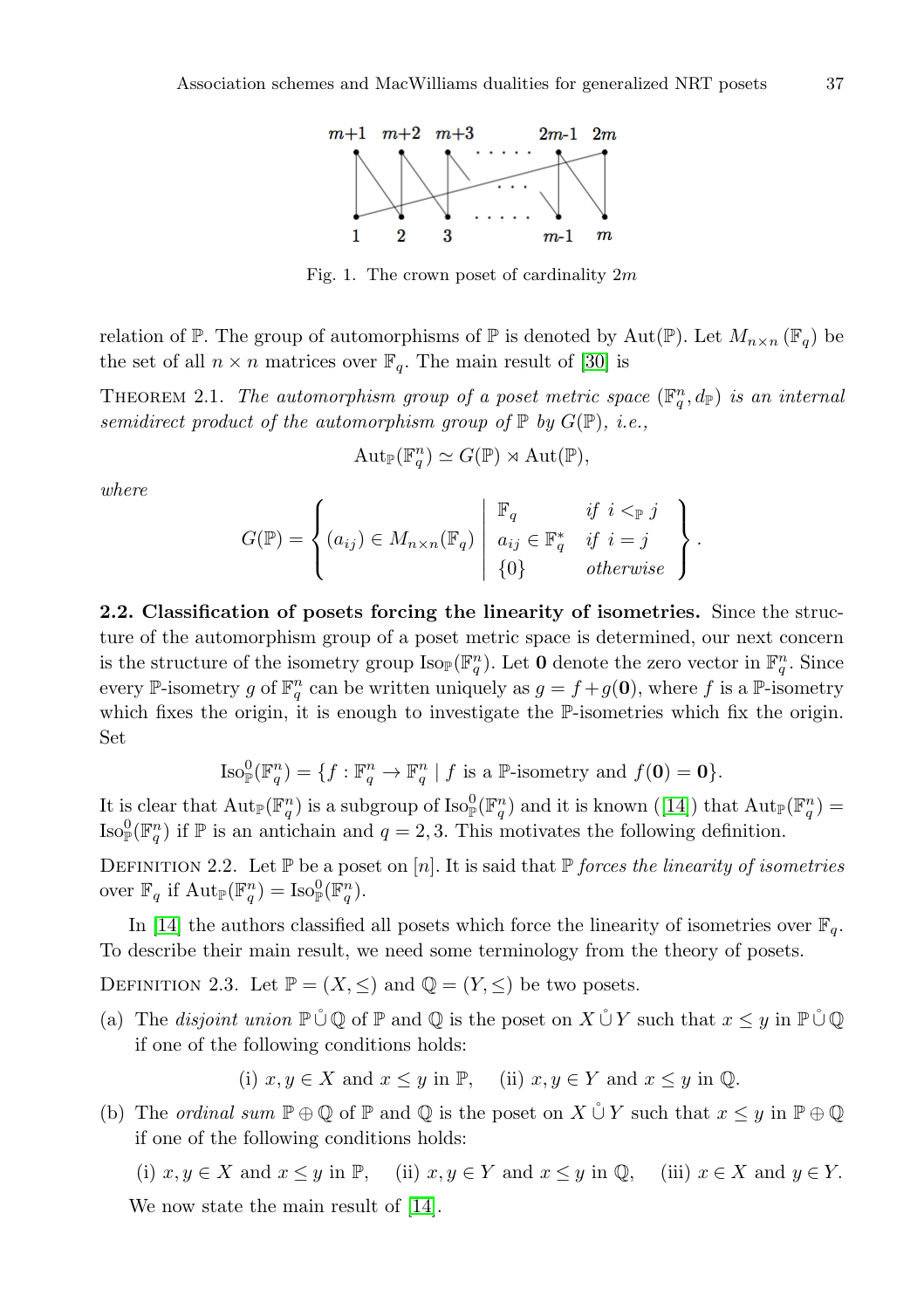Fig. 1. The crown poset of cardinality $2m$

relation of $\mathbb{P}$. The group of automorphisms of $\mathbb{P}$ is denoted by $\mathrm{Aut}(\mathbb{P})$. Let $M_{n\times n}(\mathbb{F}_q)$ be the set of all $n \times n$ matrices over $\mathbb{F}_q$. The main result of [30] is

THEOREM 2.1. *The automorphism group of a poset metric space* $(\mathbb{F}_q^n, d_{\mathbb{P}})$ *is an internal semidirect product of the automorphism group of* $\mathbb{P}$ *by* $G(\mathbb{P})$*, i.e.,*

$$\mathrm{Aut}_{\mathbb{P}}(\mathbb{F}_q^n) \simeq G(\mathbb{P}) \rtimes \mathrm{Aut}(\mathbb{P}),$$

*where*

$$G(\mathbb{P}) = \left\{ (a_{ij}) \in M_{n\times n}(\mathbb{F}_q) \;\middle|\; \begin{array}{ll} \mathbb{F}_q & \textit{if } i <_{\mathbb{P}} j \\ a_{ij} \in \mathbb{F}_q^* & \textit{if } i = j \\ \{0\} & \textit{otherwise} \end{array} \right\}.$$

**2.2. Classification of posets forcing the linearity of isometries.** Since the structure of the automorphism group of a poset metric space is determined, our next concern is the structure of the isometry group $\mathrm{Iso}_{\mathbb{P}}(\mathbb{F}_q^n)$. Let $\mathbf{0}$ denote the zero vector in $\mathbb{F}_q^n$. Since every $\mathbb{P}$-isometry $g$ of $\mathbb{F}_q^n$ can be written uniquely as $g = f + g(\mathbf{0})$, where $f$ is a $\mathbb{P}$-isometry which fixes the origin, it is enough to investigate the $\mathbb{P}$-isometries which fix the origin. Set

$$\mathrm{Iso}_{\mathbb{P}}^0(\mathbb{F}_q^n) = \{f : \mathbb{F}_q^n \to \mathbb{F}_q^n \mid f \text{ is a } \mathbb{P}\text{-isometry and } f(\mathbf{0}) = \mathbf{0}\}.$$

It is clear that $\mathrm{Aut}_{\mathbb{P}}(\mathbb{F}_q^n)$ is a subgroup of $\mathrm{Iso}_{\mathbb{P}}^0(\mathbb{F}_q^n)$ and it is known ([14]) that $\mathrm{Aut}_{\mathbb{P}}(\mathbb{F}_q^n) = \mathrm{Iso}_{\mathbb{P}}^0(\mathbb{F}_q^n)$ if $\mathbb{P}$ is an antichain and $q = 2, 3$. This motivates the following definition.

DEFINITION 2.2. Let $\mathbb{P}$ be a poset on $[n]$. It is said that $\mathbb{P}$ *forces the linearity of isometries* over $\mathbb{F}_q$ if $\mathrm{Aut}_{\mathbb{P}}(\mathbb{F}_q^n) = \mathrm{Iso}_{\mathbb{P}}^0(\mathbb{F}_q^n)$.

In [14] the authors classified all posets which force the linearity of isometries over $\mathbb{F}_q$. To describe their main result, we need some terminology from the theory of posets.

DEFINITION 2.3. Let $\mathbb{P} = (X, \leq)$ and $\mathbb{Q} = (Y, \leq)$ be two posets.

(a) The *disjoint union* $\mathbb{P} \mathbin{\mathring{\cup}} \mathbb{Q}$ of $\mathbb{P}$ and $\mathbb{Q}$ is the poset on $X \mathbin{\mathring{\cup}} Y$ such that $x \leq y$ in $\mathbb{P} \mathbin{\mathring{\cup}} \mathbb{Q}$ if one of the following conditions holds:

(i) $x, y \in X$ and $x \leq y$ in $\mathbb{P}$, (ii) $x, y \in Y$ and $x \leq y$ in $\mathbb{Q}$.

(b) The *ordinal sum* $\mathbb{P} \oplus \mathbb{Q}$ of $\mathbb{P}$ and $\mathbb{Q}$ is the poset on $X \mathbin{\mathring{\cup}} Y$ such that $x \leq y$ in $\mathbb{P} \oplus \mathbb{Q}$ if one of the following conditions holds:

(i) $x, y \in X$ and $x \leq y$ in $\mathbb{P}$, (ii) $x, y \in Y$ and $x \leq y$ in $\mathbb{Q}$, (iii) $x \in X$ and $y \in Y$.

We now state the main result of [14].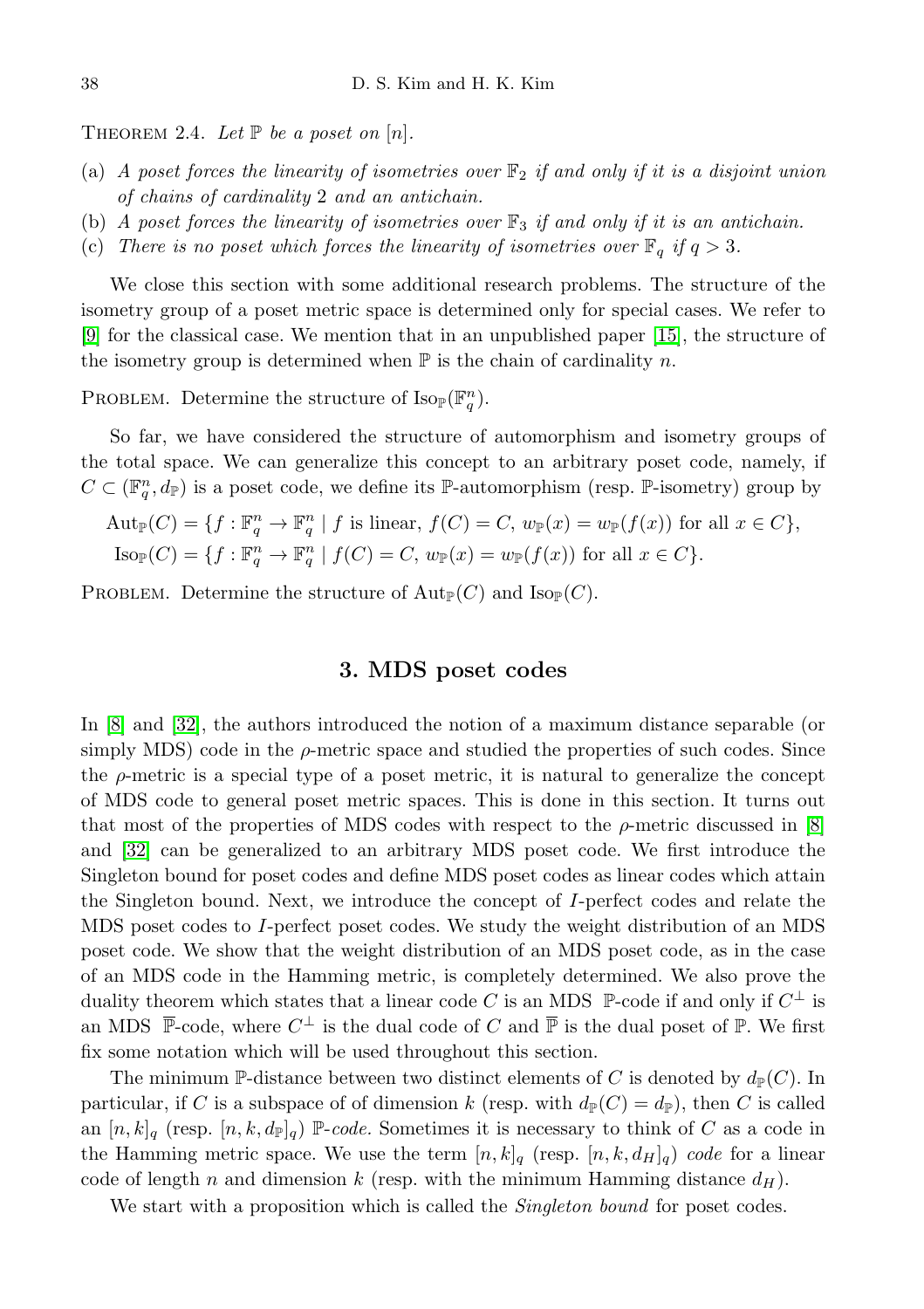THEOREM 2.4. *Let $\mathbb{P}$ be a poset on $[n]$.*

(a) *A poset forces the linearity of isometries over $\mathbb{F}_2$ if and only if it is a disjoint union of chains of cardinality 2 and an antichain.*
(b) *A poset forces the linearity of isometries over $\mathbb{F}_3$ if and only if it is an antichain.*
(c) *There is no poset which forces the linearity of isometries over $\mathbb{F}_q$ if $q > 3$.*

We close this section with some additional research problems. The structure of the isometry group of a poset metric space is determined only for special cases. We refer to [9] for the classical case. We mention that in an unpublished paper [15], the structure of the isometry group is determined when $\mathbb{P}$ is the chain of cardinality $n$.

PROBLEM. Determine the structure of $\mathrm{Iso}_{\mathbb{P}}(\mathbb{F}_q^n)$.

So far, we have considered the structure of automorphism and isometry groups of the total space. We can generalize this concept to an arbitrary poset code, namely, if $C \subset (\mathbb{F}_q^n, d_{\mathbb{P}})$ is a poset code, we define its $\mathbb{P}$-automorphism (resp. $\mathbb{P}$-isometry) group by

$$\mathrm{Aut}_{\mathbb{P}}(C) = \{f : \mathbb{F}_q^n \to \mathbb{F}_q^n \mid f \text{ is linear, } f(C) = C,\ w_{\mathbb{P}}(x) = w_{\mathbb{P}}(f(x)) \text{ for all } x \in C\},$$
$$\mathrm{Iso}_{\mathbb{P}}(C) = \{f : \mathbb{F}_q^n \to \mathbb{F}_q^n \mid f(C) = C,\ w_{\mathbb{P}}(x) = w_{\mathbb{P}}(f(x)) \text{ for all } x \in C\}.$$

PROBLEM. Determine the structure of $\mathrm{Aut}_{\mathbb{P}}(C)$ and $\mathrm{Iso}_{\mathbb{P}}(C)$.

## 3. MDS poset codes

In [8] and [32], the authors introduced the notion of a maximum distance separable (or simply MDS) code in the $\rho$-metric space and studied the properties of such codes. Since the $\rho$-metric is a special type of a poset metric, it is natural to generalize the concept of MDS code to general poset metric spaces. This is done in this section. It turns out that most of the properties of MDS codes with respect to the $\rho$-metric discussed in [8] and [32] can be generalized to an arbitrary MDS poset code. We first introduce the Singleton bound for poset codes and define MDS poset codes as linear codes which attain the Singleton bound. Next, we introduce the concept of $I$-perfect codes and relate the MDS poset codes to $I$-perfect poset codes. We study the weight distribution of an MDS poset code. We show that the weight distribution of an MDS poset code, as in the case of an MDS code in the Hamming metric, is completely determined. We also prove the duality theorem which states that a linear code $C$ is an MDS $\mathbb{P}$-code if and only if $C^{\perp}$ is an MDS $\overline{\mathbb{P}}$-code, where $C^{\perp}$ is the dual code of $C$ and $\overline{\mathbb{P}}$ is the dual poset of $\mathbb{P}$. We first fix some notation which will be used throughout this section.

The minimum $\mathbb{P}$-distance between two distinct elements of $C$ is denoted by $d_{\mathbb{P}}(C)$. In particular, if $C$ is a subspace of of dimension $k$ (resp. with $d_{\mathbb{P}}(C) = d_{\mathbb{P}}$), then $C$ is called an $[n, k]_q$ (resp. $[n, k, d_{\mathbb{P}}]_q$) $\mathbb{P}$-*code.* Sometimes it is necessary to think of $C$ as a code in the Hamming metric space. We use the term $[n, k]_q$ (resp. $[n, k, d_H]_q$) *code* for a linear code of length $n$ and dimension $k$ (resp. with the minimum Hamming distance $d_H$).

We start with a proposition which is called the *Singleton bound* for poset codes.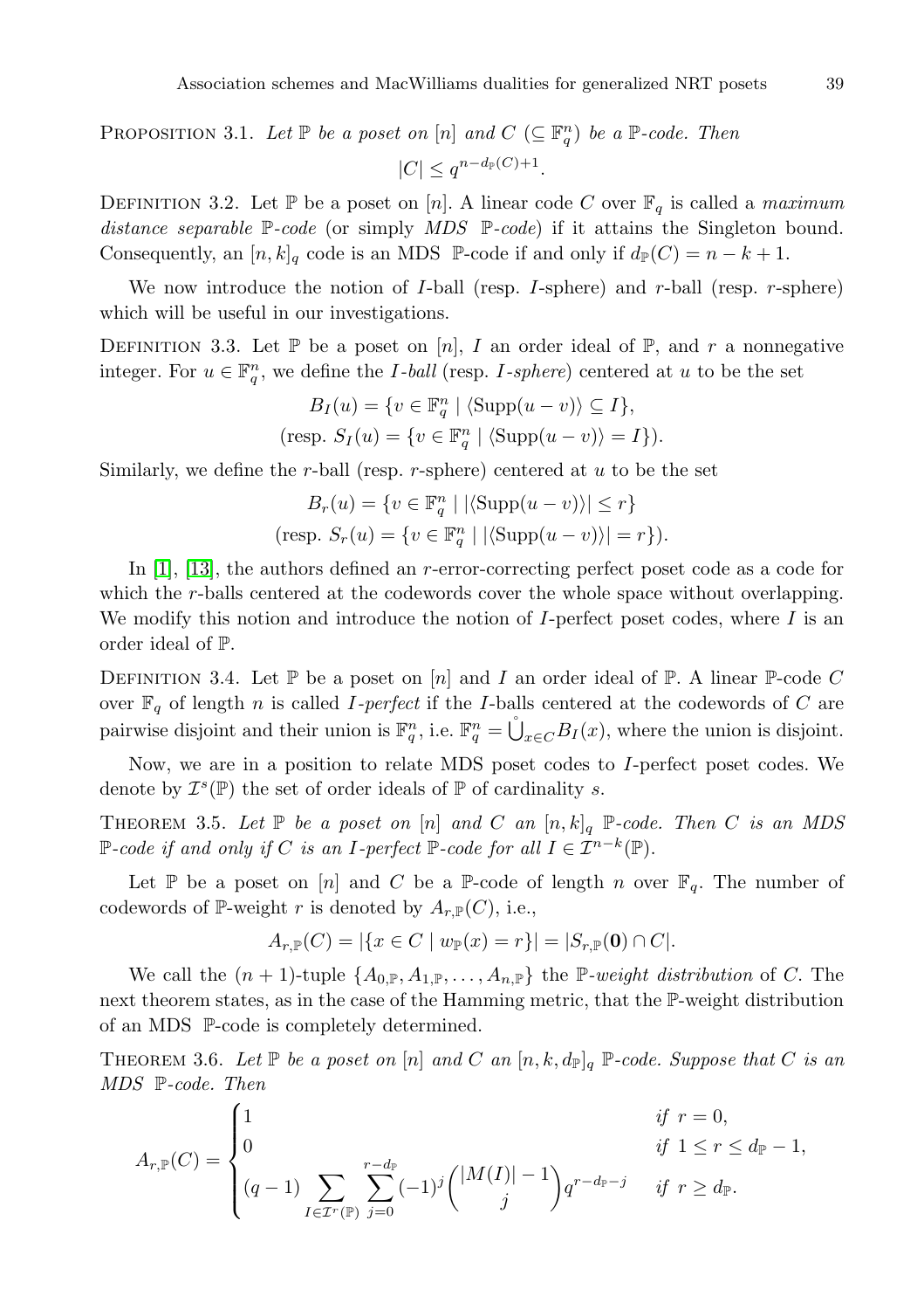PROPOSITION 3.1. *Let $\mathbb{P}$ be a poset on $[n]$ and $C$ $(\subseteq \mathbb{F}_q^n)$ be a $\mathbb{P}$-code. Then*

$$|C| \leq q^{n-d_{\mathbb{P}}(C)+1}.$$

DEFINITION 3.2. Let $\mathbb{P}$ be a poset on $[n]$. A linear code $C$ over $\mathbb{F}_q$ is called a *maximum distance separable* $\mathbb{P}$*-code* (or simply *MDS* $\mathbb{P}$*-code*) if it attains the Singleton bound. Consequently, an $[n,k]_q$ code is an MDS $\mathbb{P}$-code if and only if $d_{\mathbb{P}}(C) = n-k+1$.

We now introduce the notion of $I$-ball (resp. $I$-sphere) and $r$-ball (resp. $r$-sphere) which will be useful in our investigations.

DEFINITION 3.3. Let $\mathbb{P}$ be a poset on $[n]$, $I$ an order ideal of $\mathbb{P}$, and $r$ a nonnegative integer. For $u \in \mathbb{F}_q^n$, we define the *$I$-ball* (resp. *$I$-sphere*) centered at $u$ to be the set

$$B_I(u) = \{v \in \mathbb{F}_q^n \mid \langle \mathrm{Supp}(u-v)\rangle \subseteq I\},$$
$$(\text{resp. } S_I(u) = \{v \in \mathbb{F}_q^n \mid \langle \mathrm{Supp}(u-v)\rangle = I\}).$$

Similarly, we define the $r$-ball (resp. $r$-sphere) centered at $u$ to be the set

$$B_r(u) = \{v \in \mathbb{F}_q^n \mid |\langle \mathrm{Supp}(u-v)\rangle| \leq r\}$$
$$(\text{resp. } S_r(u) = \{v \in \mathbb{F}_q^n \mid |\langle \mathrm{Supp}(u-v)\rangle| = r\}).$$

In [1], [13], the authors defined an $r$-error-correcting perfect poset code as a code for which the $r$-balls centered at the codewords cover the whole space without overlapping. We modify this notion and introduce the notion of $I$-perfect poset codes, where $I$ is an order ideal of $\mathbb{P}$.

DEFINITION 3.4. Let $\mathbb{P}$ be a poset on $[n]$ and $I$ an order ideal of $\mathbb{P}$. A linear $\mathbb{P}$-code $C$ over $\mathbb{F}_q$ of length $n$ is called *$I$-perfect* if the $I$-balls centered at the codewords of $C$ are pairwise disjoint and their union is $\mathbb{F}_q^n$, i.e. $\mathbb{F}_q^n = \mathring{\bigcup}_{x\in C} B_I(x)$, where the union is disjoint.

Now, we are in a position to relate MDS poset codes to $I$-perfect poset codes. We denote by $\mathcal{I}^s(\mathbb{P})$ the set of order ideals of $\mathbb{P}$ of cardinality $s$.

THEOREM 3.5. *Let $\mathbb{P}$ be a poset on $[n]$ and $C$ an $[n,k]_q$ $\mathbb{P}$-code. Then $C$ is an MDS $\mathbb{P}$-code if and only if $C$ is an $I$-perfect $\mathbb{P}$-code for all $I \in \mathcal{I}^{n-k}(\mathbb{P})$.*

Let $\mathbb{P}$ be a poset on $[n]$ and $C$ be a $\mathbb{P}$-code of length $n$ over $\mathbb{F}_q$. The number of codewords of $\mathbb{P}$-weight $r$ is denoted by $A_{r,\mathbb{P}}(C)$, i.e.,

$$A_{r,\mathbb{P}}(C) = |\{x \in C \mid w_{\mathbb{P}}(x) = r\}| = |S_{r,\mathbb{P}}(\mathbf{0}) \cap C|.$$

We call the $(n+1)$-tuple $\{A_{0,\mathbb{P}}, A_{1,\mathbb{P}}, \ldots, A_{n,\mathbb{P}}\}$ the *$\mathbb{P}$-weight distribution* of $C$. The next theorem states, as in the case of the Hamming metric, that the $\mathbb{P}$-weight distribution of an MDS $\mathbb{P}$-code is completely determined.

THEOREM 3.6. *Let $\mathbb{P}$ be a poset on $[n]$ and $C$ an $[n,k,d_{\mathbb{P}}]_q$ $\mathbb{P}$-code. Suppose that $C$ is an MDS $\mathbb{P}$-code. Then*

$$A_{r,\mathbb{P}}(C) = \begin{cases} 1 & \text{if } r = 0, \\ 0 & \text{if } 1 \leq r \leq d_{\mathbb{P}} - 1, \\ (q-1) \displaystyle\sum_{I \in \mathcal{I}^r(\mathbb{P})} \sum_{j=0}^{r-d_{\mathbb{P}}} (-1)^j \binom{|M(I)|-1}{j} q^{r-d_{\mathbb{P}}-j} & \text{if } r \geq d_{\mathbb{P}}. \end{cases}$$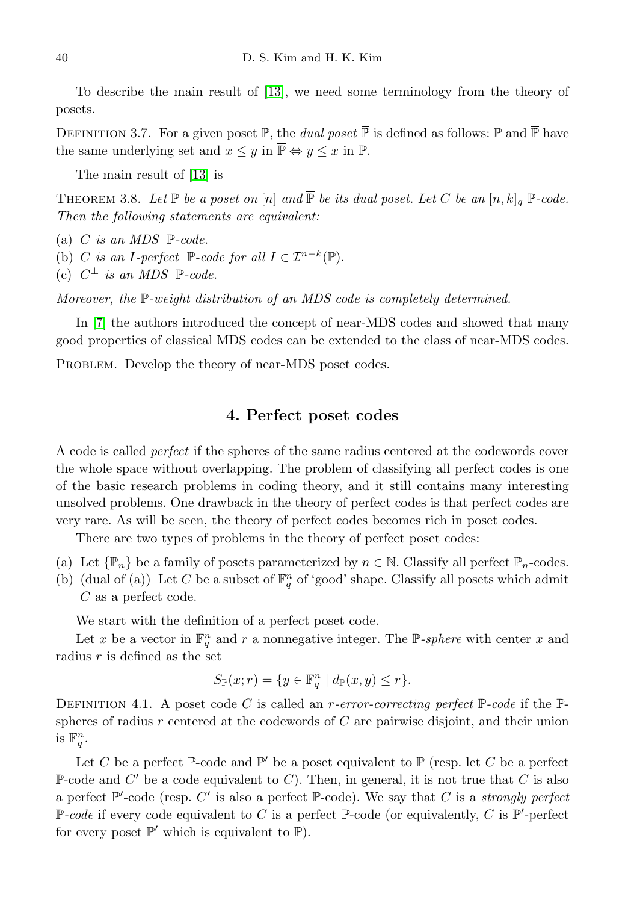To describe the main result of [13], we need some terminology from the theory of posets.

Definition 3.7. For a given poset $\mathbb{P}$, the *dual poset* $\overline{\mathbb{P}}$ is defined as follows: $\mathbb{P}$ and $\overline{\mathbb{P}}$ have the same underlying set and $x \le y$ in $\overline{\mathbb{P}} \Leftrightarrow y \le x$ in $\mathbb{P}$.

The main result of [13] is

Theorem 3.8. *Let $\mathbb{P}$ be a poset on $[n]$ and $\overline{\mathbb{P}}$ be its dual poset. Let $C$ be an $[n,k]_q$ $\mathbb{P}$-code. Then the following statements are equivalent:*

(a) *$C$ is an MDS $\mathbb{P}$-code.*
(b) *$C$ is an $I$-perfect $\mathbb{P}$-code for all $I \in \mathcal{I}^{n-k}(\mathbb{P})$.*
(c) *$C^{\perp}$ is an MDS $\overline{\mathbb{P}}$-code.*

*Moreover, the $\mathbb{P}$-weight distribution of an MDS code is completely determined.*

In [7] the authors introduced the concept of near-MDS codes and showed that many good properties of classical MDS codes can be extended to the class of near-MDS codes.

Problem. Develop the theory of near-MDS poset codes.

## 4. Perfect poset codes

A code is called *perfect* if the spheres of the same radius centered at the codewords cover the whole space without overlapping. The problem of classifying all perfect codes is one of the basic research problems in coding theory, and it still contains many interesting unsolved problems. One drawback in the theory of perfect codes is that perfect codes are very rare. As will be seen, the theory of perfect codes becomes rich in poset codes.

There are two types of problems in the theory of perfect poset codes:

(a) Let $\{\mathbb{P}_n\}$ be a family of posets parameterized by $n \in \mathbb{N}$. Classify all perfect $\mathbb{P}_n$-codes.
(b) (dual of (a)) Let $C$ be a subset of $\mathbb{F}_q^n$ of 'good' shape. Classify all posets which admit $C$ as a perfect code.

We start with the definition of a perfect poset code.

Let $x$ be a vector in $\mathbb{F}_q^n$ and $r$ a nonnegative integer. The $\mathbb{P}$-*sphere* with center $x$ and radius $r$ is defined as the set

$$S_{\mathbb{P}}(x;r) = \{y \in \mathbb{F}_q^n \mid d_{\mathbb{P}}(x,y) \le r\}.$$

Definition 4.1. A poset code $C$ is called an *$r$-error-correcting perfect $\mathbb{P}$-code* if the $\mathbb{P}$-spheres of radius $r$ centered at the codewords of $C$ are pairwise disjoint, and their union is $\mathbb{F}_q^n$.

Let $C$ be a perfect $\mathbb{P}$-code and $\mathbb{P}'$ be a poset equivalent to $\mathbb{P}$ (resp. let $C$ be a perfect $\mathbb{P}$-code and $C'$ be a code equivalent to $C$). Then, in general, it is not true that $C$ is also a perfect $\mathbb{P}'$-code (resp. $C'$ is also a perfect $\mathbb{P}$-code). We say that $C$ is a *strongly perfect $\mathbb{P}$-code* if every code equivalent to $C$ is a perfect $\mathbb{P}$-code (or equivalently, $C$ is $\mathbb{P}'$-perfect for every poset $\mathbb{P}'$ which is equivalent to $\mathbb{P}$).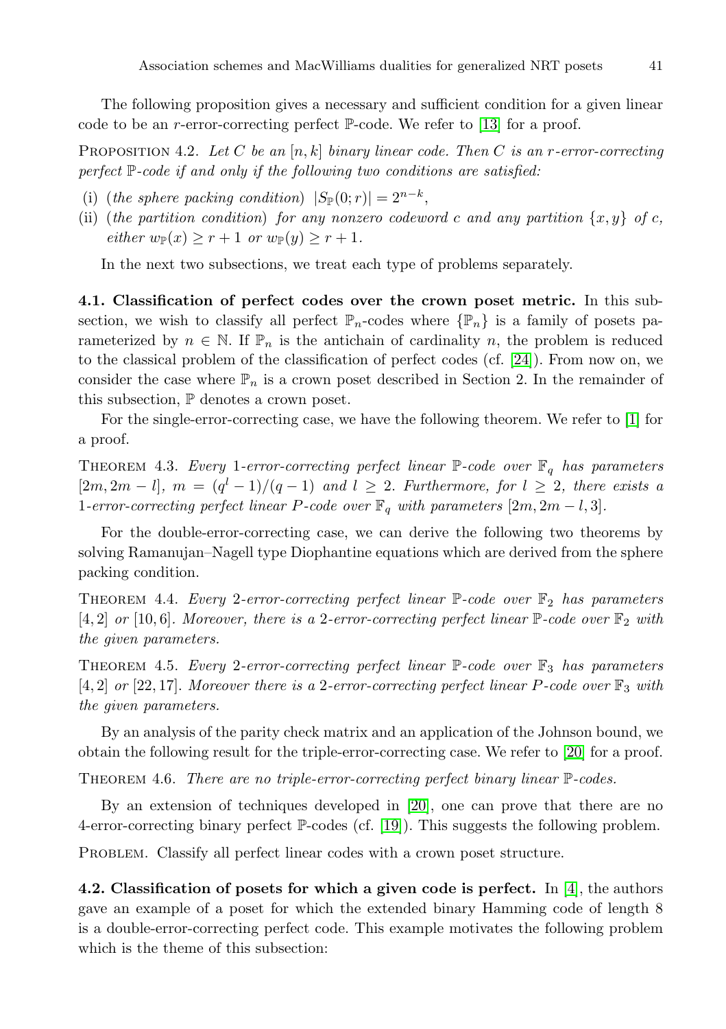The following proposition gives a necessary and sufficient condition for a given linear code to be an $r$-error-correcting perfect $\mathbb{P}$-code. We refer to [13] for a proof.

PROPOSITION 4.2. *Let $C$ be an $[n, k]$ binary linear code. Then $C$ is an $r$-error-correcting perfect $\mathbb{P}$-code if and only if the following two conditions are satisfied:*

- (i) (*the sphere packing condition*) $|S_{\mathbb{P}}(0; r)| = 2^{n-k}$,
- (ii) (*the partition condition*) *for any nonzero codeword $c$ and any partition $\{x, y\}$ of $c$, either $w_{\mathbb{P}}(x) \geq r + 1$ or $w_{\mathbb{P}}(y) \geq r + 1$.*

In the next two subsections, we treat each type of problems separately.

**4.1. Classification of perfect codes over the crown poset metric.** In this subsection, we wish to classify all perfect $\mathbb{P}_n$-codes where $\{\mathbb{P}_n\}$ is a family of posets parameterized by $n \in \mathbb{N}$. If $\mathbb{P}_n$ is the antichain of cardinality $n$, the problem is reduced to the classical problem of the classification of perfect codes (cf. [24]). From now on, we consider the case where $\mathbb{P}_n$ is a crown poset described in Section 2. In the remainder of this subsection, $\mathbb{P}$ denotes a crown poset.

For the single-error-correcting case, we have the following theorem. We refer to [1] for a proof.

THEOREM 4.3. *Every 1-error-correcting perfect linear $\mathbb{P}$-code over $\mathbb{F}_q$ has parameters $[2m, 2m - l]$, $m = (q^l - 1)/(q - 1)$ and $l \geq 2$. Furthermore, for $l \geq 2$, there exists a 1-error-correcting perfect linear $P$-code over $\mathbb{F}_q$ with parameters $[2m, 2m - l, 3]$.*

For the double-error-correcting case, we can derive the following two theorems by solving Ramanujan–Nagell type Diophantine equations which are derived from the sphere packing condition.

THEOREM 4.4. *Every 2-error-correcting perfect linear $\mathbb{P}$-code over $\mathbb{F}_2$ has parameters $[4, 2]$ or $[10, 6]$. Moreover, there is a 2-error-correcting perfect linear $\mathbb{P}$-code over $\mathbb{F}_2$ with the given parameters.*

THEOREM 4.5. *Every 2-error-correcting perfect linear $\mathbb{P}$-code over $\mathbb{F}_3$ has parameters $[4, 2]$ or $[22, 17]$. Moreover there is a 2-error-correcting perfect linear $P$-code over $\mathbb{F}_3$ with the given parameters.*

By an analysis of the parity check matrix and an application of the Johnson bound, we obtain the following result for the triple-error-correcting case. We refer to [20] for a proof.

THEOREM 4.6. *There are no triple-error-correcting perfect binary linear $\mathbb{P}$-codes.*

By an extension of techniques developed in [20], one can prove that there are no 4-error-correcting binary perfect $\mathbb{P}$-codes (cf. [19]). This suggests the following problem.

PROBLEM. Classify all perfect linear codes with a crown poset structure.

**4.2. Classification of posets for which a given code is perfect.** In [4], the authors gave an example of a poset for which the extended binary Hamming code of length 8 is a double-error-correcting perfect code. This example motivates the following problem which is the theme of this subsection: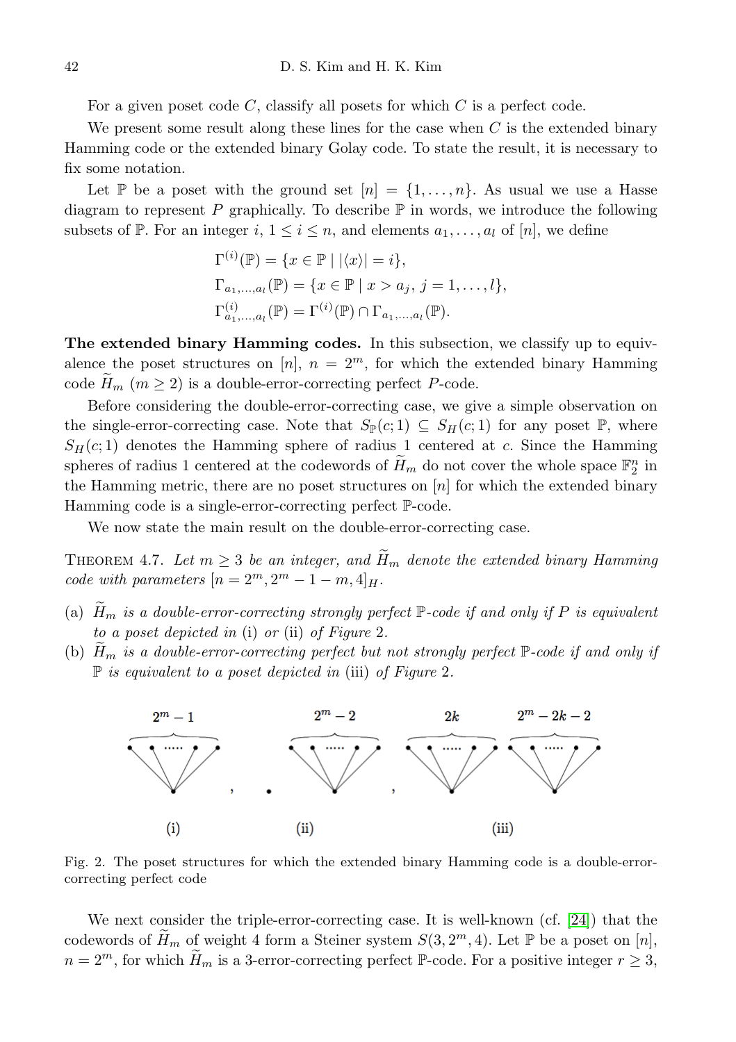For a given poset code $C$, classify all posets for which $C$ is a perfect code.

We present some result along these lines for the case when $C$ is the extended binary Hamming code or the extended binary Golay code. To state the result, it is necessary to fix some notation.

Let $\mathbb{P}$ be a poset with the ground set $[n] = \{1, \ldots, n\}$. As usual we use a Hasse diagram to represent $P$ graphically. To describe $\mathbb{P}$ in words, we introduce the following subsets of $\mathbb{P}$. For an integer $i$, $1 \leq i \leq n$, and elements $a_1, \ldots, a_l$ of $[n]$, we define

$$\Gamma^{(i)}(\mathbb{P}) = \{x \in \mathbb{P} \mid |\langle x \rangle| = i\},$$
$$\Gamma_{a_1,\ldots,a_l}(\mathbb{P}) = \{x \in \mathbb{P} \mid x > a_j,\ j = 1, \ldots, l\},$$
$$\Gamma^{(i)}_{a_1,\ldots,a_l}(\mathbb{P}) = \Gamma^{(i)}(\mathbb{P}) \cap \Gamma_{a_1,\ldots,a_l}(\mathbb{P}).$$

**The extended binary Hamming codes.** In this subsection, we classify up to equivalence the poset structures on $[n]$, $n = 2^m$, for which the extended binary Hamming code $\widetilde{H}_m$ $(m \geq 2)$ is a double-error-correcting perfect $P$-code.

Before considering the double-error-correcting case, we give a simple observation on the single-error-correcting case. Note that $S_{\mathbb{P}}(c; 1) \subseteq S_H(c; 1)$ for any poset $\mathbb{P}$, where $S_H(c; 1)$ denotes the Hamming sphere of radius 1 centered at $c$. Since the Hamming spheres of radius 1 centered at the codewords of $\widetilde{H}_m$ do not cover the whole space $\mathbb{F}_2^n$ in the Hamming metric, there are no poset structures on $[n]$ for which the extended binary Hamming code is a single-error-correcting perfect $\mathbb{P}$-code.

We now state the main result on the double-error-correcting case.

THEOREM 4.7. *Let $m \geq 3$ be an integer, and $\widetilde{H}_m$ denote the extended binary Hamming code with parameters $[n = 2^m, 2^m - 1 - m, 4]_H$.*

- (a) *$\widetilde{H}_m$ is a double-error-correcting strongly perfect $\mathbb{P}$-code if and only if $P$ is equivalent to a poset depicted in* (i) *or* (ii) *of Figure* 2.
- (b) *$\widetilde{H}_m$ is a double-error-correcting perfect but not strongly perfect $\mathbb{P}$-code if and only if $\mathbb{P}$ is equivalent to a poset depicted in* (iii) *of Figure* 2.

Fig. 2. The poset structures for which the extended binary Hamming code is a double-error-correcting perfect code

We next consider the triple-error-correcting case. It is well-known (cf. [24]) that the codewords of $\widetilde{H}_m$ of weight 4 form a Steiner system $S(3, 2^m, 4)$. Let $\mathbb{P}$ be a poset on $[n]$, $n = 2^m$, for which $\widetilde{H}_m$ is a 3-error-correcting perfect $\mathbb{P}$-code. For a positive integer $r \geq 3$,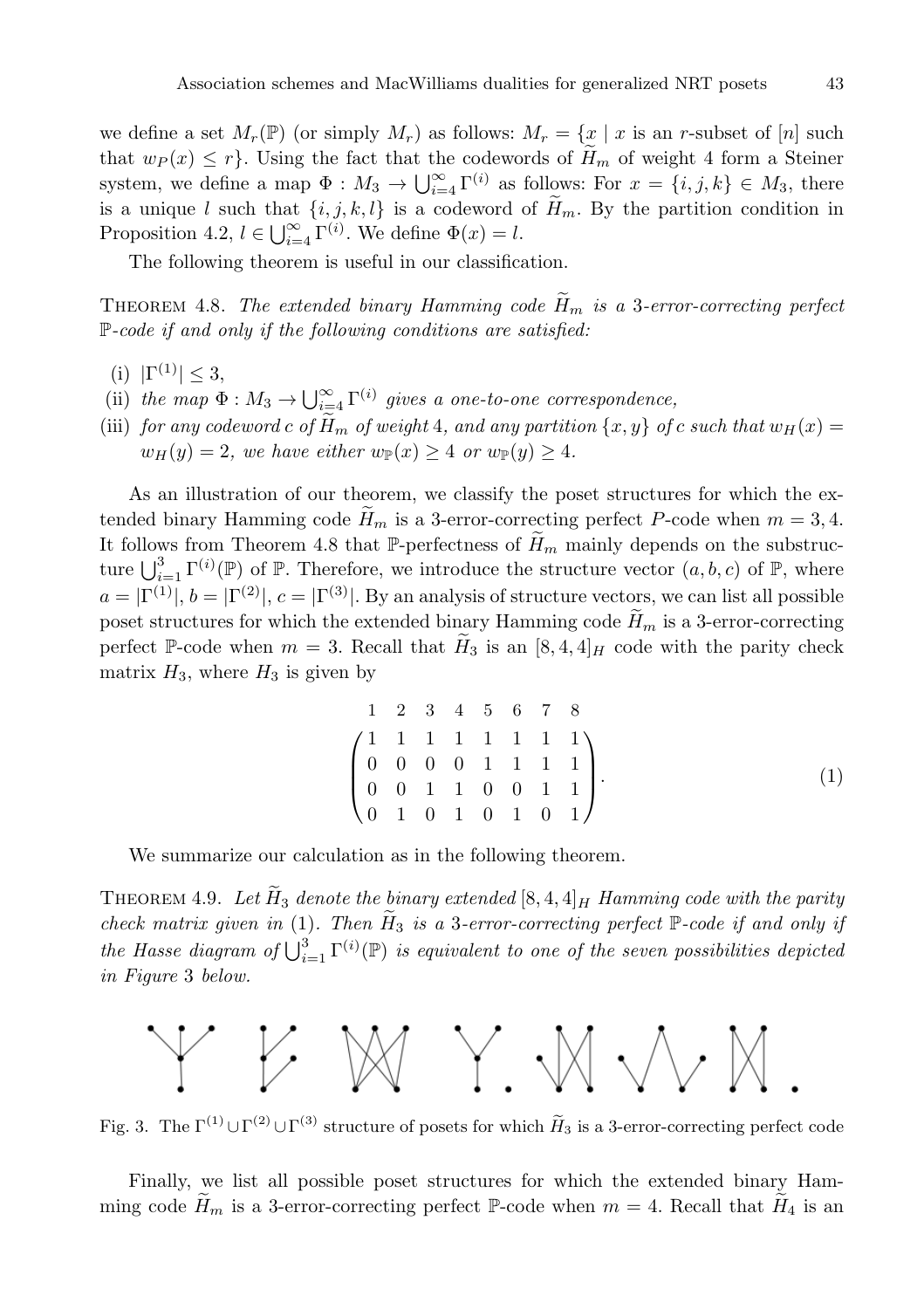we define a set $M_r(\mathbb{P})$ (or simply $M_r$) as follows: $M_r = \{x \mid x$ is an $r$-subset of $[n]$ such that $w_P(x) \leq r\}$. Using the fact that the codewords of $\widetilde{H}_m$ of weight 4 form a Steiner system, we define a map $\Phi : M_3 \to \bigcup_{i=4}^{\infty} \Gamma^{(i)}$ as follows: For $x = \{i, j, k\} \in M_3$, there is a unique $l$ such that $\{i, j, k, l\}$ is a codeword of $\widetilde{H}_m$. By the partition condition in Proposition 4.2, $l \in \bigcup_{i=4}^{\infty} \Gamma^{(i)}$. We define $\Phi(x) = l$.

The following theorem is useful in our classification.

Theorem 4.8. *The extended binary Hamming code $\widetilde{H}_m$ is a 3-error-correcting perfect $\mathbb{P}$-code if and only if the following conditions are satisfied:*

- (i) $|\Gamma^{(1)}| \leq 3$,
- (ii) *the map $\Phi : M_3 \to \bigcup_{i=4}^{\infty} \Gamma^{(i)}$ gives a one-to-one correspondence,*
- (iii) *for any codeword $c$ of $\widetilde{H}_m$ of weight 4, and any partition $\{x, y\}$ of $c$ such that $w_H(x) = w_H(y) = 2$, we have either $w_{\mathbb{P}}(x) \geq 4$ or $w_{\mathbb{P}}(y) \geq 4$.*

As an illustration of our theorem, we classify the poset structures for which the extended binary Hamming code $\widetilde{H}_m$ is a 3-error-correcting perfect $P$-code when $m = 3, 4$. It follows from Theorem 4.8 that $\mathbb{P}$-perfectness of $\widetilde{H}_m$ mainly depends on the substructure $\bigcup_{i=1}^{3} \Gamma^{(i)}(\mathbb{P})$ of $\mathbb{P}$. Therefore, we introduce the structure vector $(a, b, c)$ of $\mathbb{P}$, where $a = |\Gamma^{(1)}|$, $b = |\Gamma^{(2)}|$, $c = |\Gamma^{(3)}|$. By an analysis of structure vectors, we can list all possible poset structures for which the extended binary Hamming code $\widetilde{H}_m$ is a 3-error-correcting perfect $\mathbb{P}$-code when $m = 3$. Recall that $\widetilde{H}_3$ is an $[8, 4, 4]_H$ code with the parity check matrix $H_3$, where $H_3$ is given by

$$
\begin{array}{c}
\begin{matrix} 1 & 2 & 3 & 4 & 5 & 6 & 7 & 8 \end{matrix} \\
\begin{pmatrix}
1 & 1 & 1 & 1 & 1 & 1 & 1 & 1 \\
0 & 0 & 0 & 0 & 1 & 1 & 1 & 1 \\
0 & 0 & 1 & 1 & 0 & 0 & 1 & 1 \\
0 & 1 & 0 & 1 & 0 & 1 & 0 & 1
\end{pmatrix}.
\end{array}
\tag{1}
$$

We summarize our calculation as in the following theorem.

Theorem 4.9. *Let $\widetilde{H}_3$ denote the binary extended $[8, 4, 4]_H$ Hamming code with the parity check matrix given in* (1). *Then $\widetilde{H}_3$ is a 3-error-correcting perfect $\mathbb{P}$-code if and only if the Hasse diagram of $\bigcup_{i=1}^{3} \Gamma^{(i)}(\mathbb{P})$ is equivalent to one of the seven possibilities depicted in Figure* 3 *below.*

Fig. 3. The $\Gamma^{(1)} \cup \Gamma^{(2)} \cup \Gamma^{(3)}$ structure of posets for which $\widetilde{H}_3$ is a 3-error-correcting perfect code

Finally, we list all possible poset structures for which the extended binary Hamming code $\widetilde{H}_m$ is a 3-error-correcting perfect $\mathbb{P}$-code when $m = 4$. Recall that $\widetilde{H}_4$ is an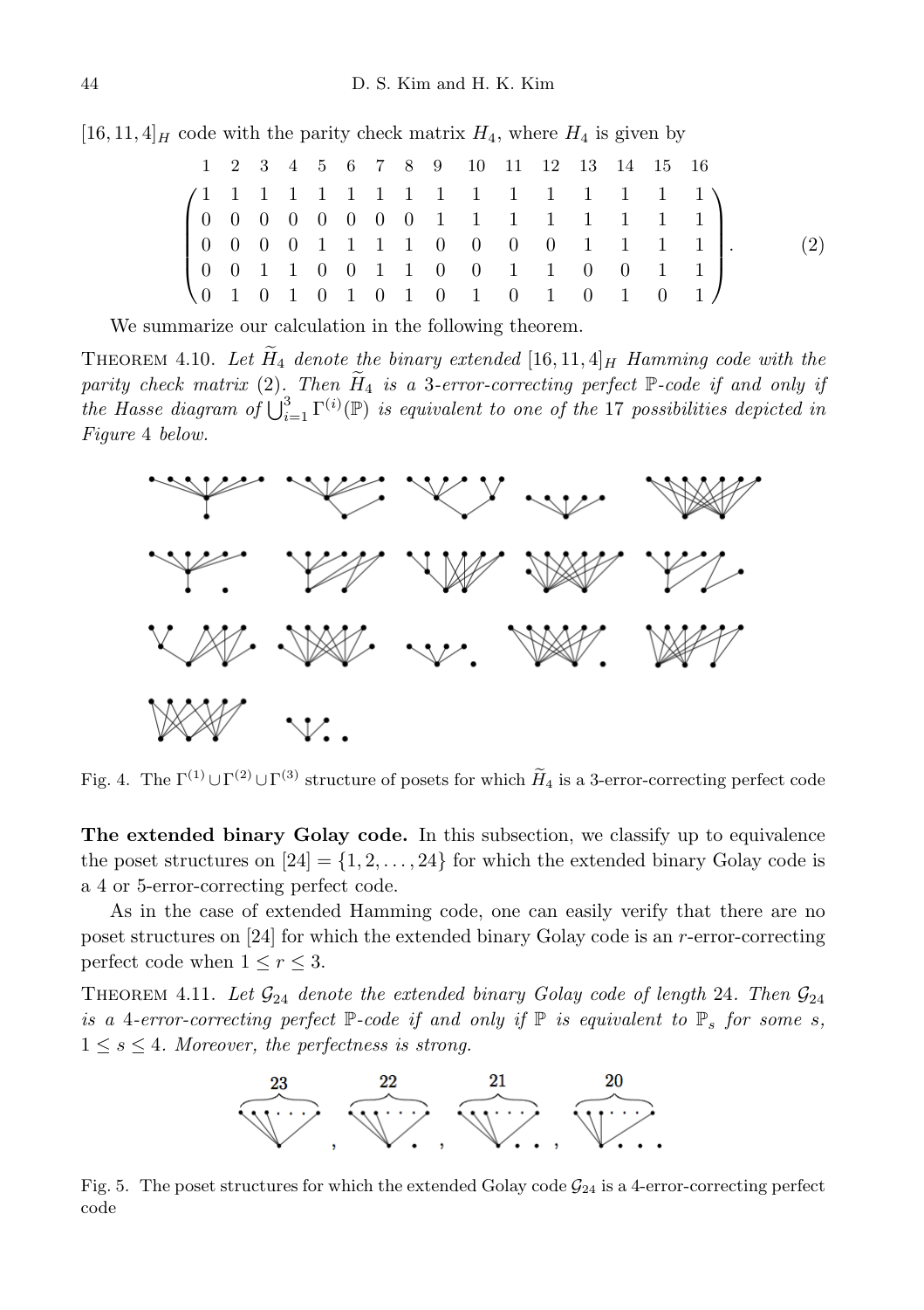$[16, 11, 4]_H$ code with the parity check matrix $H_4$, where $H_4$ is given by

$$
\begin{array}{c}
\begin{array}{cccccccccccccccc}
1 & 2 & 3 & 4 & 5 & 6 & 7 & 8 & 9 & 10 & 11 & 12 & 13 & 14 & 15 & 16
\end{array} \\
\begin{pmatrix}
1 & 1 & 1 & 1 & 1 & 1 & 1 & 1 & 1 & 1 & 1 & 1 & 1 & 1 & 1 & 1 \\
0 & 0 & 0 & 0 & 0 & 0 & 0 & 0 & 1 & 1 & 1 & 1 & 1 & 1 & 1 & 1 \\
0 & 0 & 0 & 0 & 1 & 1 & 1 & 1 & 0 & 0 & 0 & 0 & 1 & 1 & 1 & 1 \\
0 & 0 & 1 & 1 & 0 & 0 & 1 & 1 & 0 & 0 & 1 & 1 & 0 & 0 & 1 & 1 \\
0 & 1 & 0 & 1 & 0 & 1 & 0 & 1 & 0 & 1 & 0 & 1 & 0 & 1 & 0 & 1
\end{pmatrix}
\end{array}. \tag{2}
$$

We summarize our calculation in the following theorem.

THEOREM 4.10. *Let $\widetilde{H}_4$ denote the binary extended $[16, 11, 4]_H$ Hamming code with the parity check matrix (2). Then $\widetilde{H}_4$ is a 3-error-correcting perfect $\mathbb{P}$-code if and only if the Hasse diagram of $\bigcup_{i=1}^{3} \Gamma^{(i)}(\mathbb{P})$ is equivalent to one of the 17 possibilities depicted in Figure 4 below.*

Fig. 4. The $\Gamma^{(1)} \cup \Gamma^{(2)} \cup \Gamma^{(3)}$ structure of posets for which $\widetilde{H}_4$ is a 3-error-correcting perfect code

**The extended binary Golay code.** In this subsection, we classify up to equivalence the poset structures on $[24] = \{1, 2, \ldots, 24\}$ for which the extended binary Golay code is a 4 or 5-error-correcting perfect code.

As in the case of extended Hamming code, one can easily verify that there are no poset structures on [24] for which the extended binary Golay code is an $r$-error-correcting perfect code when $1 \leq r \leq 3$.

THEOREM 4.11. *Let $\mathcal{G}_{24}$ denote the extended binary Golay code of length 24. Then $\mathcal{G}_{24}$ is a 4-error-correcting perfect $\mathbb{P}$-code if and only if $\mathbb{P}$ is equivalent to $\mathbb{P}_s$ for some $s$, $1 \leq s \leq 4$. Moreover, the perfectness is strong.*

Fig. 5. The poset structures for which the extended Golay code $\mathcal{G}_{24}$ is a 4-error-correcting perfect code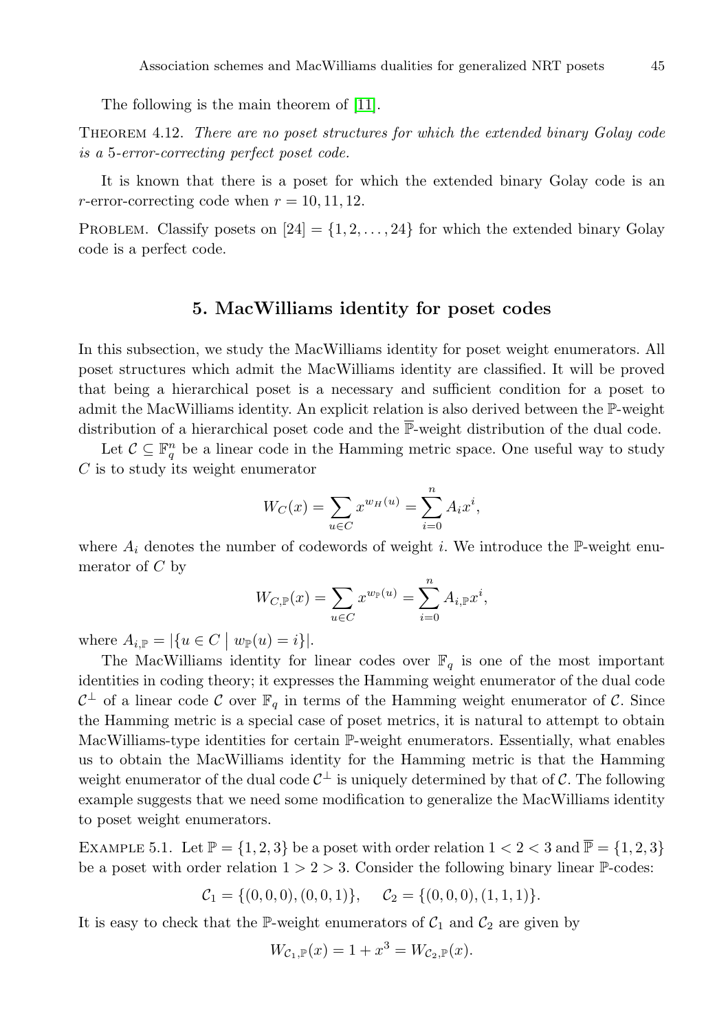The following is the main theorem of [11].

Theorem 4.12. *There are no poset structures for which the extended binary Golay code is a 5-error-correcting perfect poset code.*

It is known that there is a poset for which the extended binary Golay code is an $r$-error-correcting code when $r = 10, 11, 12$.

Problem. Classify posets on $[24] = \{1, 2, \ldots, 24\}$ for which the extended binary Golay code is a perfect code.

## 5. MacWilliams identity for poset codes

In this subsection, we study the MacWilliams identity for poset weight enumerators. All poset structures which admit the MacWilliams identity are classified. It will be proved that being a hierarchical poset is a necessary and sufficient condition for a poset to admit the MacWilliams identity. An explicit relation is also derived between the $\mathbb{P}$-weight distribution of a hierarchical poset code and the $\overline{\mathbb{P}}$-weight distribution of the dual code.

Let $\mathcal{C} \subseteq \mathbb{F}_q^n$ be a linear code in the Hamming metric space. One useful way to study $C$ is to study its weight enumerator

$$W_C(x) = \sum_{u \in C} x^{w_H(u)} = \sum_{i=0}^{n} A_i x^i,$$

where $A_i$ denotes the number of codewords of weight $i$. We introduce the $\mathbb{P}$-weight enumerator of $C$ by

$$W_{C,\mathbb{P}}(x) = \sum_{u \in C} x^{w_{\mathbb{P}}(u)} = \sum_{i=0}^{n} A_{i,\mathbb{P}} x^i,$$

where $A_{i,\mathbb{P}} = |\{u \in C \mid w_{\mathbb{P}}(u) = i\}|$.

The MacWilliams identity for linear codes over $\mathbb{F}_q$ is one of the most important identities in coding theory; it expresses the Hamming weight enumerator of the dual code $\mathcal{C}^\perp$ of a linear code $\mathcal{C}$ over $\mathbb{F}_q$ in terms of the Hamming weight enumerator of $\mathcal{C}$. Since the Hamming metric is a special case of poset metrics, it is natural to attempt to obtain MacWilliams-type identities for certain $\mathbb{P}$-weight enumerators. Essentially, what enables us to obtain the MacWilliams identity for the Hamming metric is that the Hamming weight enumerator of the dual code $\mathcal{C}^\perp$ is uniquely determined by that of $\mathcal{C}$. The following example suggests that we need some modification to generalize the MacWilliams identity to poset weight enumerators.

Example 5.1. Let $\mathbb{P} = \{1, 2, 3\}$ be a poset with order relation $1 < 2 < 3$ and $\overline{\mathbb{P}} = \{1, 2, 3\}$ be a poset with order relation $1 > 2 > 3$. Consider the following binary linear $\mathbb{P}$-codes:

$$\mathcal{C}_1 = \{(0, 0, 0), (0, 0, 1)\}, \quad \mathcal{C}_2 = \{(0, 0, 0), (1, 1, 1)\}.$$

It is easy to check that the $\mathbb{P}$-weight enumerators of $\mathcal{C}_1$ and $\mathcal{C}_2$ are given by

$$W_{\mathcal{C}_1,\mathbb{P}}(x) = 1 + x^3 = W_{\mathcal{C}_2,\mathbb{P}}(x).$$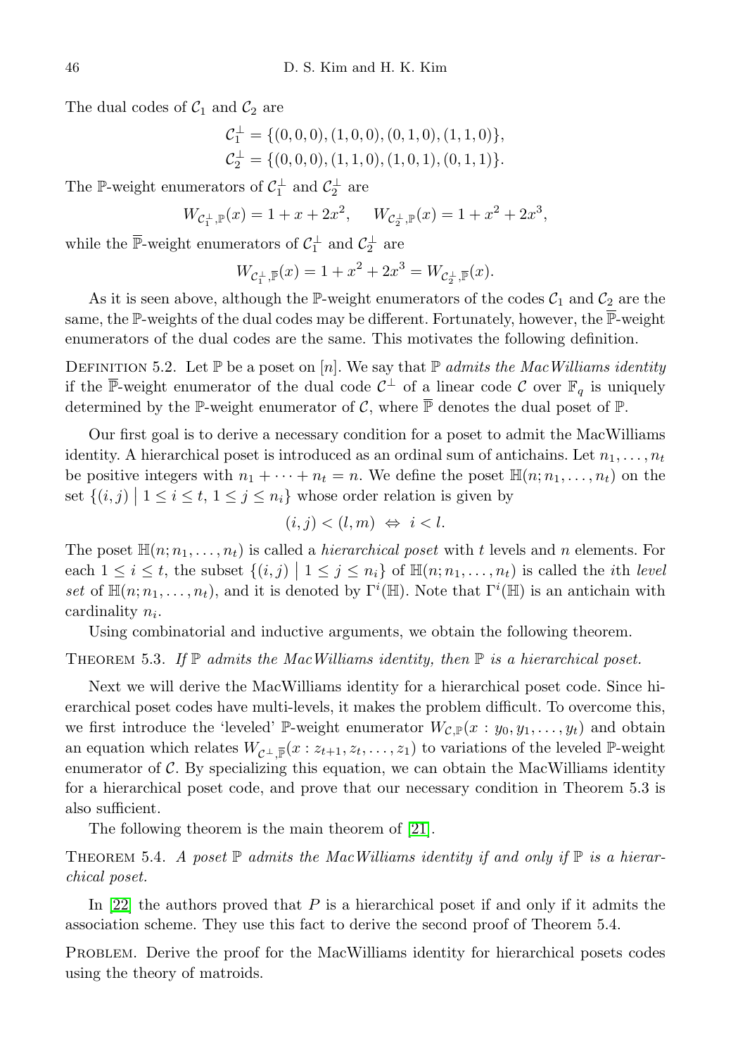The dual codes of $\mathcal{C}_1$ and $\mathcal{C}_2$ are

$$\mathcal{C}_1^\perp = \{(0,0,0),(1,0,0),(0,1,0),(1,1,0)\},$$
$$\mathcal{C}_2^\perp = \{(0,0,0),(1,1,0),(1,0,1),(0,1,1)\}.$$

The $\mathbb{P}$-weight enumerators of $\mathcal{C}_1^\perp$ and $\mathcal{C}_2^\perp$ are

$$W_{\mathcal{C}_1^\perp,\mathbb{P}}(x) = 1 + x + 2x^2, \quad W_{\mathcal{C}_2^\perp,\mathbb{P}}(x) = 1 + x^2 + 2x^3,$$

while the $\overline{\mathbb{P}}$-weight enumerators of $\mathcal{C}_1^\perp$ and $\mathcal{C}_2^\perp$ are

$$W_{\mathcal{C}_1^\perp,\overline{\mathbb{P}}}(x) = 1 + x^2 + 2x^3 = W_{\mathcal{C}_2^\perp,\overline{\mathbb{P}}}(x).$$

As it is seen above, although the $\mathbb{P}$-weight enumerators of the codes $\mathcal{C}_1$ and $\mathcal{C}_2$ are the same, the $\mathbb{P}$-weights of the dual codes may be different. Fortunately, however, the $\overline{\mathbb{P}}$-weight enumerators of the dual codes are the same. This motivates the following definition.

Definition 5.2. Let $\mathbb{P}$ be a poset on $[n]$. We say that $\mathbb{P}$ *admits the MacWilliams identity* if the $\overline{\mathbb{P}}$-weight enumerator of the dual code $\mathcal{C}^\perp$ of a linear code $\mathcal{C}$ over $\mathbb{F}_q$ is uniquely determined by the $\mathbb{P}$-weight enumerator of $\mathcal{C}$, where $\overline{\mathbb{P}}$ denotes the dual poset of $\mathbb{P}$.

Our first goal is to derive a necessary condition for a poset to admit the MacWilliams identity. A hierarchical poset is introduced as an ordinal sum of antichains. Let $n_1, \ldots, n_t$ be positive integers with $n_1 + \cdots + n_t = n$. We define the poset $\mathbb{H}(n; n_1, \ldots, n_t)$ on the set $\{(i,j) \mid 1 \le i \le t,\ 1 \le j \le n_i\}$ whose order relation is given by

$$(i,j) < (l,m) \iff i < l.$$

The poset $\mathbb{H}(n; n_1, \ldots, n_t)$ is called a *hierarchical poset* with $t$ levels and $n$ elements. For each $1 \le i \le t$, the subset $\{(i,j) \mid 1 \le j \le n_i\}$ of $\mathbb{H}(n; n_1, \ldots, n_t)$ is called the $i$th *level set* of $\mathbb{H}(n; n_1, \ldots, n_t)$, and it is denoted by $\Gamma^i(\mathbb{H})$. Note that $\Gamma^i(\mathbb{H})$ is an antichain with cardinality $n_i$.

Using combinatorial and inductive arguments, we obtain the following theorem.

Theorem 5.3. *If $\mathbb{P}$ admits the MacWilliams identity, then $\mathbb{P}$ is a hierarchical poset.*

Next we will derive the MacWilliams identity for a hierarchical poset code. Since hierarchical poset codes have multi-levels, it makes the problem difficult. To overcome this, we first introduce the 'leveled' $\mathbb{P}$-weight enumerator $W_{\mathcal{C},\mathbb{P}}(x : y_0, y_1, \ldots, y_t)$ and obtain an equation which relates $W_{\mathcal{C}^\perp,\overline{\mathbb{P}}}(x : z_{t+1}, z_t, \ldots, z_1)$ to variations of the leveled $\mathbb{P}$-weight enumerator of $\mathcal{C}$. By specializing this equation, we can obtain the MacWilliams identity for a hierarchical poset code, and prove that our necessary condition in Theorem 5.3 is also sufficient.

The following theorem is the main theorem of [21].

Theorem 5.4. *A poset $\mathbb{P}$ admits the MacWilliams identity if and only if $\mathbb{P}$ is a hierarchical poset.*

In [22] the authors proved that $P$ is a hierarchical poset if and only if it admits the association scheme. They use this fact to derive the second proof of Theorem 5.4.

Problem. Derive the proof for the MacWilliams identity for hierarchical posets codes using the theory of matroids.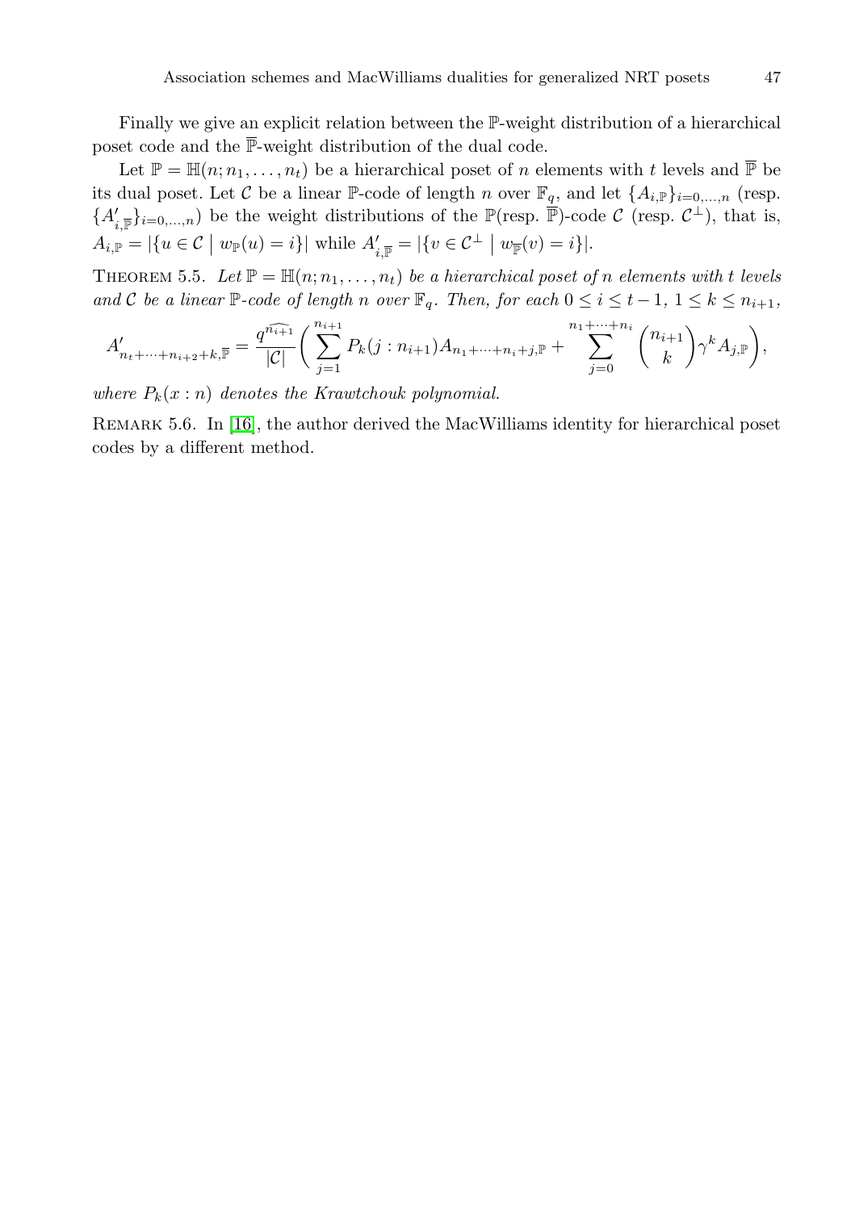Finally we give an explicit relation between the $\mathbb{P}$-weight distribution of a hierarchical poset code and the $\overline{\mathbb{P}}$-weight distribution of the dual code.

Let $\mathbb{P} = \mathbb{H}(n; n_1, \ldots, n_t)$ be a hierarchical poset of $n$ elements with $t$ levels and $\overline{\mathbb{P}}$ be its dual poset. Let $\mathcal{C}$ be a linear $\mathbb{P}$-code of length $n$ over $\mathbb{F}_q$, and let $\{A_{i,\mathbb{P}}\}_{i=0,\ldots,n}$ (resp. $\{A'_{i,\overline{\mathbb{P}}}\}_{i=0,\ldots,n}$) be the weight distributions of the $\mathbb{P}$(resp. $\overline{\mathbb{P}}$)-code $\mathcal{C}$ (resp. $\mathcal{C}^\perp$), that is, $A_{i,\mathbb{P}} = |\{u \in \mathcal{C} \mid w_{\mathbb{P}}(u) = i\}|$ while $A'_{i,\overline{\mathbb{P}}} = |\{v \in \mathcal{C}^\perp \mid w_{\overline{\mathbb{P}}}(v) = i\}|$.

Theorem 5.5. *Let $\mathbb{P} = \mathbb{H}(n; n_1, \ldots, n_t)$ be a hierarchical poset of $n$ elements with $t$ levels and $\mathcal{C}$ be a linear $\mathbb{P}$-code of length $n$ over $\mathbb{F}_q$. Then, for each $0 \leq i \leq t-1$, $1 \leq k \leq n_{i+1}$,*

$$A'_{n_t+\cdots+n_{i+2}+k,\overline{\mathbb{P}}} = \frac{q^{\widehat{n_{i+1}}}}{|\mathcal{C}|}\bigg(\sum_{j=1}^{n_{i+1}} P_k(j : n_{i+1}) A_{n_1+\cdots+n_i+j,\mathbb{P}} + \sum_{j=0}^{n_1+\cdots+n_i} \binom{n_{i+1}}{k} \gamma^k A_{j,\mathbb{P}}\bigg),$$

*where $P_k(x : n)$ denotes the Krawtchouk polynomial.*

Remark 5.6. In [16], the author derived the MacWilliams identity for hierarchical poset codes by a different method.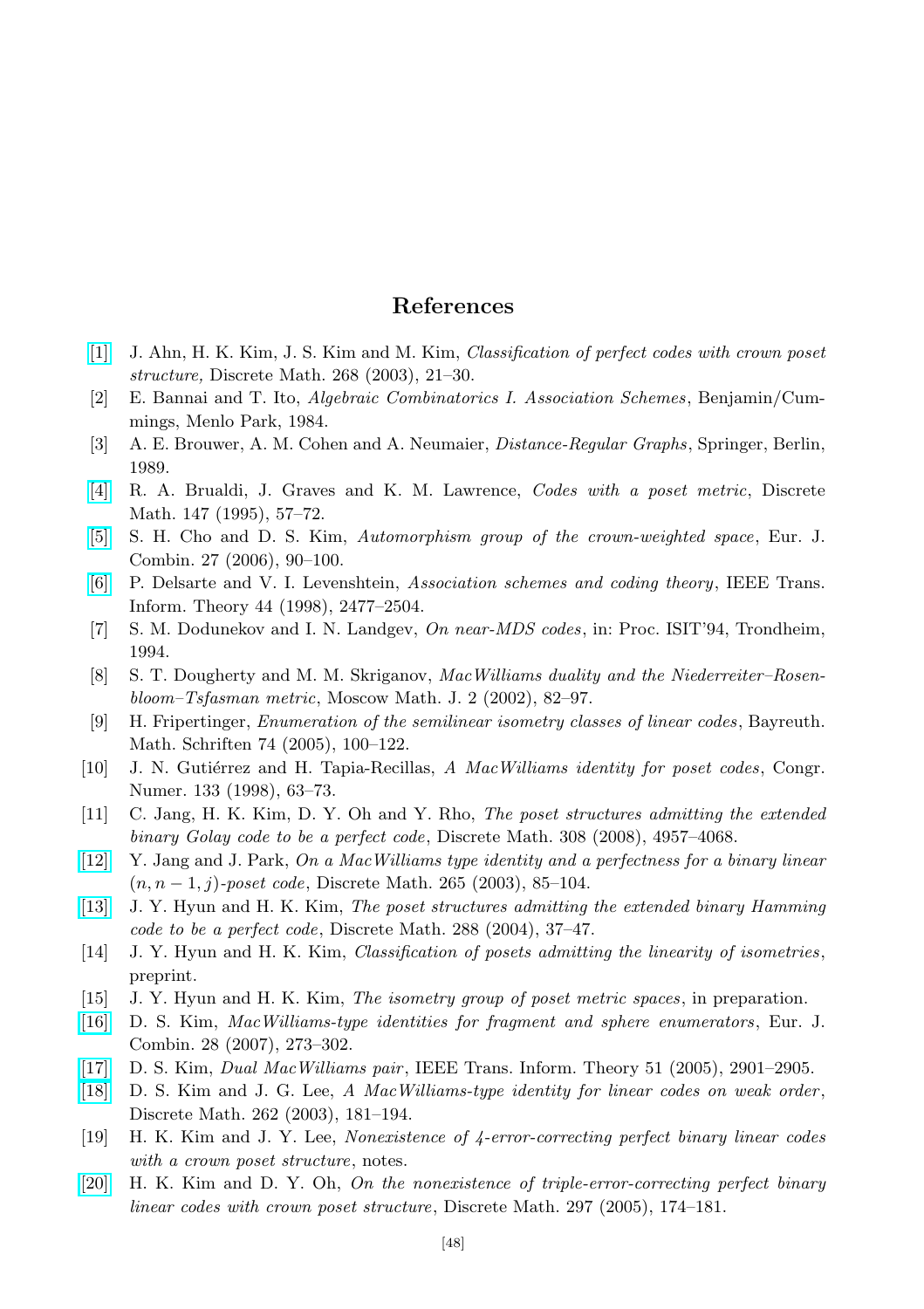## References

[1] J. Ahn, H. K. Kim, J. S. Kim and M. Kim, *Classification of perfect codes with crown poset structure,* Discrete Math. 268 (2003), 21–30.

[2] E. Bannai and T. Ito, *Algebraic Combinatorics I. Association Schemes*, Benjamin/Cummings, Menlo Park, 1984.

[3] A. E. Brouwer, A. M. Cohen and A. Neumaier, *Distance-Regular Graphs*, Springer, Berlin, 1989.

[4] R. A. Brualdi, J. Graves and K. M. Lawrence, *Codes with a poset metric*, Discrete Math. 147 (1995), 57–72.

[5] S. H. Cho and D. S. Kim, *Automorphism group of the crown-weighted space*, Eur. J. Combin. 27 (2006), 90–100.

[6] P. Delsarte and V. I. Levenshtein, *Association schemes and coding theory*, IEEE Trans. Inform. Theory 44 (1998), 2477–2504.

[7] S. M. Dodunekov and I. N. Landgev, *On near-MDS codes*, in: Proc. ISIT'94, Trondheim, 1994.

[8] S. T. Dougherty and M. M. Skriganov, *MacWilliams duality and the Niederreiter–Rosenbloom–Tsfasman metric*, Moscow Math. J. 2 (2002), 82–97.

[9] H. Fripertinger, *Enumeration of the semilinear isometry classes of linear codes*, Bayreuth. Math. Schriften 74 (2005), 100–122.

[10] J. N. Gutiérrez and H. Tapia-Recillas, *A MacWilliams identity for poset codes*, Congr. Numer. 133 (1998), 63–73.

[11] C. Jang, H. K. Kim, D. Y. Oh and Y. Rho, *The poset structures admitting the extended binary Golay code to be a perfect code*, Discrete Math. 308 (2008), 4957–4068.

[12] Y. Jang and J. Park, *On a MacWilliams type identity and a perfectness for a binary linear $(n, n-1, j)$-poset code*, Discrete Math. 265 (2003), 85–104.

[13] J. Y. Hyun and H. K. Kim, *The poset structures admitting the extended binary Hamming code to be a perfect code*, Discrete Math. 288 (2004), 37–47.

[14] J. Y. Hyun and H. K. Kim, *Classification of posets admitting the linearity of isometries*, preprint.

[15] J. Y. Hyun and H. K. Kim, *The isometry group of poset metric spaces*, in preparation.

[16] D. S. Kim, *MacWilliams-type identities for fragment and sphere enumerators*, Eur. J. Combin. 28 (2007), 273–302.

[17] D. S. Kim, *Dual MacWilliams pair*, IEEE Trans. Inform. Theory 51 (2005), 2901–2905.

[18] D. S. Kim and J. G. Lee, *A MacWilliams-type identity for linear codes on weak order*, Discrete Math. 262 (2003), 181–194.

[19] H. K. Kim and J. Y. Lee, *Nonexistence of 4-error-correcting perfect binary linear codes with a crown poset structure*, notes.

[20] H. K. Kim and D. Y. Oh, *On the nonexistence of triple-error-correcting perfect binary linear codes with crown poset structure*, Discrete Math. 297 (2005), 174–181.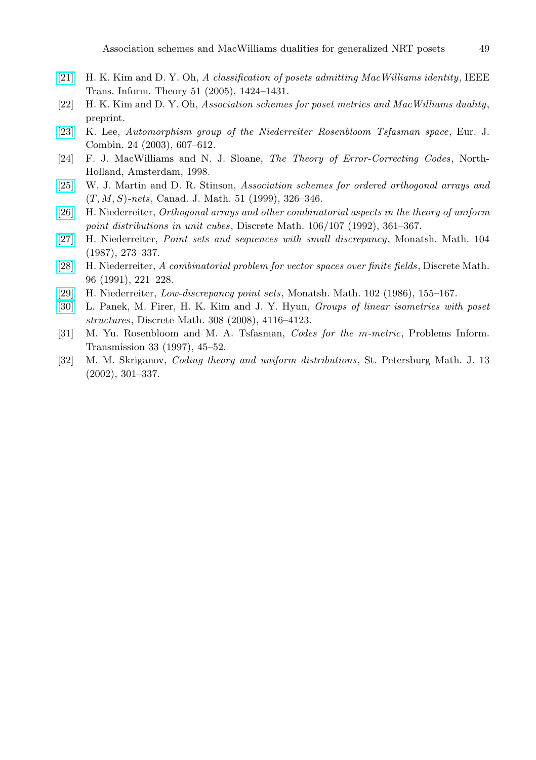[21] H. K. Kim and D. Y. Oh, *A classification of posets admitting MacWilliams identity*, IEEE Trans. Inform. Theory 51 (2005), 1424–1431.

[22] H. K. Kim and D. Y. Oh, *Association schemes for poset metrics and MacWilliams duality*, preprint.

[23] K. Lee, *Automorphism group of the Niederreiter–Rosenbloom–Tsfasman space*, Eur. J. Combin. 24 (2003), 607–612.

[24] F. J. MacWilliams and N. J. Sloane, *The Theory of Error-Correcting Codes*, North-Holland, Amsterdam, 1998.

[25] W. J. Martin and D. R. Stinson, *Association schemes for ordered orthogonal arrays and $(T, M, S)$-nets*, Canad. J. Math. 51 (1999), 326–346.

[26] H. Niederreiter, *Orthogonal arrays and other combinatorial aspects in the theory of uniform point distributions in unit cubes*, Discrete Math. 106/107 (1992), 361–367.

[27] H. Niederreiter, *Point sets and sequences with small discrepancy*, Monatsh. Math. 104 (1987), 273–337.

[28] H. Niederreiter, *A combinatorial problem for vector spaces over finite fields*, Discrete Math. 96 (1991), 221–228.

[29] H. Niederreiter, *Low-discrepancy point sets*, Monatsh. Math. 102 (1986), 155–167.

[30] L. Panek, M. Firer, H. K. Kim and J. Y. Hyun, *Groups of linear isometries with poset structures*, Discrete Math. 308 (2008), 4116–4123.

[31] M. Yu. Rosenbloom and M. A. Tsfasman, *Codes for the $m$-metric*, Problems Inform. Transmission 33 (1997), 45–52.

[32] M. M. Skriganov, *Coding theory and uniform distributions*, St. Petersburg Math. J. 13 (2002), 301–337.